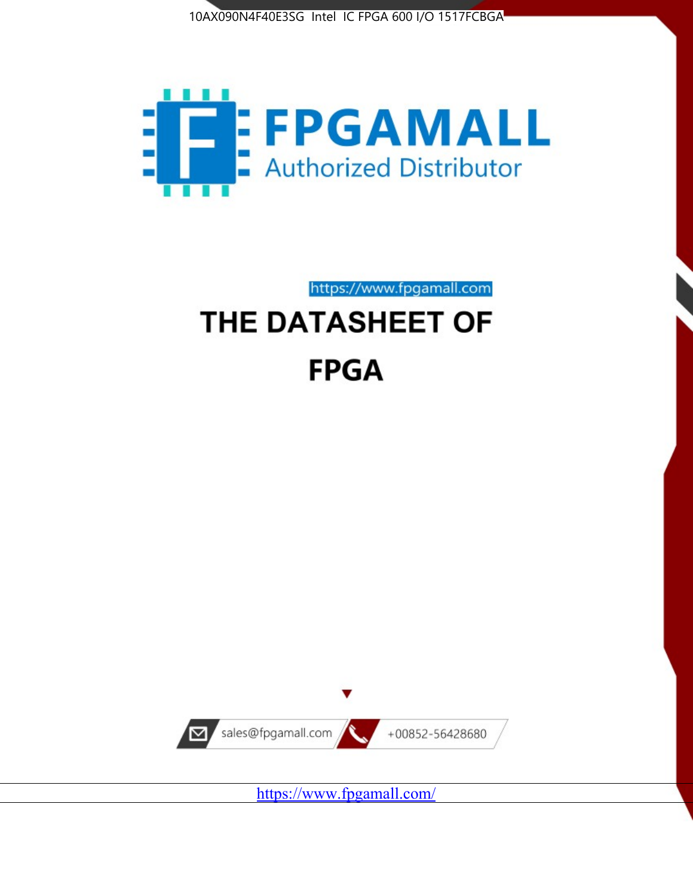10AX090N4F40E3SG Intel IC FPGA 600 I/O 1517FCBGA

FPGAMALL

Authorized Distributor

https://www.fpgamall.com

# THE DATASHEET OF

# FPGA

sales@fpgamall.com

+00852-56428680

https://www.fpgamall.com/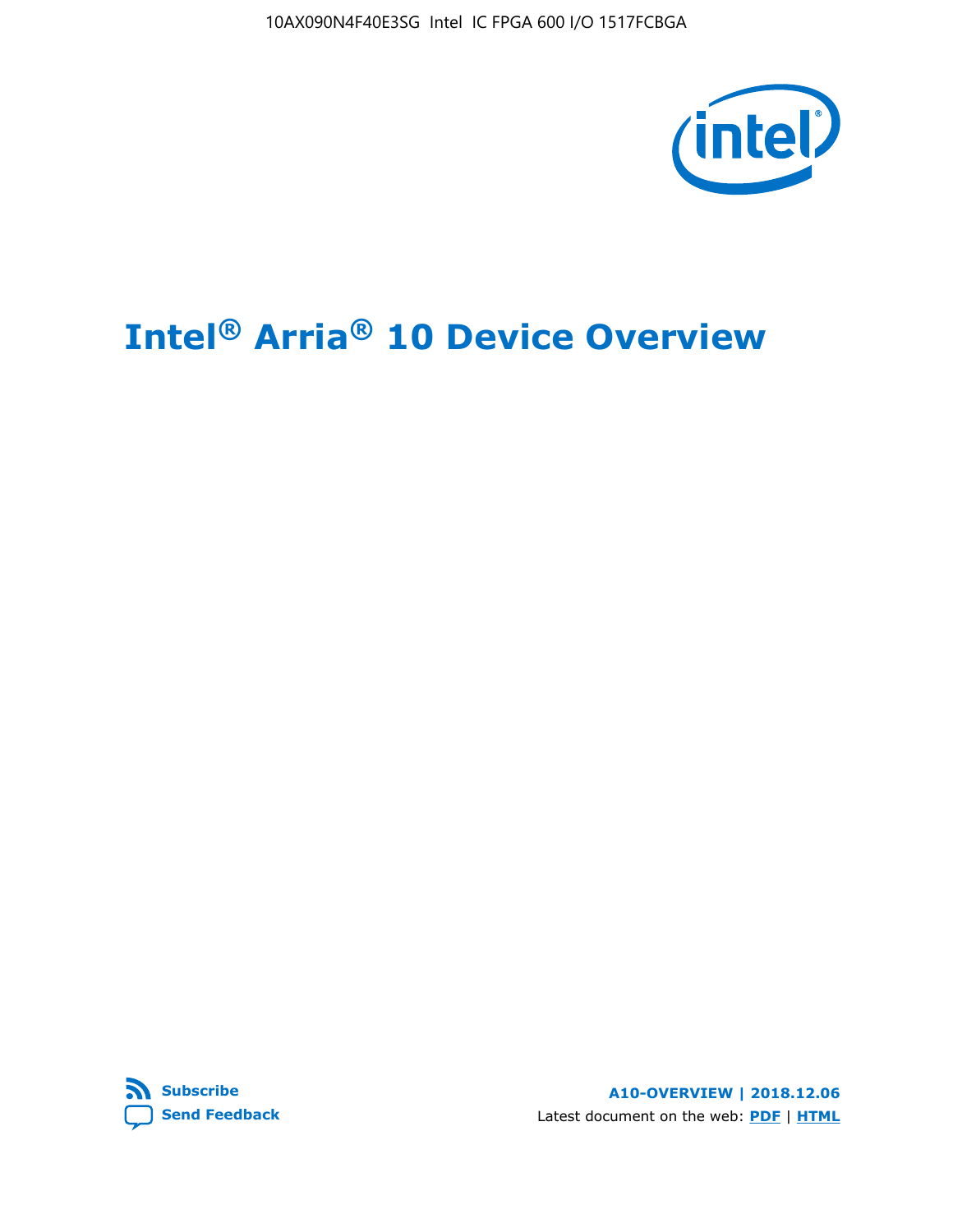# Intel® Arria® 10 Device Overview

Subscribe

Send Feedback

A10-OVERVIEW | 2018.12.06

Latest document on the web: PDF | HTML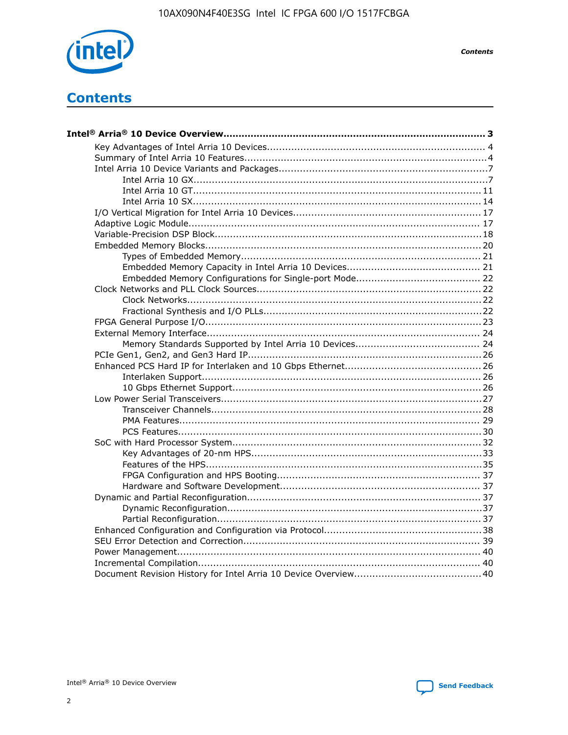# Contents

- **Intel® Arria® 10 Device Overview ... 3**
  - Key Advantages of Intel Arria 10 Devices ... 4
  - Summary of Intel Arria 10 Features ... 4
  - Intel Arria 10 Device Variants and Packages ... 7
    - Intel Arria 10 GX ... 7
    - Intel Arria 10 GT ... 11
    - Intel Arria 10 SX ... 14
  - I/O Vertical Migration for Intel Arria 10 Devices ... 17
  - Adaptive Logic Module ... 17
  - Variable-Precision DSP Block ... 18
  - Embedded Memory Blocks ... 20
    - Types of Embedded Memory ... 21
    - Embedded Memory Capacity in Intel Arria 10 Devices ... 21
    - Embedded Memory Configurations for Single-port Mode ... 22
  - Clock Networks and PLL Clock Sources ... 22
    - Clock Networks ... 22
    - Fractional Synthesis and I/O PLLs ... 22
  - FPGA General Purpose I/O ... 23
  - External Memory Interface ... 24
    - Memory Standards Supported by Intel Arria 10 Devices ... 24
  - PCIe Gen1, Gen2, and Gen3 Hard IP ... 26
  - Enhanced PCS Hard IP for Interlaken and 10 Gbps Ethernet ... 26
    - Interlaken Support ... 26
    - 10 Gbps Ethernet Support ... 26
  - Low Power Serial Transceivers ... 27
    - Transceiver Channels ... 28
    - PMA Features ... 29
    - PCS Features ... 30
  - SoC with Hard Processor System ... 32
    - Key Advantages of 20-nm HPS ... 33
    - Features of the HPS ... 35
    - FPGA Configuration and HPS Booting ... 37
    - Hardware and Software Development ... 37
  - Dynamic and Partial Reconfiguration ... 37
    - Dynamic Reconfiguration ... 37
    - Partial Reconfiguration ... 37
  - Enhanced Configuration and Configuration via Protocol ... 38
  - SEU Error Detection and Correction ... 39
  - Power Management ... 40
  - Incremental Compilation ... 40
  - Document Revision History for Intel Arria 10 Device Overview ... 40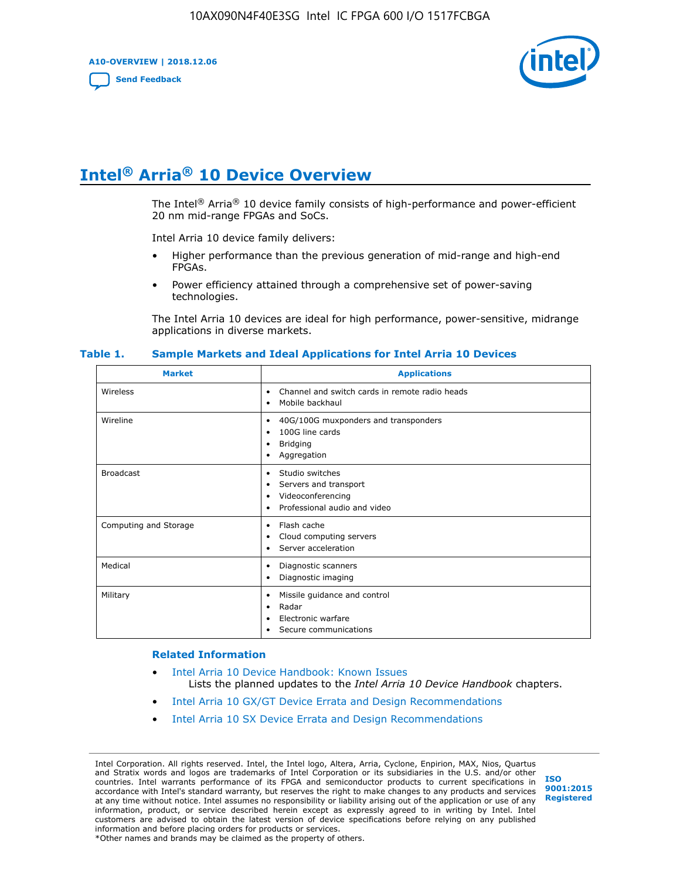# Intel® Arria® 10 Device Overview

The Intel® Arria® 10 device family consists of high-performance and power-efficient 20 nm mid-range FPGAs and SoCs.

Intel Arria 10 device family delivers:

- Higher performance than the previous generation of mid-range and high-end FPGAs.
- Power efficiency attained through a comprehensive set of power-saving technologies.

The Intel Arria 10 devices are ideal for high performance, power-sensitive, midrange applications in diverse markets.

**Table 1. Sample Markets and Ideal Applications for Intel Arria 10 Devices**

| Market | Applications |
| --- | --- |
| Wireless | • Channel and switch cards in remote radio heads<br>• Mobile backhaul |
| Wireline | • 40G/100G muxponders and transponders<br>• 100G line cards<br>• Bridging<br>• Aggregation |
| Broadcast | • Studio switches<br>• Servers and transport<br>• Videoconferencing<br>• Professional audio and video |
| Computing and Storage | • Flash cache<br>• Cloud computing servers<br>• Server acceleration |
| Medical | • Diagnostic scanners<br>• Diagnostic imaging |
| Military | • Missile guidance and control<br>• Radar<br>• Electronic warfare<br>• Secure communications |

### Related Information

- Intel Arria 10 Device Handbook: Known Issues
  Lists the planned updates to the *Intel Arria 10 Device Handbook* chapters.
- Intel Arria 10 GX/GT Device Errata and Design Recommendations
- Intel Arria 10 SX Device Errata and Design Recommendations

Intel Corporation. All rights reserved. Intel, the Intel logo, Altera, Arria, Cyclone, Enpirion, MAX, Nios, Quartus and Stratix words and logos are trademarks of Intel Corporation or its subsidiaries in the U.S. and/or other countries. Intel warrants performance of its FPGA and semiconductor products to current specifications in accordance with Intel's standard warranty, but reserves the right to make changes to any products and services at any time without notice. Intel assumes no responsibility or liability arising out of the application or use of any information, product, or service described herein except as expressly agreed to in writing by Intel. Intel customers are advised to obtain the latest version of device specifications before relying on any published information and before placing orders for products or services.
*Other names and brands may be claimed as the property of others.

ISO 9001:2015 Registered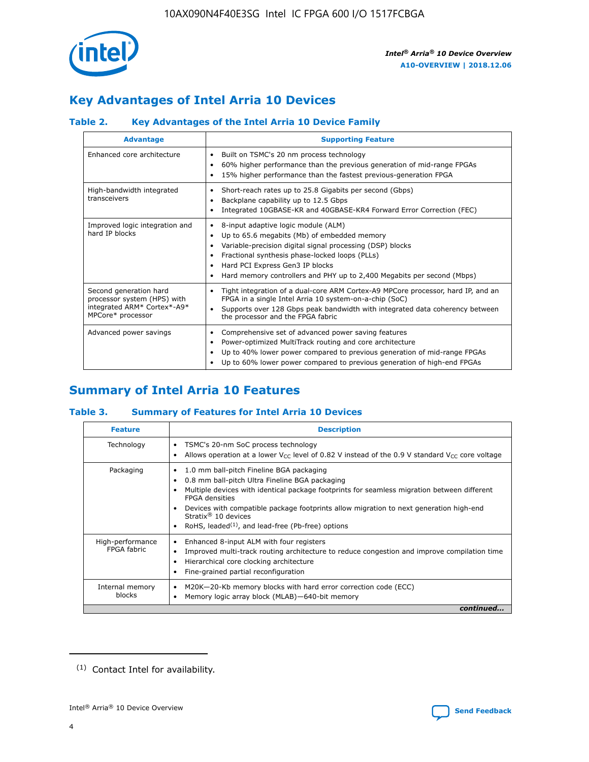# Key Advantages of Intel Arria 10 Devices

### Table 2. Key Advantages of the Intel Arria 10 Device Family

| Advantage | Supporting Feature |
|---|---|
| Enhanced core architecture | • Built on TSMC's 20 nm process technology<br>• 60% higher performance than the previous generation of mid-range FPGAs<br>• 15% higher performance than the fastest previous-generation FPGA |
| High-bandwidth integrated transceivers | • Short-reach rates up to 25.8 Gigabits per second (Gbps)<br>• Backplane capability up to 12.5 Gbps<br>• Integrated 10GBASE-KR and 40GBASE-KR4 Forward Error Correction (FEC) |
| Improved logic integration and hard IP blocks | • 8-input adaptive logic module (ALM)<br>• Up to 65.6 megabits (Mb) of embedded memory<br>• Variable-precision digital signal processing (DSP) blocks<br>• Fractional synthesis phase-locked loops (PLLs)<br>• Hard PCI Express Gen3 IP blocks<br>• Hard memory controllers and PHY up to 2,400 Megabits per second (Mbps) |
| Second generation hard processor system (HPS) with integrated ARM* Cortex*-A9* MPCore* processor | • Tight integration of a dual-core ARM Cortex-A9 MPCore processor, hard IP, and an FPGA in a single Intel Arria 10 system-on-a-chip (SoC)<br>• Supports over 128 Gbps peak bandwidth with integrated data coherency between the processor and the FPGA fabric |
| Advanced power savings | • Comprehensive set of advanced power saving features<br>• Power-optimized MultiTrack routing and core architecture<br>• Up to 40% lower power compared to previous generation of mid-range FPGAs<br>• Up to 60% lower power compared to previous generation of high-end FPGAs |

# Summary of Intel Arria 10 Features

### Table 3. Summary of Features for Intel Arria 10 Devices

| Feature | Description |
|---|---|
| Technology | • TSMC's 20-nm SoC process technology<br>• Allows operation at a lower $V_{CC}$ level of 0.82 V instead of the 0.9 V standard $V_{CC}$ core voltage |
| Packaging | • 1.0 mm ball-pitch Fineline BGA packaging<br>• 0.8 mm ball-pitch Ultra Fineline BGA packaging<br>• Multiple devices with identical package footprints for seamless migration between different FPGA densities<br>• Devices with compatible package footprints allow migration to next generation high-end Stratix® 10 devices<br>• RoHS, leaded[(1)], and lead-free (Pb-free) options |
| High-performance FPGA fabric | • Enhanced 8-input ALM with four registers<br>• Improved multi-track routing architecture to reduce congestion and improve compilation time<br>• Hierarchical core clocking architecture<br>• Fine-grained partial reconfiguration |
| Internal memory blocks | • M20K—20-Kb memory blocks with hard error correction code (ECC)<br>• Memory logic array block (MLAB)—640-bit memory |

*continued...*

(1) Contact Intel for availability.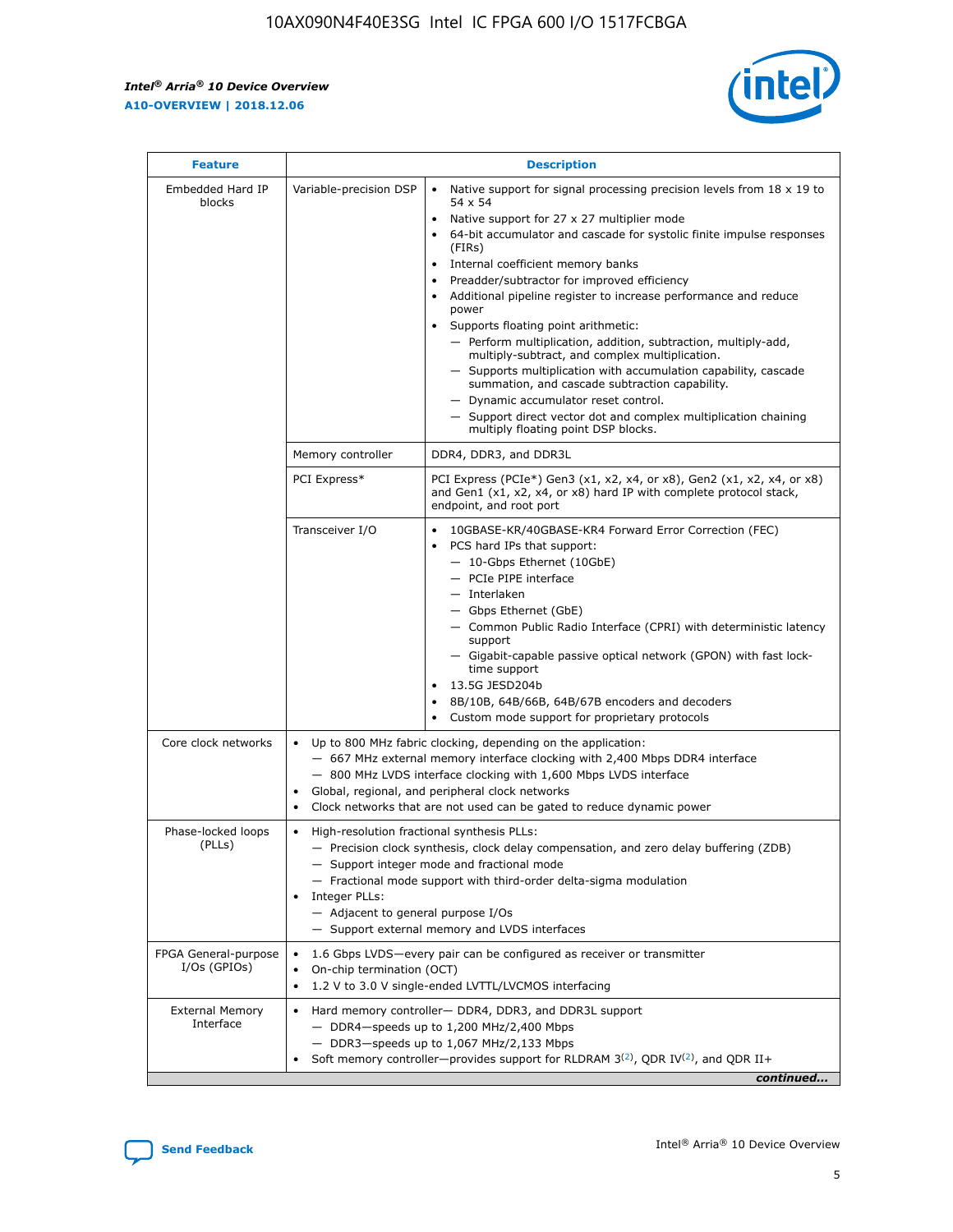| Feature | Description | |
|---|---|---|
| Embedded Hard IP blocks | Variable-precision DSP | • Native support for signal processing precision levels from 18 x 19 to 54 x 54<br>• Native support for 27 x 27 multiplier mode<br>• 64-bit accumulator and cascade for systolic finite impulse responses (FIRs)<br>• Internal coefficient memory banks<br>• Preadder/subtractor for improved efficiency<br>• Additional pipeline register to increase performance and reduce power<br>• Supports floating point arithmetic:<br>— Perform multiplication, addition, subtraction, multiply-add, multiply-subtract, and complex multiplication.<br>— Supports multiplication with accumulation capability, cascade summation, and cascade subtraction capability.<br>— Dynamic accumulator reset control.<br>— Support direct vector dot and complex multiplication chaining multiply floating point DSP blocks. |
| | Memory controller | DDR4, DDR3, and DDR3L |
| | PCI Express* | PCI Express (PCIe*) Gen3 (x1, x2, x4, or x8), Gen2 (x1, x2, x4, or x8) and Gen1 (x1, x2, x4, or x8) hard IP with complete protocol stack, endpoint, and root port |
| | Transceiver I/O | • 10GBASE-KR/40GBASE-KR4 Forward Error Correction (FEC)<br>• PCS hard IPs that support:<br>— 10-Gbps Ethernet (10GbE)<br>— PCIe PIPE interface<br>— Interlaken<br>— Gbps Ethernet (GbE)<br>— Common Public Radio Interface (CPRI) with deterministic latency support<br>— Gigabit-capable passive optical network (GPON) with fast lock-time support<br>• 13.5G JESD204b<br>• 8B/10B, 64B/66B, 64B/67B encoders and decoders<br>• Custom mode support for proprietary protocols |
| Core clock networks | • Up to 800 MHz fabric clocking, depending on the application:<br>— 667 MHz external memory interface clocking with 2,400 Mbps DDR4 interface<br>— 800 MHz LVDS interface clocking with 1,600 Mbps LVDS interface<br>• Global, regional, and peripheral clock networks<br>• Clock networks that are not used can be gated to reduce dynamic power | |
| Phase-locked loops (PLLs) | • High-resolution fractional synthesis PLLs:<br>— Precision clock synthesis, clock delay compensation, and zero delay buffering (ZDB)<br>— Support integer mode and fractional mode<br>— Fractional mode support with third-order delta-sigma modulation<br>• Integer PLLs:<br>— Adjacent to general purpose I/Os<br>— Support external memory and LVDS interfaces | |
| FPGA General-purpose I/Os (GPIOs) | • 1.6 Gbps LVDS—every pair can be configured as receiver or transmitter<br>• On-chip termination (OCT)<br>• 1.2 V to 3.0 V single-ended LVTTL/LVCMOS interfacing | |
| External Memory Interface | • Hard memory controller— DDR4, DDR3, and DDR3L support<br>— DDR4—speeds up to 1,200 MHz/2,400 Mbps<br>— DDR3—speeds up to 1,067 MHz/2,133 Mbps<br>• Soft memory controller—provides support for RLDRAM 3[(2)], QDR IV[(2)], and QDR II+ | |

*continued...*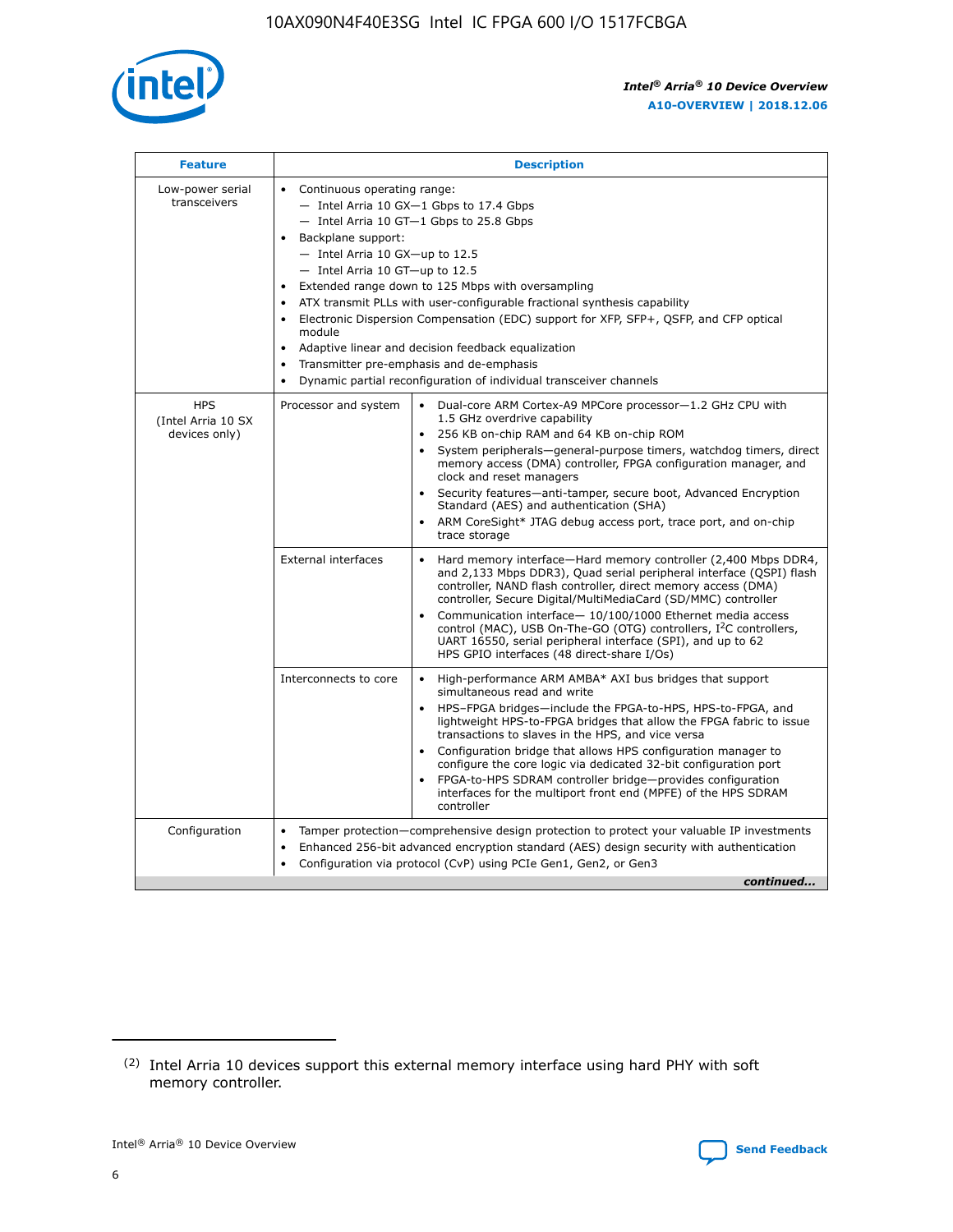| Feature | Description | |
|---|---|---|
| Low-power serial transceivers | • Continuous operating range:<br>— Intel Arria 10 GX—1 Gbps to 17.4 Gbps<br>— Intel Arria 10 GT—1 Gbps to 25.8 Gbps<br>• Backplane support:<br>— Intel Arria 10 GX—up to 12.5<br>— Intel Arria 10 GT—up to 12.5<br>• Extended range down to 125 Mbps with oversampling<br>• ATX transmit PLLs with user-configurable fractional synthesis capability<br>• Electronic Dispersion Compensation (EDC) support for XFP, SFP+, QSFP, and CFP optical module<br>• Adaptive linear and decision feedback equalization<br>• Transmitter pre-emphasis and de-emphasis<br>• Dynamic partial reconfiguration of individual transceiver channels | |
| HPS (Intel Arria 10 SX devices only) | Processor and system | • Dual-core ARM Cortex-A9 MPCore processor—1.2 GHz CPU with 1.5 GHz overdrive capability<br>• 256 KB on-chip RAM and 64 KB on-chip ROM<br>• System peripherals—general-purpose timers, watchdog timers, direct memory access (DMA) controller, FPGA configuration manager, and clock and reset managers<br>• Security features—anti-tamper, secure boot, Advanced Encryption Standard (AES) and authentication (SHA)<br>• ARM CoreSight* JTAG debug access port, trace port, and on-chip trace storage |
| | External interfaces | • Hard memory interface—Hard memory controller (2,400 Mbps DDR4, and 2,133 Mbps DDR3), Quad serial peripheral interface (QSPI) flash controller, NAND flash controller, direct memory access (DMA) controller, Secure Digital/MultiMediaCard (SD/MMC) controller<br>• Communication interface— 10/100/1000 Ethernet media access control (MAC), USB On-The-GO (OTG) controllers, I²C controllers, UART 16550, serial peripheral interface (SPI), and up to 62 HPS GPIO interfaces (48 direct-share I/Os) |
| | Interconnects to core | • High-performance ARM AMBA* AXI bus bridges that support simultaneous read and write<br>• HPS–FPGA bridges—include the FPGA-to-HPS, HPS-to-FPGA, and lightweight HPS-to-FPGA bridges that allow the FPGA fabric to issue transactions to slaves in the HPS, and vice versa<br>• Configuration bridge that allows HPS configuration manager to configure the core logic via dedicated 32-bit configuration port<br>• FPGA-to-HPS SDRAM controller bridge—provides configuration interfaces for the multiport front end (MPFE) of the HPS SDRAM controller |
| Configuration | • Tamper protection—comprehensive design protection to protect your valuable IP investments<br>• Enhanced 256-bit advanced encryption standard (AES) design security with authentication<br>• Configuration via protocol (CvP) using PCIe Gen1, Gen2, or Gen3 | |

*continued...*

(2) Intel Arria 10 devices support this external memory interface using hard PHY with soft memory controller.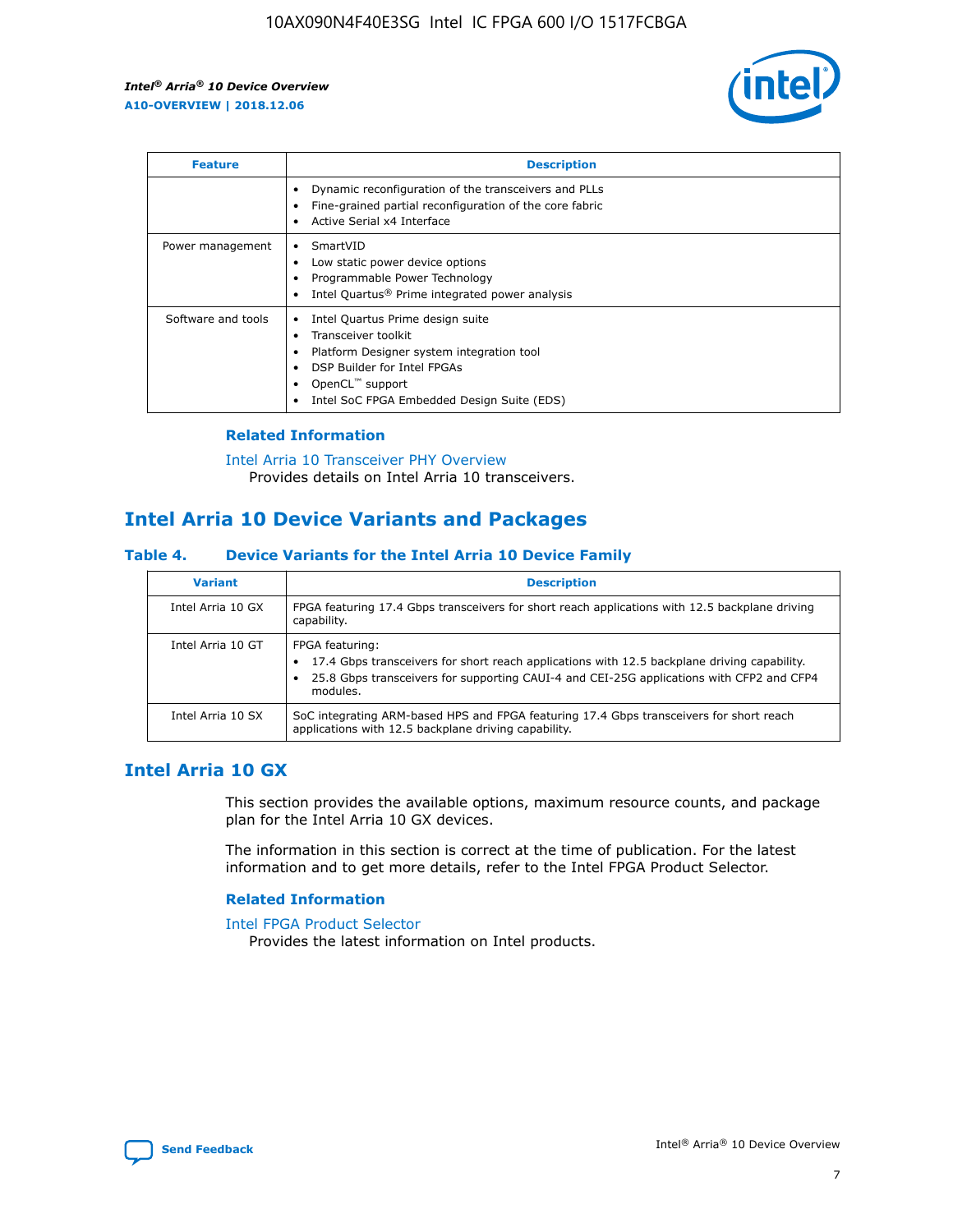| Feature | Description |
| --- | --- |
|  | • Dynamic reconfiguration of the transceivers and PLLs<br>• Fine-grained partial reconfiguration of the core fabric<br>• Active Serial x4 Interface |
| Power management | • SmartVID<br>• Low static power device options<br>• Programmable Power Technology<br>• Intel Quartus® Prime integrated power analysis |
| Software and tools | • Intel Quartus Prime design suite<br>• Transceiver toolkit<br>• Platform Designer system integration tool<br>• DSP Builder for Intel FPGAs<br>• OpenCL™ support<br>• Intel SoC FPGA Embedded Design Suite (EDS) |

### Related Information

Intel Arria 10 Transceiver PHY Overview
Provides details on Intel Arria 10 transceivers.

## Intel Arria 10 Device Variants and Packages

### Table 4. Device Variants for the Intel Arria 10 Device Family

| Variant | Description |
| --- | --- |
| Intel Arria 10 GX | FPGA featuring 17.4 Gbps transceivers for short reach applications with 12.5 backplane driving capability. |
| Intel Arria 10 GT | FPGA featuring:<br>• 17.4 Gbps transceivers for short reach applications with 12.5 backplane driving capability.<br>• 25.8 Gbps transceivers for supporting CAUI-4 and CEI-25G applications with CFP2 and CFP4 modules. |
| Intel Arria 10 SX | SoC integrating ARM-based HPS and FPGA featuring 17.4 Gbps transceivers for short reach applications with 12.5 backplane driving capability. |

## Intel Arria 10 GX

This section provides the available options, maximum resource counts, and package plan for the Intel Arria 10 GX devices.

The information in this section is correct at the time of publication. For the latest information and to get more details, refer to the Intel FPGA Product Selector.

### Related Information

Intel FPGA Product Selector
Provides the latest information on Intel products.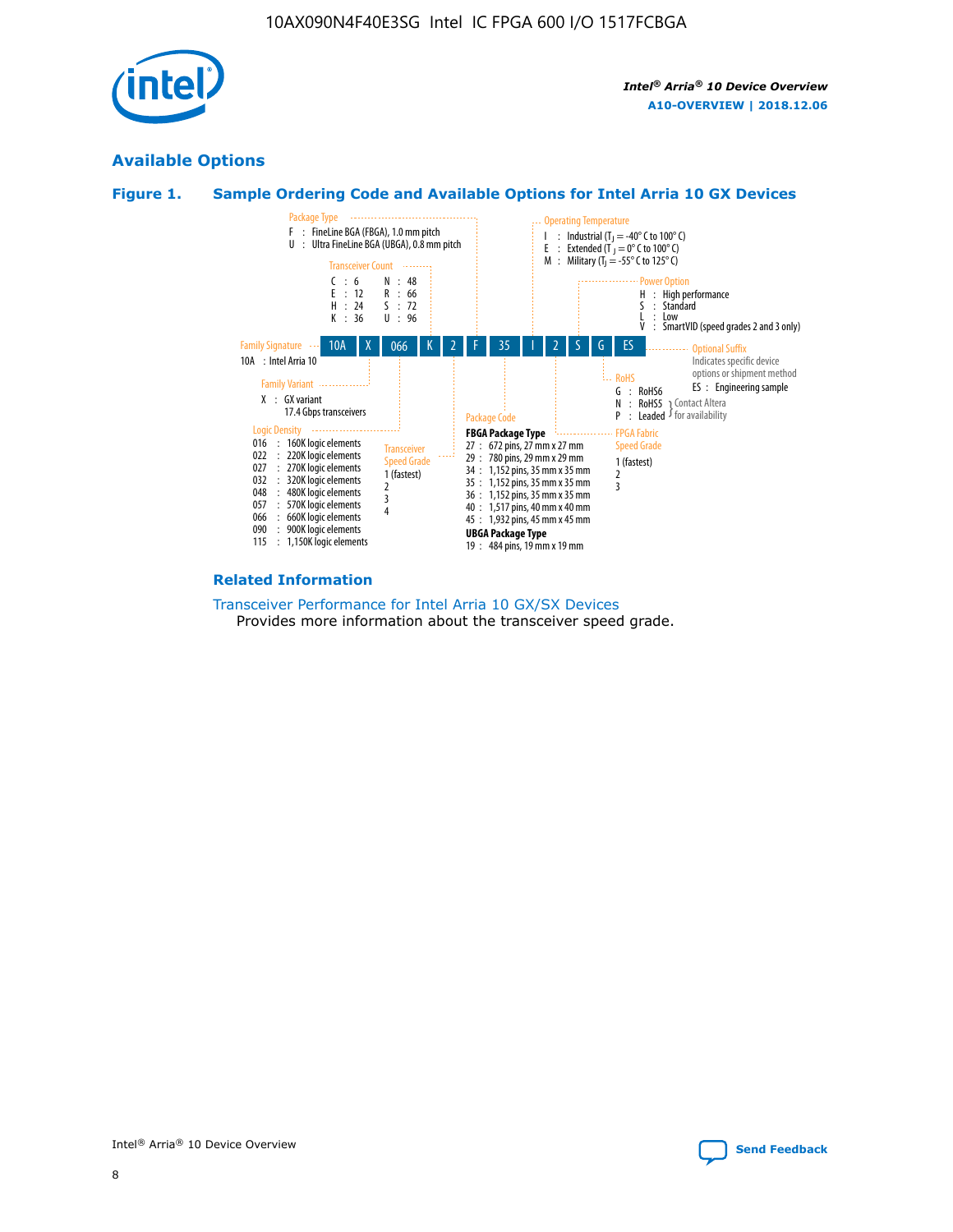## Available Options

### Figure 1. Sample Ordering Code and Available Options for Intel Arria 10 GX Devices

10A | X | 066 | K | 2 | F | 35 | I | 2 | S | G | ES

**Family Signature**
10A : Intel Arria 10

**Family Variant**
X : GX variant
17.4 Gbps transceivers

**Logic Density**
016 : 160K logic elements
022 : 220K logic elements
027 : 270K logic elements
032 : 320K logic elements
048 : 480K logic elements
057 : 570K logic elements
066 : 660K logic elements
090 : 900K logic elements
115 : 1,150K logic elements

**Transceiver Count**
C : 6
E : 12
H : 24
K : 36
N : 48
R : 66
S : 72
U : 96

**Transceiver Speed Grade**
1 (fastest)
2
3
4

**Package Type**
F : FineLine BGA (FBGA), 1.0 mm pitch
U : Ultra FineLine BGA (UBGA), 0.8 mm pitch

**Package Code**

**FBGA Package Type**
27 : 672 pins, 27 mm x 27 mm
29 : 780 pins, 29 mm x 29 mm
34 : 1,152 pins, 35 mm x 35 mm
35 : 1,152 pins, 35 mm x 35 mm
36 : 1,152 pins, 35 mm x 35 mm
40 : 1,517 pins, 40 mm x 40 mm
45 : 1,932 pins, 45 mm x 45 mm

**UBGA Package Type**
19 : 484 pins, 19 mm x 19 mm

**Operating Temperature**
I : Industrial ($T_J$ = -40° C to 100° C)
E : Extended ($T_J$ = 0° C to 100° C)
M : Military ($T_J$ = -55° C to 125° C)

**FPGA Fabric Speed Grade**
1 (fastest)
2
3

**Power Option**
H : High performance
S : Standard
L : Low
V : SmartVID (speed grades 2 and 3 only)

**RoHS**
G : RoHS6
N : RoHS5 (Contact Altera for availability)
P : Leaded (Contact Altera for availability)

**Optional Suffix**
Indicates specific device options or shipment method
ES : Engineering sample

### Related Information

Transceiver Performance for Intel Arria 10 GX/SX Devices
Provides more information about the transceiver speed grade.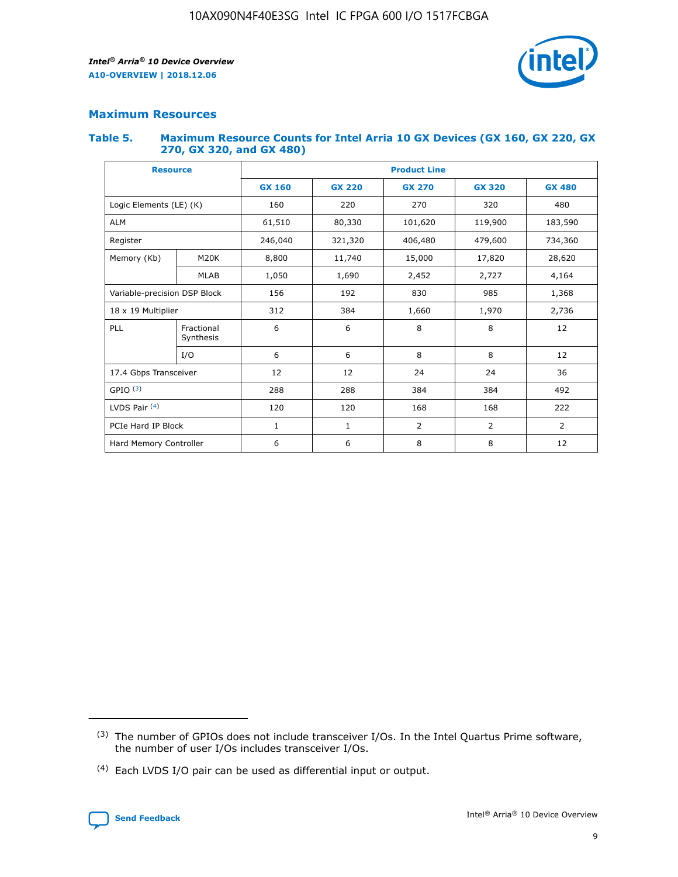## Maximum Resources

### Table 5. Maximum Resource Counts for Intel Arria 10 GX Devices (GX 160, GX 220, GX 270, GX 320, and GX 480)

| Resource | | Product Line | | | | |
|---|---|---|---|---|---|---|
| | | GX 160 | GX 220 | GX 270 | GX 320 | GX 480 |
| Logic Elements (LE) (K) | | 160 | 220 | 270 | 320 | 480 |
| ALM | | 61,510 | 80,330 | 101,620 | 119,900 | 183,590 |
| Register | | 246,040 | 321,320 | 406,480 | 479,600 | 734,360 |
| Memory (Kb) | M20K | 8,800 | 11,740 | 15,000 | 17,820 | 28,620 |
| | MLAB | 1,050 | 1,690 | 2,452 | 2,727 | 4,164 |
| Variable-precision DSP Block | | 156 | 192 | 830 | 985 | 1,368 |
| 18 x 19 Multiplier | | 312 | 384 | 1,660 | 1,970 | 2,736 |
| PLL | Fractional Synthesis | 6 | 6 | 8 | 8 | 12 |
| | I/O | 6 | 6 | 8 | 8 | 12 |
| 17.4 Gbps Transceiver | | 12 | 12 | 24 | 24 | 36 |
| GPIO (3) | | 288 | 288 | 384 | 384 | 492 |
| LVDS Pair (4) | | 120 | 120 | 168 | 168 | 222 |
| PCIe Hard IP Block | | 1 | 1 | 2 | 2 | 2 |
| Hard Memory Controller | | 6 | 6 | 8 | 8 | 12 |

(3) The number of GPIOs does not include transceiver I/Os. In the Intel Quartus Prime software, the number of user I/Os includes transceiver I/Os.

(4) Each LVDS I/O pair can be used as differential input or output.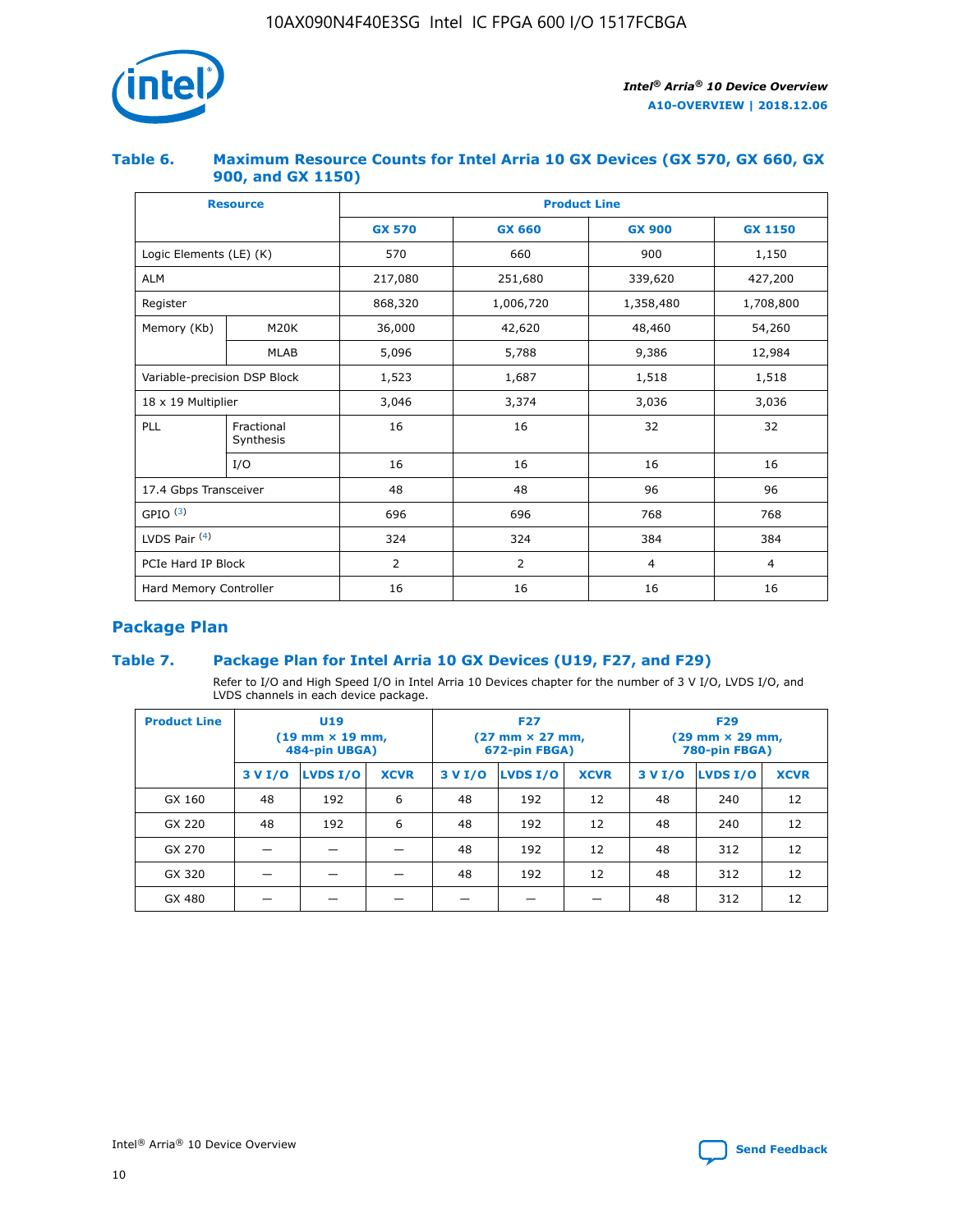## Table 6. Maximum Resource Counts for Intel Arria 10 GX Devices (GX 570, GX 660, GX 900, and GX 1150)

| Resource | | Product Line | | | |
|---|---|---|---|---|---|
| | | GX 570 | GX 660 | GX 900 | GX 1150 |
| Logic Elements (LE) (K) | | 570 | 660 | 900 | 1,150 |
| ALM | | 217,080 | 251,680 | 339,620 | 427,200 |
| Register | | 868,320 | 1,006,720 | 1,358,480 | 1,708,800 |
| Memory (Kb) | M20K | 36,000 | 42,620 | 48,460 | 54,260 |
| | MLAB | 5,096 | 5,788 | 9,386 | 12,984 |
| Variable-precision DSP Block | | 1,523 | 1,687 | 1,518 | 1,518 |
| 18 x 19 Multiplier | | 3,046 | 3,374 | 3,036 | 3,036 |
| PLL | Fractional Synthesis | 16 | 16 | 32 | 32 |
| | I/O | 16 | 16 | 16 | 16 |
| 17.4 Gbps Transceiver | | 48 | 48 | 96 | 96 |
| GPIO [(3)] | | 696 | 696 | 768 | 768 |
| LVDS Pair [(4)] | | 324 | 324 | 384 | 384 |
| PCIe Hard IP Block | | 2 | 2 | 4 | 4 |
| Hard Memory Controller | | 16 | 16 | 16 | 16 |

## Package Plan

## Table 7. Package Plan for Intel Arria 10 GX Devices (U19, F27, and F29)

Refer to I/O and High Speed I/O in Intel Arria 10 Devices chapter for the number of 3 V I/O, LVDS I/O, and LVDS channels in each device package.

| Product Line | U19 (19 mm × 19 mm, 484-pin UBGA) | | | F27 (27 mm × 27 mm, 672-pin FBGA) | | | F29 (29 mm × 29 mm, 780-pin FBGA) | | |
|---|---|---|---|---|---|---|---|---|---|
| | 3 V I/O | LVDS I/O | XCVR | 3 V I/O | LVDS I/O | XCVR | 3 V I/O | LVDS I/O | XCVR |
| GX 160 | 48 | 192 | 6 | 48 | 192 | 12 | 48 | 240 | 12 |
| GX 220 | 48 | 192 | 6 | 48 | 192 | 12 | 48 | 240 | 12 |
| GX 270 | — | — | — | 48 | 192 | 12 | 48 | 312 | 12 |
| GX 320 | — | — | — | 48 | 192 | 12 | 48 | 312 | 12 |
| GX 480 | — | — | — | — | — | — | 48 | 312 | 12 |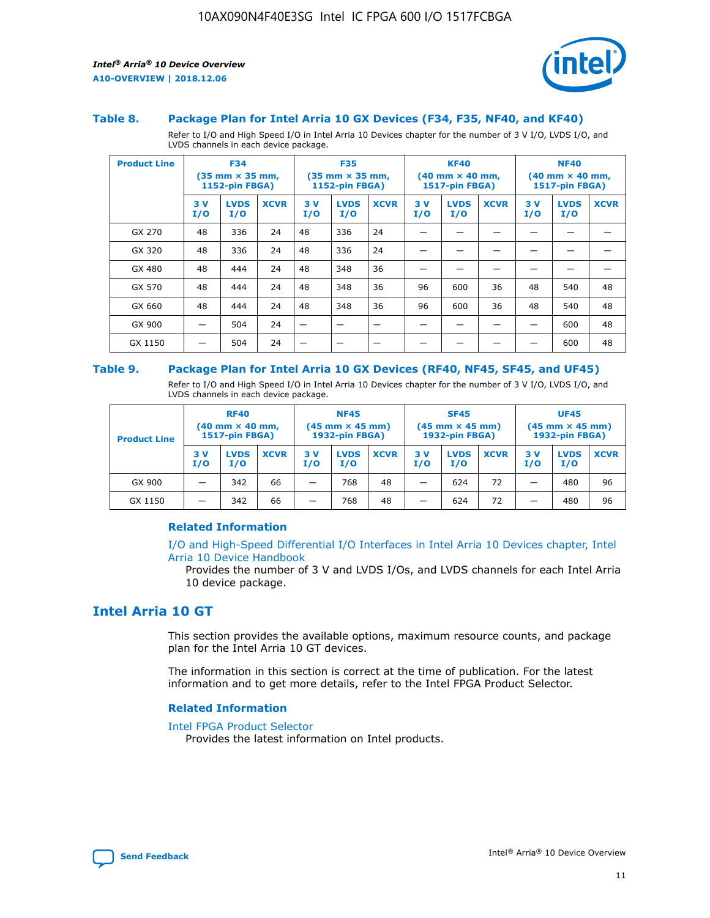### Table 8. Package Plan for Intel Arria 10 GX Devices (F34, F35, NF40, and KF40)

Refer to I/O and High Speed I/O in Intel Arria 10 Devices chapter for the number of 3 V I/O, LVDS I/O, and LVDS channels in each device package.

| Product Line | F34 (35 mm × 35 mm, 1152-pin FBGA) | | | F35 (35 mm × 35 mm, 1152-pin FBGA) | | | KF40 (40 mm × 40 mm, 1517-pin FBGA) | | | NF40 (40 mm × 40 mm, 1517-pin FBGA) | | |
|---|---|---|---|---|---|---|---|---|---|---|---|---|
| | 3 V I/O | LVDS I/O | XCVR | 3 V I/O | LVDS I/O | XCVR | 3 V I/O | LVDS I/O | XCVR | 3 V I/O | LVDS I/O | XCVR |
| GX 270 | 48 | 336 | 24 | 48 | 336 | 24 | — | — | — | — | — | — |
| GX 320 | 48 | 336 | 24 | 48 | 336 | 24 | — | — | — | — | — | — |
| GX 480 | 48 | 444 | 24 | 48 | 348 | 36 | — | — | — | — | — | — |
| GX 570 | 48 | 444 | 24 | 48 | 348 | 36 | 96 | 600 | 36 | 48 | 540 | 48 |
| GX 660 | 48 | 444 | 24 | 48 | 348 | 36 | 96 | 600 | 36 | 48 | 540 | 48 |
| GX 900 | — | 504 | 24 | — | — | — | — | — | — | — | 600 | 48 |
| GX 1150 | — | 504 | 24 | — | — | — | — | — | — | — | 600 | 48 |

### Table 9. Package Plan for Intel Arria 10 GX Devices (RF40, NF45, SF45, and UF45)

Refer to I/O and High Speed I/O in Intel Arria 10 Devices chapter for the number of 3 V I/O, LVDS I/O, and LVDS channels in each device package.

| Product Line | RF40 (40 mm × 40 mm, 1517-pin FBGA) | | | NF45 (45 mm × 45 mm) 1932-pin FBGA) | | | SF45 (45 mm × 45 mm) 1932-pin FBGA) | | | UF45 (45 mm × 45 mm) 1932-pin FBGA) | | |
|---|---|---|---|---|---|---|---|---|---|---|---|---|
| | 3 V I/O | LVDS I/O | XCVR | 3 V I/O | LVDS I/O | XCVR | 3 V I/O | LVDS I/O | XCVR | 3 V I/O | LVDS I/O | XCVR |
| GX 900 | — | 342 | 66 | — | 768 | 48 | — | 624 | 72 | — | 480 | 96 |
| GX 1150 | — | 342 | 66 | — | 768 | 48 | — | 624 | 72 | — | 480 | 96 |

#### Related Information

I/O and High-Speed Differential I/O Interfaces in Intel Arria 10 Devices chapter, Intel Arria 10 Device Handbook
Provides the number of 3 V and LVDS I/Os, and LVDS channels for each Intel Arria 10 device package.

## Intel Arria 10 GT

This section provides the available options, maximum resource counts, and package plan for the Intel Arria 10 GT devices.

The information in this section is correct at the time of publication. For the latest information and to get more details, refer to the Intel FPGA Product Selector.

#### Related Information

Intel FPGA Product Selector
Provides the latest information on Intel products.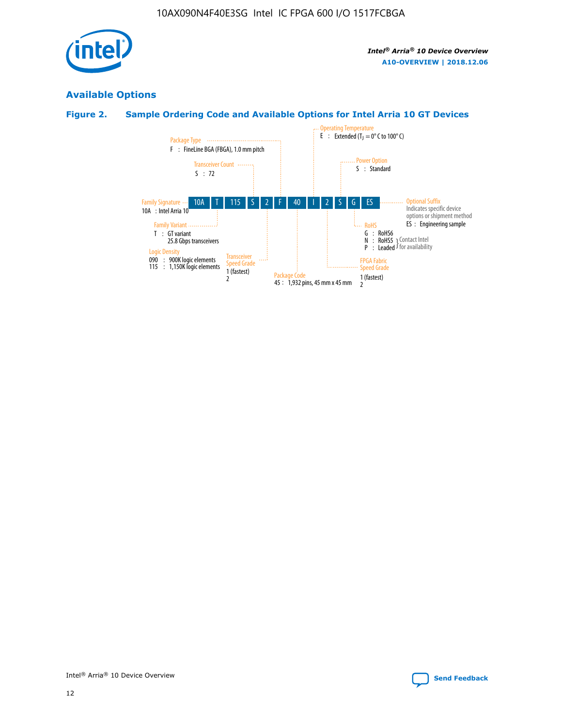## Available Options

### Figure 2. Sample Ordering Code and Available Options for Intel Arria 10 GT Devices

| 10A | T | 115 | S | 2 | F | 40 | I | 2 | S | G | ES |
|---|---|---|---|---|---|---|---|---|---|---|---|

**Family Signature**
10A : Intel Arria 10

**Family Variant**
T : GT variant
25.8 Gbps transceivers

**Logic Density**
090 : 900K logic elements
115 : 1,150K logic elements

**Transceiver Count**
S : 72

**Transceiver Speed Grade**
1 (fastest)
2

**Package Type**
F : FineLine BGA (FBGA), 1.0 mm pitch

**Package Code**
45 : 1,932 pins, 45 mm x 45 mm

**Operating Temperature**
E : Extended ($T_J$ = 0° C to 100° C)

**FPGA Fabric Speed Grade**
1 (fastest)
2

**Power Option**
S : Standard

**RoHS**
G : RoHS6
N : RoHS5 } Contact Intel for availability
P : Leaded } Contact Intel for availability

**Optional Suffix**
Indicates specific device options or shipment method
ES : Engineering sample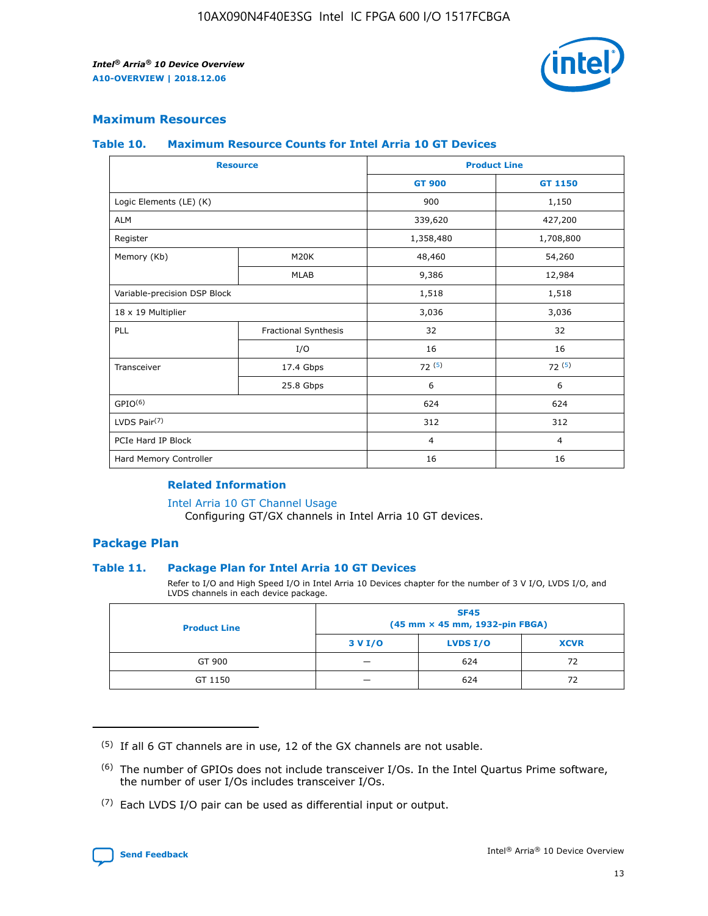## Maximum Resources

### Table 10. Maximum Resource Counts for Intel Arria 10 GT Devices

| Resource | | Product Line | |
|---|---|---|---|
| | | GT 900 | GT 1150 |
| Logic Elements (LE) (K) | | 900 | 1,150 |
| ALM | | 339,620 | 427,200 |
| Register | | 1,358,480 | 1,708,800 |
| Memory (Kb) | M20K | 48,460 | 54,260 |
| | MLAB | 9,386 | 12,984 |
| Variable-precision DSP Block | | 1,518 | 1,518 |
| 18 x 19 Multiplier | | 3,036 | 3,036 |
| PLL | Fractional Synthesis | 32 | 32 |
| | I/O | 16 | 16 |
| Transceiver | 17.4 Gbps | 72 (5) | 72 (5) |
| | 25.8 Gbps | 6 | 6 |
| GPIO(6) | | 624 | 624 |
| LVDS Pair(7) | | 312 | 312 |
| PCIe Hard IP Block | | 4 | 4 |
| Hard Memory Controller | | 16 | 16 |

#### Related Information

Intel Arria 10 GT Channel Usage
Configuring GT/GX channels in Intel Arria 10 GT devices.

## Package Plan

### Table 11. Package Plan for Intel Arria 10 GT Devices

Refer to I/O and High Speed I/O in Intel Arria 10 Devices chapter for the number of 3 V I/O, LVDS I/O, and LVDS channels in each device package.

| Product Line | SF45 (45 mm × 45 mm, 1932-pin FBGA) | | |
|---|---|---|---|
| | 3 V I/O | LVDS I/O | XCVR |
| GT 900 | — | 624 | 72 |
| GT 1150 | — | 624 | 72 |

(5) If all 6 GT channels are in use, 12 of the GX channels are not usable.

(6) The number of GPIOs does not include transceiver I/Os. In the Intel Quartus Prime software, the number of user I/Os includes transceiver I/Os.

(7) Each LVDS I/O pair can be used as differential input or output.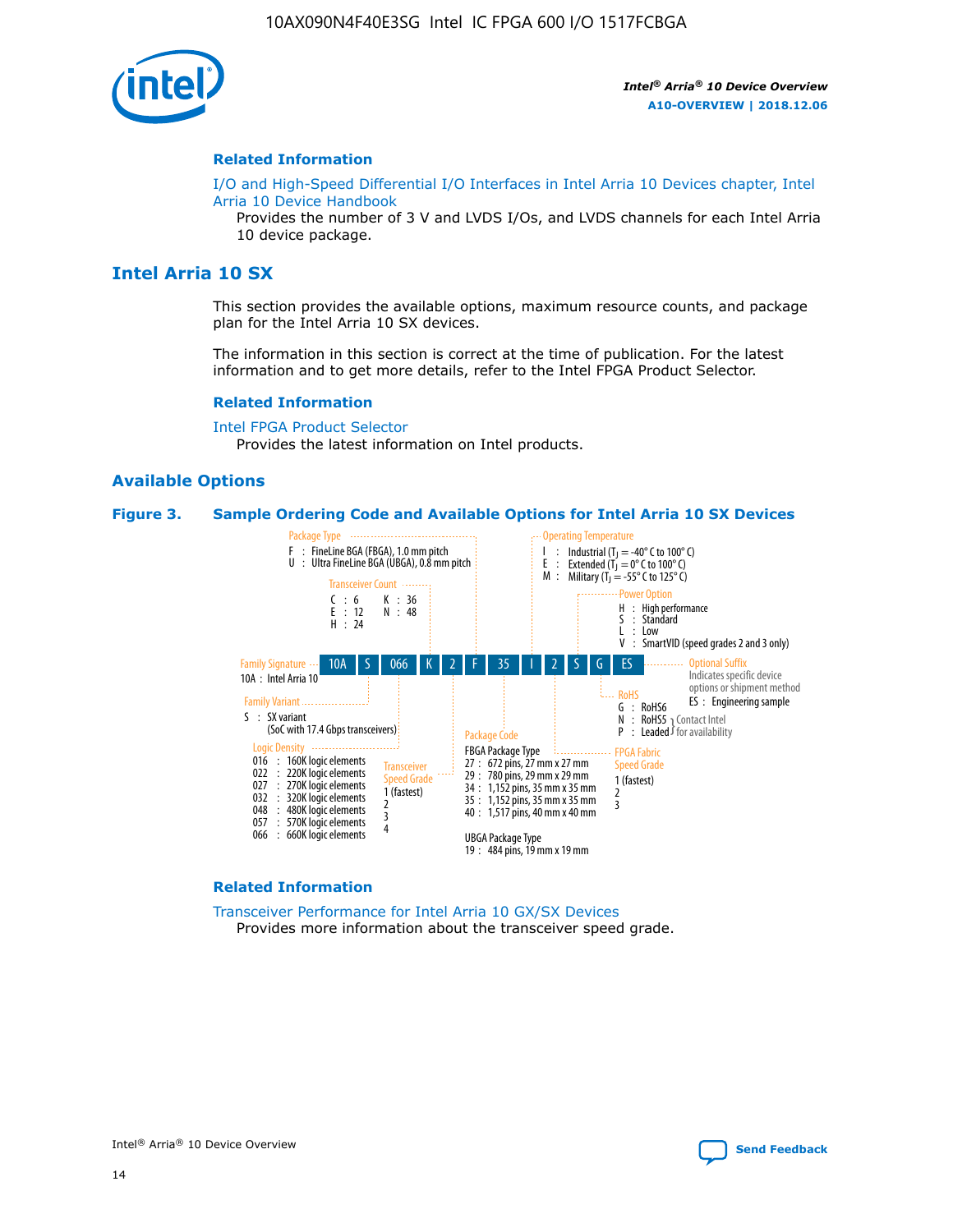## Related Information

I/O and High-Speed Differential I/O Interfaces in Intel Arria 10 Devices chapter, Intel Arria 10 Device Handbook

Provides the number of 3 V and LVDS I/Os, and LVDS channels for each Intel Arria 10 device package.

# Intel Arria 10 SX

This section provides the available options, maximum resource counts, and package plan for the Intel Arria 10 SX devices.

The information in this section is correct at the time of publication. For the latest information and to get more details, refer to the Intel FPGA Product Selector.

## Related Information

Intel FPGA Product Selector

Provides the latest information on Intel products.

## Available Options

**Figure 3. Sample Ordering Code and Available Options for Intel Arria 10 SX Devices**

Sample ordering code: 10A S 066 K 2 F 35 I 2 S G ES

- **Family Signature**
  - 10A : Intel Arria 10
- **Family Variant**
  - S : SX variant (SoC with 17.4 Gbps transceivers)
- **Logic Density**
  - 016 : 160K logic elements
  - 022 : 220K logic elements
  - 027 : 270K logic elements
  - 032 : 320K logic elements
  - 048 : 480K logic elements
  - 057 : 570K logic elements
  - 066 : 660K logic elements
- **Transceiver Count**
  - C : 6
  - E : 12
  - H : 24
  - K : 36
  - N : 48
- **Transceiver Speed Grade**
  - 1 (fastest)
  - 2
  - 3
  - 4
- **Package Type**
  - F : FineLine BGA (FBGA), 1.0 mm pitch
  - U : Ultra FineLine BGA (UBGA), 0.8 mm pitch
- **Package Code**
  - FBGA Package Type
    - 27 : 672 pins, 27 mm x 27 mm
    - 29 : 780 pins, 29 mm x 29 mm
    - 34 : 1,152 pins, 35 mm x 35 mm
    - 35 : 1,152 pins, 35 mm x 35 mm
    - 40 : 1,517 pins, 40 mm x 40 mm
  - UBGA Package Type
    - 19 : 484 pins, 19 mm x 19 mm
- **Operating Temperature**
  - I : Industrial ($T_J$ = -40° C to 100° C)
  - E : Extended ($T_J$ = 0° C to 100° C)
  - M : Military ($T_J$ = -55° C to 125° C)
- **FPGA Fabric Speed Grade**
  - 1 (fastest)
  - 2
  - 3
- **Power Option**
  - H : High performance
  - S : Standard
  - L : Low
  - V : SmartVID (speed grades 2 and 3 only)
- **RoHS**
  - G : RoHS6
  - N : RoHS5 (Contact Intel for availability)
  - P : Leaded (Contact Intel for availability)
- **Optional Suffix**
  - Indicates specific device options or shipment method
  - ES : Engineering sample

## Related Information

Transceiver Performance for Intel Arria 10 GX/SX Devices

Provides more information about the transceiver speed grade.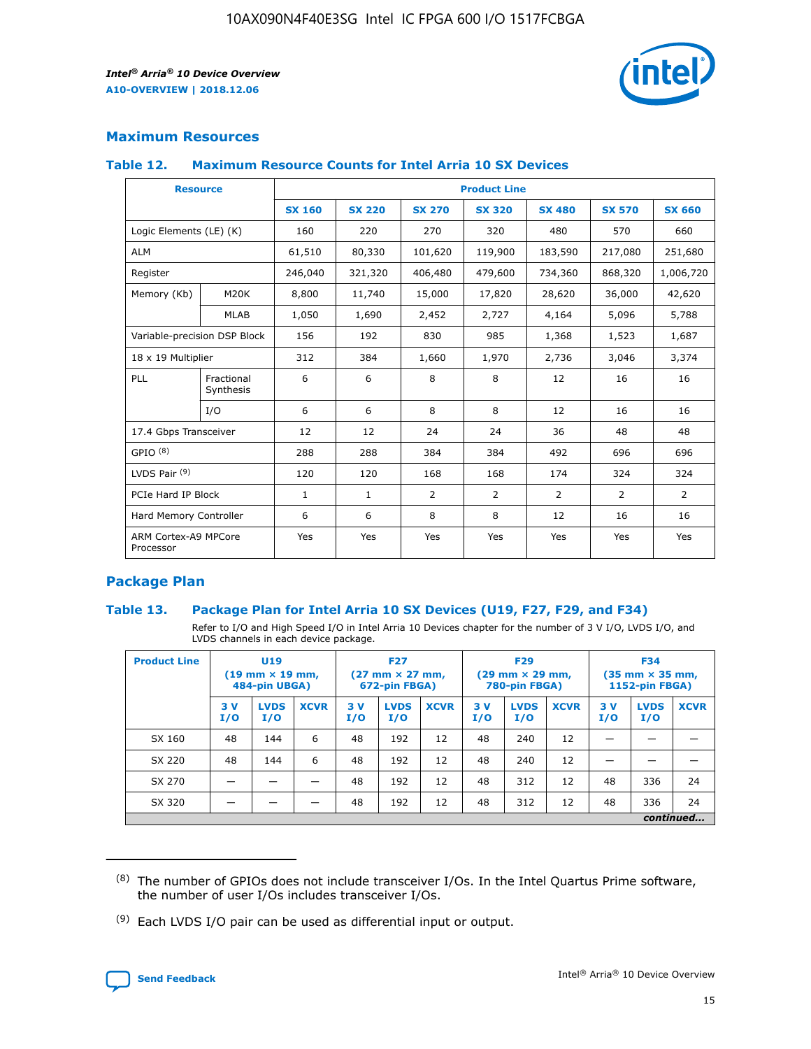## Maximum Resources

### Table 12. Maximum Resource Counts for Intel Arria 10 SX Devices

| Resource | | Product Line | | | | | | |
|---|---|---|---|---|---|---|---|---|
| | | SX 160 | SX 220 | SX 270 | SX 320 | SX 480 | SX 570 | SX 660 |
| Logic Elements (LE) (K) | | 160 | 220 | 270 | 320 | 480 | 570 | 660 |
| ALM | | 61,510 | 80,330 | 101,620 | 119,900 | 183,590 | 217,080 | 251,680 |
| Register | | 246,040 | 321,320 | 406,480 | 479,600 | 734,360 | 868,320 | 1,006,720 |
| Memory (Kb) | M20K | 8,800 | 11,740 | 15,000 | 17,820 | 28,620 | 36,000 | 42,620 |
| | MLAB | 1,050 | 1,690 | 2,452 | 2,727 | 4,164 | 5,096 | 5,788 |
| Variable-precision DSP Block | | 156 | 192 | 830 | 985 | 1,368 | 1,523 | 1,687 |
| 18 x 19 Multiplier | | 312 | 384 | 1,660 | 1,970 | 2,736 | 3,046 | 3,374 |
| PLL | Fractional Synthesis | 6 | 6 | 8 | 8 | 12 | 16 | 16 |
| | I/O | 6 | 6 | 8 | 8 | 12 | 16 | 16 |
| 17.4 Gbps Transceiver | | 12 | 12 | 24 | 24 | 36 | 48 | 48 |
| GPIO [8] | | 288 | 288 | 384 | 384 | 492 | 696 | 696 |
| LVDS Pair [9] | | 120 | 120 | 168 | 168 | 174 | 324 | 324 |
| PCIe Hard IP Block | | 1 | 1 | 2 | 2 | 2 | 2 | 2 |
| Hard Memory Controller | | 6 | 6 | 8 | 8 | 12 | 16 | 16 |
| ARM Cortex-A9 MPCore Processor | | Yes | Yes | Yes | Yes | Yes | Yes | Yes |

## Package Plan

### Table 13. Package Plan for Intel Arria 10 SX Devices (U19, F27, F29, and F34)

Refer to I/O and High Speed I/O in Intel Arria 10 Devices chapter for the number of 3 V I/O, LVDS I/O, and LVDS channels in each device package.

| Product Line | U19 (19 mm × 19 mm, 484-pin UBGA) | | | F27 (27 mm × 27 mm, 672-pin FBGA) | | | F29 (29 mm × 29 mm, 780-pin FBGA) | | | F34 (35 mm × 35 mm, 1152-pin FBGA) | | |
|---|---|---|---|---|---|---|---|---|---|---|---|---|
| | 3 V I/O | LVDS I/O | XCVR | 3 V I/O | LVDS I/O | XCVR | 3 V I/O | LVDS I/O | XCVR | 3 V I/O | LVDS I/O | XCVR |
| SX 160 | 48 | 144 | 6 | 48 | 192 | 12 | 48 | 240 | 12 | — | — | — |
| SX 220 | 48 | 144 | 6 | 48 | 192 | 12 | 48 | 240 | 12 | — | — | — |
| SX 270 | — | — | — | 48 | 192 | 12 | 48 | 312 | 12 | 48 | 336 | 24 |
| SX 320 | — | — | — | 48 | 192 | 12 | 48 | 312 | 12 | 48 | 336 | 24 |

*continued...*

(8) The number of GPIOs does not include transceiver I/Os. In the Intel Quartus Prime software, the number of user I/Os includes transceiver I/Os.

(9) Each LVDS I/O pair can be used as differential input or output.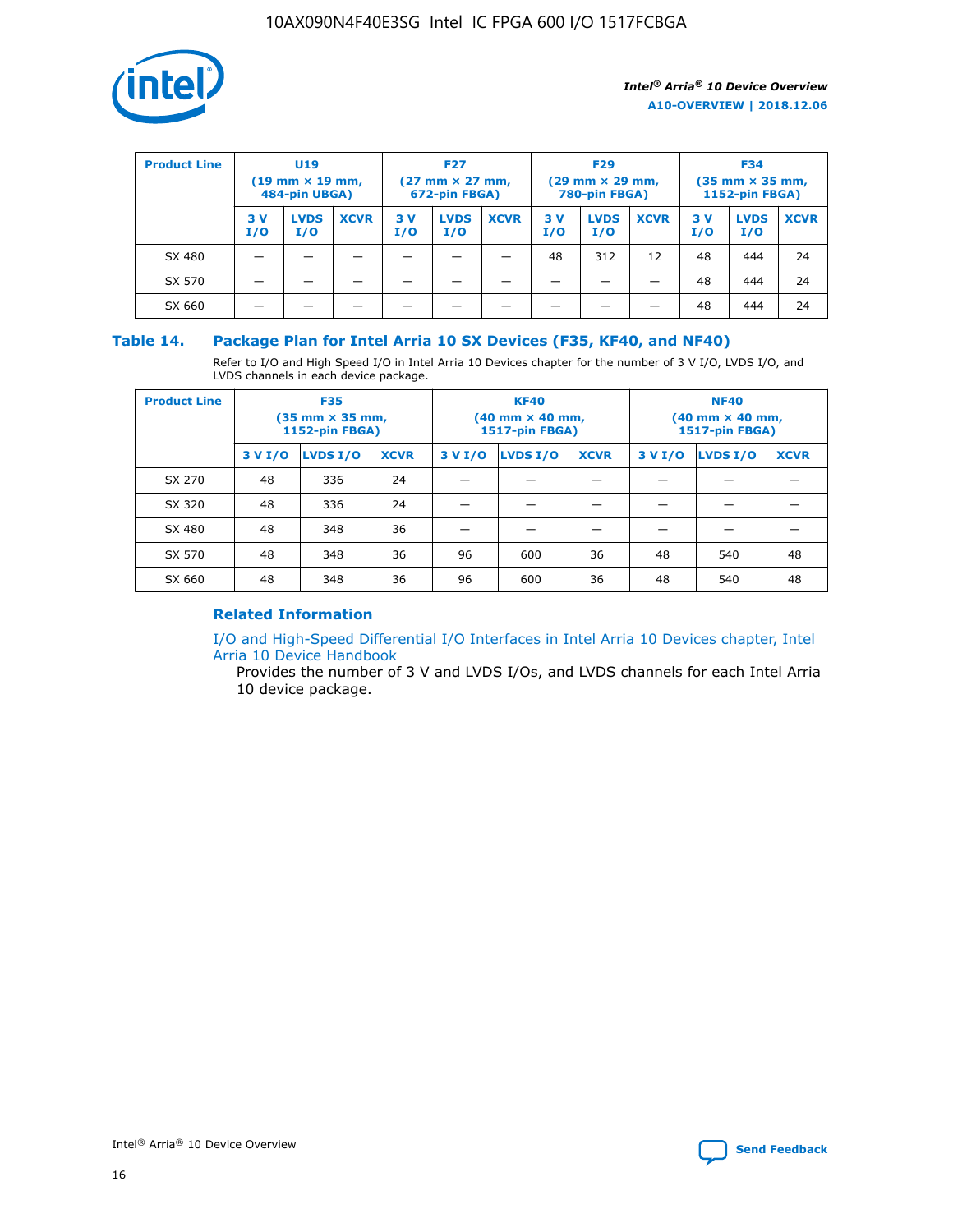| Product Line | U19 (19 mm × 19 mm, 484-pin UBGA) | | | F27 (27 mm × 27 mm, 672-pin FBGA) | | | F29 (29 mm × 29 mm, 780-pin FBGA) | | | F34 (35 mm × 35 mm, 1152-pin FBGA) | | |
|---|---|---|---|---|---|---|---|---|---|---|---|---|
| | 3 V I/O | LVDS I/O | XCVR | 3 V I/O | LVDS I/O | XCVR | 3 V I/O | LVDS I/O | XCVR | 3 V I/O | LVDS I/O | XCVR |
| SX 480 | — | — | — | — | — | — | 48 | 312 | 12 | 48 | 444 | 24 |
| SX 570 | — | — | — | — | — | — | — | — | — | 48 | 444 | 24 |
| SX 660 | — | — | — | — | — | — | — | — | — | 48 | 444 | 24 |

## Table 14. Package Plan for Intel Arria 10 SX Devices (F35, KF40, and NF40)

Refer to I/O and High Speed I/O in Intel Arria 10 Devices chapter for the number of 3 V I/O, LVDS I/O, and LVDS channels in each device package.

| Product Line | F35 (35 mm × 35 mm, 1152-pin FBGA) | | | KF40 (40 mm × 40 mm, 1517-pin FBGA) | | | NF40 (40 mm × 40 mm, 1517-pin FBGA) | | |
|---|---|---|---|---|---|---|---|---|---|
| | 3 V I/O | LVDS I/O | XCVR | 3 V I/O | LVDS I/O | XCVR | 3 V I/O | LVDS I/O | XCVR |
| SX 270 | 48 | 336 | 24 | — | — | — | — | — | — |
| SX 320 | 48 | 336 | 24 | — | — | — | — | — | — |
| SX 480 | 48 | 348 | 36 | — | — | — | — | — | — |
| SX 570 | 48 | 348 | 36 | 96 | 600 | 36 | 48 | 540 | 48 |
| SX 660 | 48 | 348 | 36 | 96 | 600 | 36 | 48 | 540 | 48 |

### Related Information

I/O and High-Speed Differential I/O Interfaces in Intel Arria 10 Devices chapter, Intel Arria 10 Device Handbook

Provides the number of 3 V and LVDS I/Os, and LVDS channels for each Intel Arria 10 device package.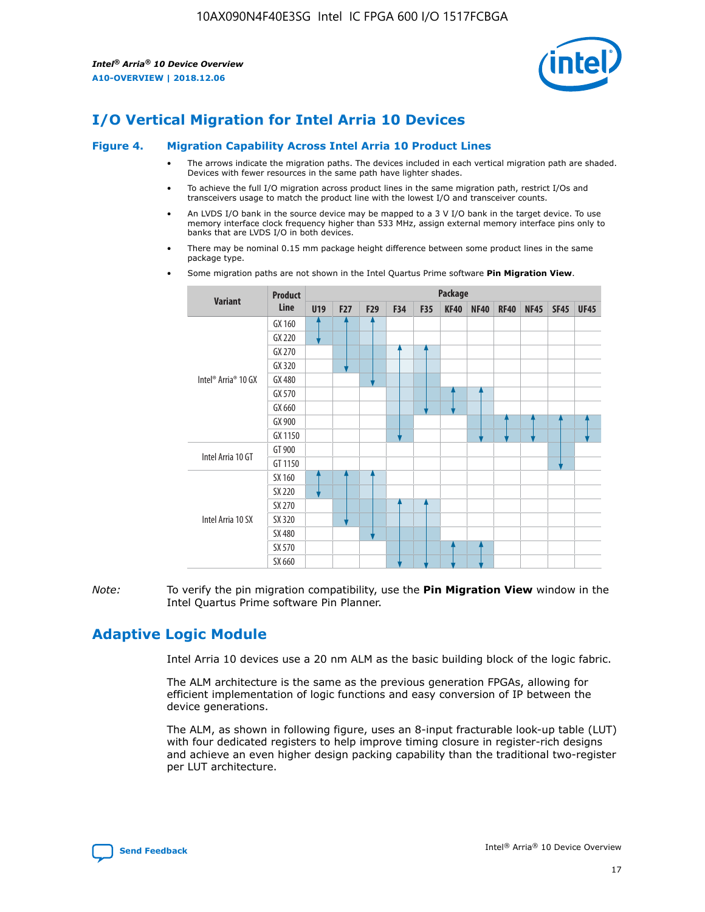## I/O Vertical Migration for Intel Arria 10 Devices

**Figure 4. Migration Capability Across Intel Arria 10 Product Lines**

- The arrows indicate the migration paths. The devices included in each vertical migration path are shaded. Devices with fewer resources in the same path have lighter shades.
- To achieve the full I/O migration across product lines in the same migration path, restrict I/Os and transceivers usage to match the product line with the lowest I/O and transceiver counts.
- An LVDS I/O bank in the source device may be mapped to a 3 V I/O bank in the target device. To use memory interface clock frequency higher than 533 MHz, assign external memory interface pins only to banks that are LVDS I/O in both devices.
- There may be nominal 0.15 mm package height difference between some product lines in the same package type.
- Some migration paths are not shown in the Intel Quartus Prime software **Pin Migration View**.

| Variant | Product Line | U19 | F27 | F29 | F34 | F35 | KF40 | NF40 | RF40 | NF45 | SF45 | UF45 |
|---|---|---|---|---|---|---|---|---|---|---|---|---|
| Intel® Arria® 10 GX | GX 160 | | | | | | | | | | | |
| | GX 220 | | | | | | | | | | | |
| | GX 270 | | | | | | | | | | | |
| | GX 320 | | | | | | | | | | | |
| | GX 480 | | | | | | | | | | | |
| | GX 570 | | | | | | | | | | | |
| | GX 660 | | | | | | | | | | | |
| | GX 900 | | | | | | | | | | | |
| | GX 1150 | | | | | | | | | | | |
| Intel Arria 10 GT | GT 900 | | | | | | | | | | | |
| | GT 1150 | | | | | | | | | | | |
| Intel Arria 10 SX | SX 160 | | | | | | | | | | | |
| | SX 220 | | | | | | | | | | | |
| | SX 270 | | | | | | | | | | | |
| | SX 320 | | | | | | | | | | | |
| | SX 480 | | | | | | | | | | | |
| | SX 570 | | | | | | | | | | | |
| | SX 660 | | | | | | | | | | | |

*Note:* To verify the pin migration compatibility, use the **Pin Migration View** window in the Intel Quartus Prime software Pin Planner.

## Adaptive Logic Module

Intel Arria 10 devices use a 20 nm ALM as the basic building block of the logic fabric.

The ALM architecture is the same as the previous generation FPGAs, allowing for efficient implementation of logic functions and easy conversion of IP between the device generations.

The ALM, as shown in following figure, uses an 8-input fracturable look-up table (LUT) with four dedicated registers to help improve timing closure in register-rich designs and achieve an even higher design packing capability than the traditional two-register per LUT architecture.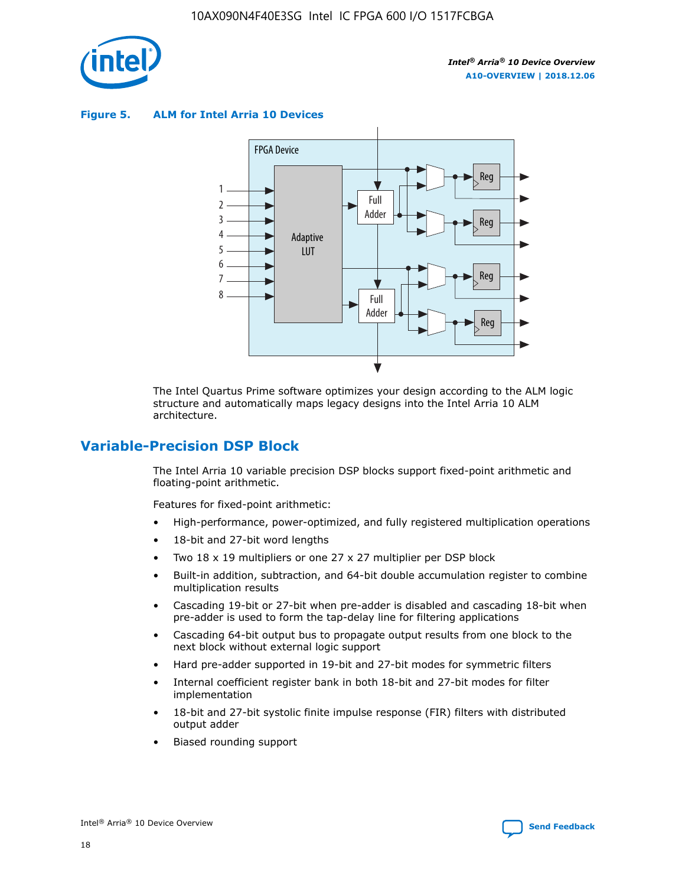**Figure 5. ALM for Intel Arria 10 Devices**

The Intel Quartus Prime software optimizes your design according to the ALM logic structure and automatically maps legacy designs into the Intel Arria 10 ALM architecture.

## Variable-Precision DSP Block

The Intel Arria 10 variable precision DSP blocks support fixed-point arithmetic and floating-point arithmetic.

Features for fixed-point arithmetic:

- High-performance, power-optimized, and fully registered multiplication operations
- 18-bit and 27-bit word lengths
- Two 18 x 19 multipliers or one 27 x 27 multiplier per DSP block
- Built-in addition, subtraction, and 64-bit double accumulation register to combine multiplication results
- Cascading 19-bit or 27-bit when pre-adder is disabled and cascading 18-bit when pre-adder is used to form the tap-delay line for filtering applications
- Cascading 64-bit output bus to propagate output results from one block to the next block without external logic support
- Hard pre-adder supported in 19-bit and 27-bit modes for symmetric filters
- Internal coefficient register bank in both 18-bit and 27-bit modes for filter implementation
- 18-bit and 27-bit systolic finite impulse response (FIR) filters with distributed output adder
- Biased rounding support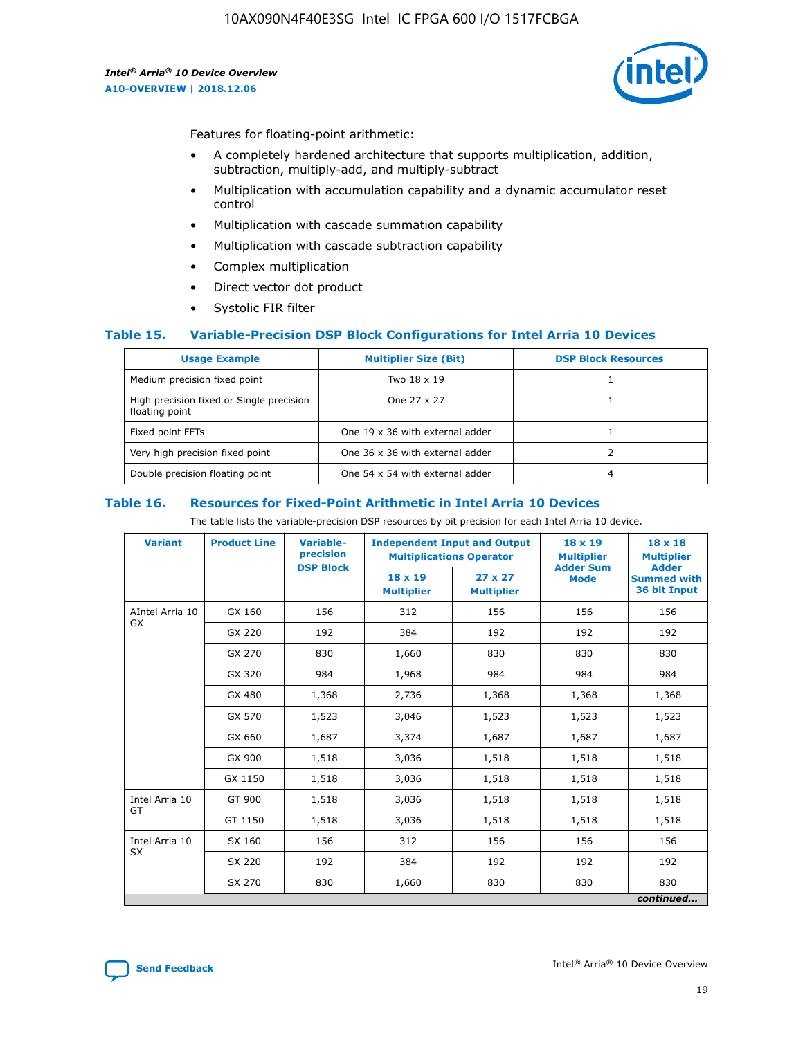Features for floating-point arithmetic:

- A completely hardened architecture that supports multiplication, addition, subtraction, multiply-add, and multiply-subtract
- Multiplication with accumulation capability and a dynamic accumulator reset control
- Multiplication with cascade summation capability
- Multiplication with cascade subtraction capability
- Complex multiplication
- Direct vector dot product
- Systolic FIR filter

### Table 15. Variable-Precision DSP Block Configurations for Intel Arria 10 Devices

| Usage Example | Multiplier Size (Bit) | DSP Block Resources |
|---|---|---|
| Medium precision fixed point | Two 18 x 19 | 1 |
| High precision fixed or Single precision floating point | One 27 x 27 | 1 |
| Fixed point FFTs | One 19 x 36 with external adder | 1 |
| Very high precision fixed point | One 36 x 36 with external adder | 2 |
| Double precision floating point | One 54 x 54 with external adder | 4 |

### Table 16. Resources for Fixed-Point Arithmetic in Intel Arria 10 Devices

The table lists the variable-precision DSP resources by bit precision for each Intel Arria 10 device.

| Variant | Product Line | Variable-precision DSP Block | Independent Input and Output Multiplications Operator | | 18 x 19 Multiplier Adder Sum Mode | 18 x 18 Multiplier Adder Summed with 36 bit Input |
|---|---|---|---|---|---|---|
| | | | 18 x 19 Multiplier | 27 x 27 Multiplier | | |
| AIntel Arria 10 GX | GX 160 | 156 | 312 | 156 | 156 | 156 |
| | GX 220 | 192 | 384 | 192 | 192 | 192 |
| | GX 270 | 830 | 1,660 | 830 | 830 | 830 |
| | GX 320 | 984 | 1,968 | 984 | 984 | 984 |
| | GX 480 | 1,368 | 2,736 | 1,368 | 1,368 | 1,368 |
| | GX 570 | 1,523 | 3,046 | 1,523 | 1,523 | 1,523 |
| | GX 660 | 1,687 | 3,374 | 1,687 | 1,687 | 1,687 |
| | GX 900 | 1,518 | 3,036 | 1,518 | 1,518 | 1,518 |
| | GX 1150 | 1,518 | 3,036 | 1,518 | 1,518 | 1,518 |
| Intel Arria 10 GT | GT 900 | 1,518 | 3,036 | 1,518 | 1,518 | 1,518 |
| | GT 1150 | 1,518 | 3,036 | 1,518 | 1,518 | 1,518 |
| Intel Arria 10 SX | SX 160 | 156 | 312 | 156 | 156 | 156 |
| | SX 220 | 192 | 384 | 192 | 192 | 192 |
| | SX 270 | 830 | 1,660 | 830 | 830 | 830 |

*continued...*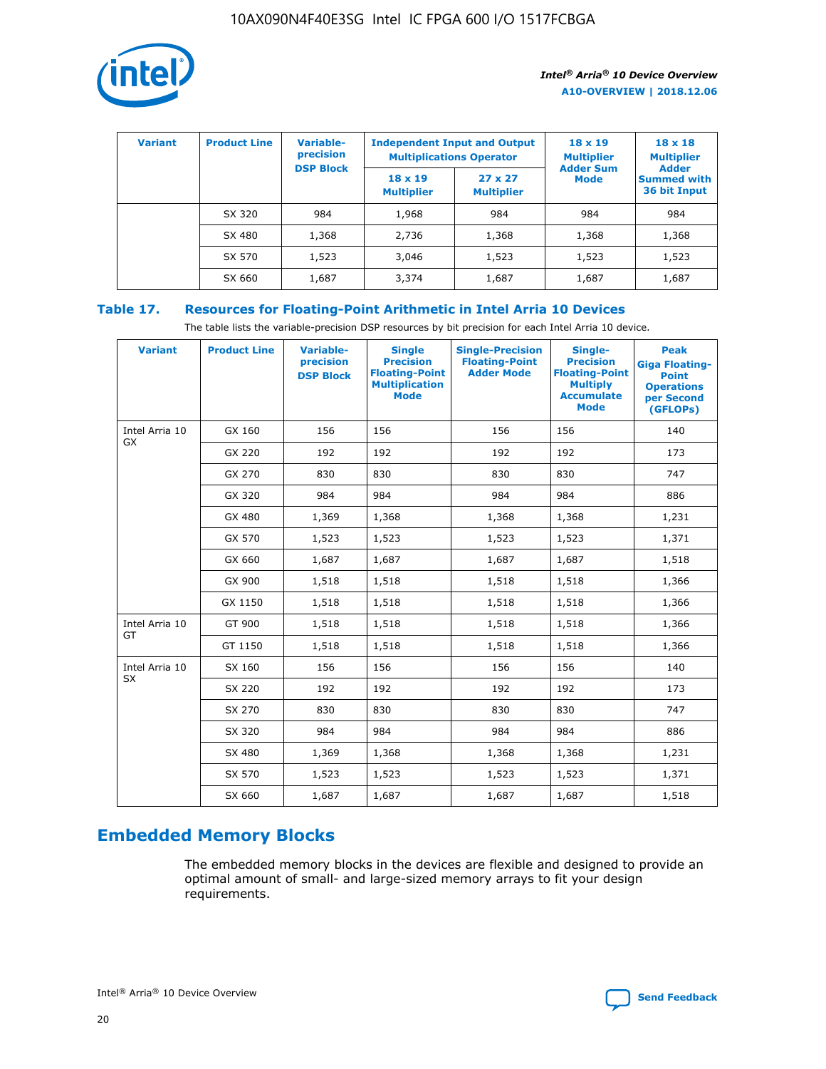| Variant | Product Line | Variable-precision DSP Block | Independent Input and Output Multiplications Operator | | 18 x 19 Multiplier Adder Sum Mode | 18 x 18 Multiplier Adder Summed with 36 bit Input |
|---|---|---|---|---|---|---|
| | | | 18 x 19 Multiplier | 27 x 27 Multiplier | | |
| | SX 320 | 984 | 1,968 | 984 | 984 | 984 |
| | SX 480 | 1,368 | 2,736 | 1,368 | 1,368 | 1,368 |
| | SX 570 | 1,523 | 3,046 | 1,523 | 1,523 | 1,523 |
| | SX 660 | 1,687 | 3,374 | 1,687 | 1,687 | 1,687 |

**Table 17. Resources for Floating-Point Arithmetic in Intel Arria 10 Devices**

The table lists the variable-precision DSP resources by bit precision for each Intel Arria 10 device.

| Variant | Product Line | Variable-precision DSP Block | Single Precision Floating-Point Multiplication Mode | Single-Precision Floating-Point Adder Mode | Single-Precision Floating-Point Multiply Accumulate Mode | Peak Giga Floating-Point Operations per Second (GFLOPs) |
|---|---|---|---|---|---|---|
| Intel Arria 10 GX | GX 160 | 156 | 156 | 156 | 156 | 140 |
| | GX 220 | 192 | 192 | 192 | 192 | 173 |
| | GX 270 | 830 | 830 | 830 | 830 | 747 |
| | GX 320 | 984 | 984 | 984 | 984 | 886 |
| | GX 480 | 1,369 | 1,368 | 1,368 | 1,368 | 1,231 |
| | GX 570 | 1,523 | 1,523 | 1,523 | 1,523 | 1,371 |
| | GX 660 | 1,687 | 1,687 | 1,687 | 1,687 | 1,518 |
| | GX 900 | 1,518 | 1,518 | 1,518 | 1,518 | 1,366 |
| | GX 1150 | 1,518 | 1,518 | 1,518 | 1,518 | 1,366 |
| Intel Arria 10 GT | GT 900 | 1,518 | 1,518 | 1,518 | 1,518 | 1,366 |
| | GT 1150 | 1,518 | 1,518 | 1,518 | 1,518 | 1,366 |
| Intel Arria 10 SX | SX 160 | 156 | 156 | 156 | 156 | 140 |
| | SX 220 | 192 | 192 | 192 | 192 | 173 |
| | SX 270 | 830 | 830 | 830 | 830 | 747 |
| | SX 320 | 984 | 984 | 984 | 984 | 886 |
| | SX 480 | 1,369 | 1,368 | 1,368 | 1,368 | 1,231 |
| | SX 570 | 1,523 | 1,523 | 1,523 | 1,523 | 1,371 |
| | SX 660 | 1,687 | 1,687 | 1,687 | 1,687 | 1,518 |

## Embedded Memory Blocks

The embedded memory blocks in the devices are flexible and designed to provide an optimal amount of small- and large-sized memory arrays to fit your design requirements.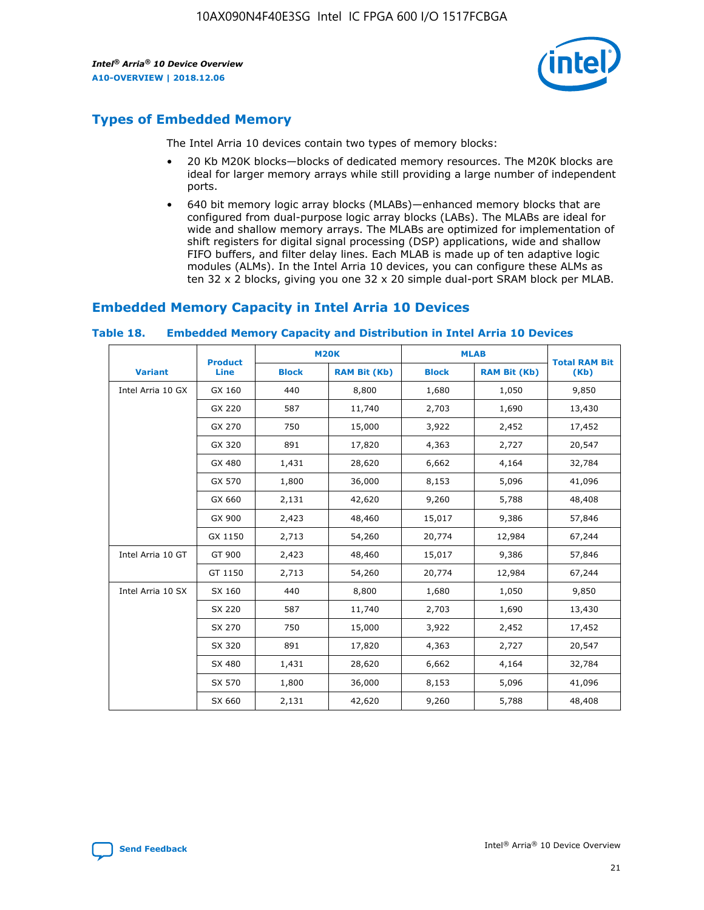## Types of Embedded Memory

The Intel Arria 10 devices contain two types of memory blocks:

- 20 Kb M20K blocks—blocks of dedicated memory resources. The M20K blocks are ideal for larger memory arrays while still providing a large number of independent ports.
- 640 bit memory logic array blocks (MLABs)—enhanced memory blocks that are configured from dual-purpose logic array blocks (LABs). The MLABs are ideal for wide and shallow memory arrays. The MLABs are optimized for implementation of shift registers for digital signal processing (DSP) applications, wide and shallow FIFO buffers, and filter delay lines. Each MLAB is made up of ten adaptive logic modules (ALMs). In the Intel Arria 10 devices, you can configure these ALMs as ten 32 x 2 blocks, giving you one 32 x 20 simple dual-port SRAM block per MLAB.

## Embedded Memory Capacity in Intel Arria 10 Devices

### Table 18. Embedded Memory Capacity and Distribution in Intel Arria 10 Devices

| Variant | Product Line | M20K | | MLAB | | Total RAM Bit (Kb) |
|---|---|---|---|---|---|---|
| | | Block | RAM Bit (Kb) | Block | RAM Bit (Kb) | |
| Intel Arria 10 GX | GX 160 | 440 | 8,800 | 1,680 | 1,050 | 9,850 |
| | GX 220 | 587 | 11,740 | 2,703 | 1,690 | 13,430 |
| | GX 270 | 750 | 15,000 | 3,922 | 2,452 | 17,452 |
| | GX 320 | 891 | 17,820 | 4,363 | 2,727 | 20,547 |
| | GX 480 | 1,431 | 28,620 | 6,662 | 4,164 | 32,784 |
| | GX 570 | 1,800 | 36,000 | 8,153 | 5,096 | 41,096 |
| | GX 660 | 2,131 | 42,620 | 9,260 | 5,788 | 48,408 |
| | GX 900 | 2,423 | 48,460 | 15,017 | 9,386 | 57,846 |
| | GX 1150 | 2,713 | 54,260 | 20,774 | 12,984 | 67,244 |
| Intel Arria 10 GT | GT 900 | 2,423 | 48,460 | 15,017 | 9,386 | 57,846 |
| | GT 1150 | 2,713 | 54,260 | 20,774 | 12,984 | 67,244 |
| Intel Arria 10 SX | SX 160 | 440 | 8,800 | 1,680 | 1,050 | 9,850 |
| | SX 220 | 587 | 11,740 | 2,703 | 1,690 | 13,430 |
| | SX 270 | 750 | 15,000 | 3,922 | 2,452 | 17,452 |
| | SX 320 | 891 | 17,820 | 4,363 | 2,727 | 20,547 |
| | SX 480 | 1,431 | 28,620 | 6,662 | 4,164 | 32,784 |
| | SX 570 | 1,800 | 36,000 | 8,153 | 5,096 | 41,096 |
| | SX 660 | 2,131 | 42,620 | 9,260 | 5,788 | 48,408 |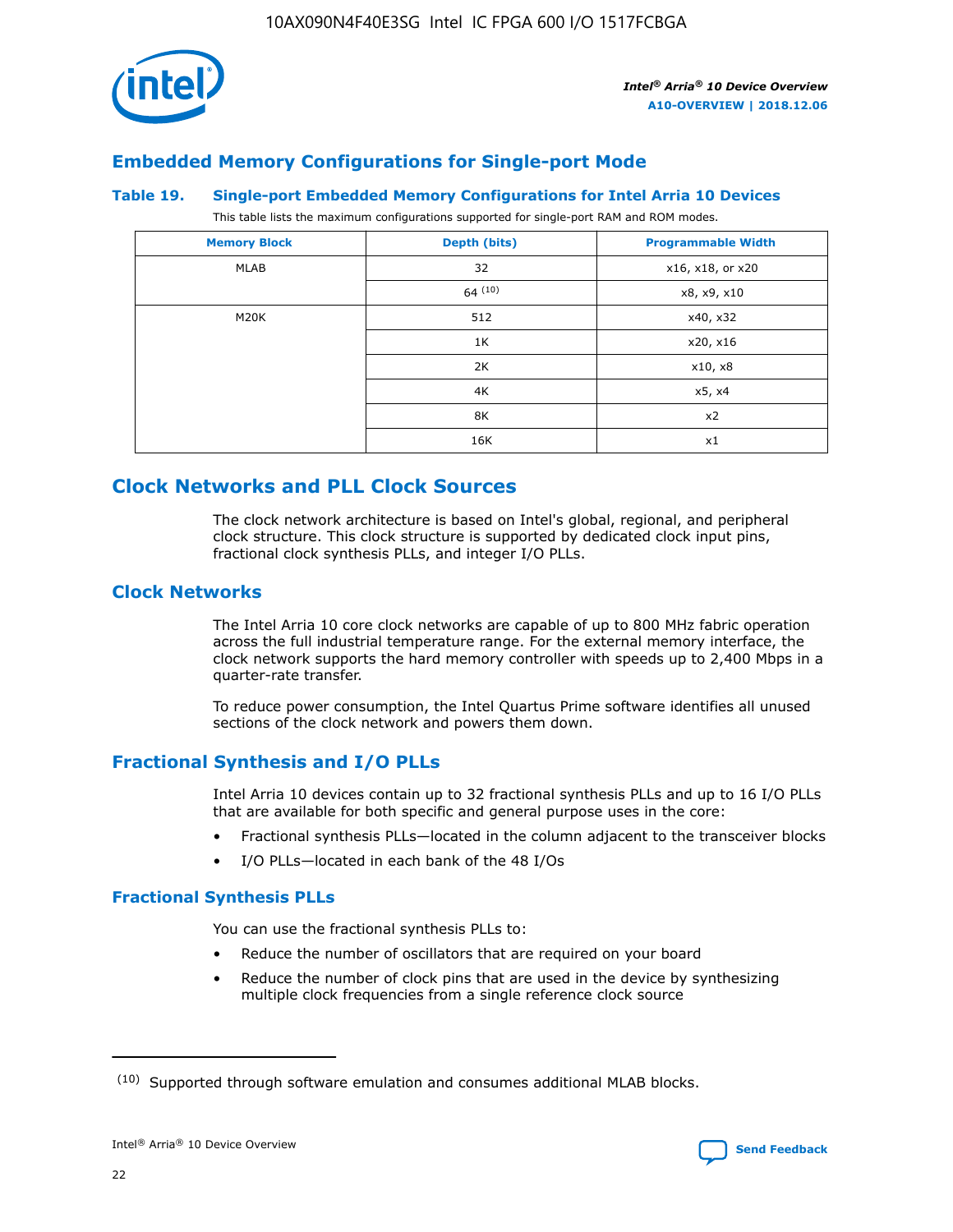## Embedded Memory Configurations for Single-port Mode

**Table 19. Single-port Embedded Memory Configurations for Intel Arria 10 Devices**

This table lists the maximum configurations supported for single-port RAM and ROM modes.

| Memory Block | Depth (bits) | Programmable Width |
|---|---|---|
| MLAB | 32 | x16, x18, or x20 |
| | 64 [(10)] | x8, x9, x10 |
| M20K | 512 | x40, x32 |
| | 1K | x20, x16 |
| | 2K | x10, x8 |
| | 4K | x5, x4 |
| | 8K | x2 |
| | 16K | x1 |

# Clock Networks and PLL Clock Sources

The clock network architecture is based on Intel's global, regional, and peripheral clock structure. This clock structure is supported by dedicated clock input pins, fractional clock synthesis PLLs, and integer I/O PLLs.

## Clock Networks

The Intel Arria 10 core clock networks are capable of up to 800 MHz fabric operation across the full industrial temperature range. For the external memory interface, the clock network supports the hard memory controller with speeds up to 2,400 Mbps in a quarter-rate transfer.

To reduce power consumption, the Intel Quartus Prime software identifies all unused sections of the clock network and powers them down.

## Fractional Synthesis and I/O PLLs

Intel Arria 10 devices contain up to 32 fractional synthesis PLLs and up to 16 I/O PLLs that are available for both specific and general purpose uses in the core:

- Fractional synthesis PLLs—located in the column adjacent to the transceiver blocks
- I/O PLLs—located in each bank of the 48 I/Os

### Fractional Synthesis PLLs

You can use the fractional synthesis PLLs to:

- Reduce the number of oscillators that are required on your board
- Reduce the number of clock pins that are used in the device by synthesizing multiple clock frequencies from a single reference clock source

(10) Supported through software emulation and consumes additional MLAB blocks.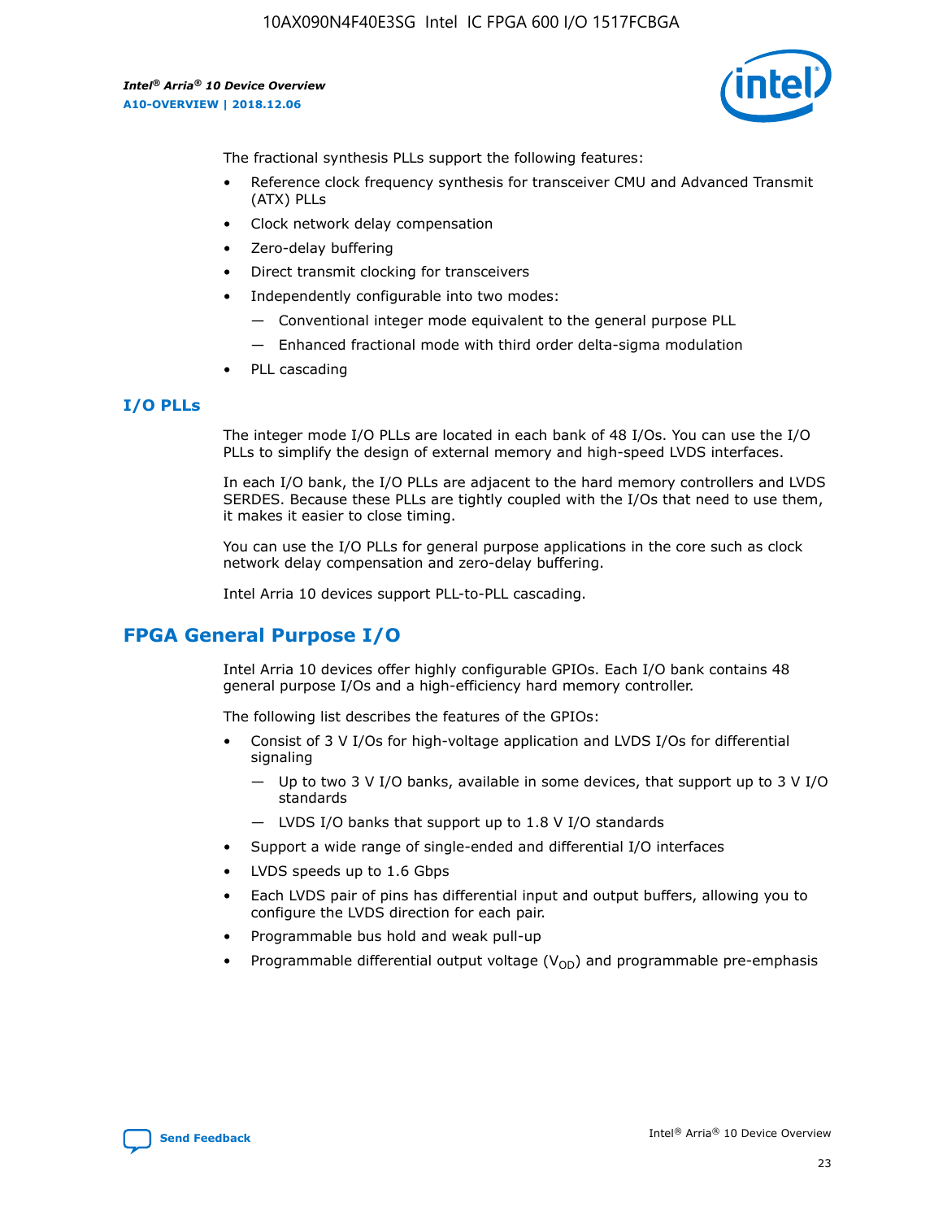The fractional synthesis PLLs support the following features:

- Reference clock frequency synthesis for transceiver CMU and Advanced Transmit (ATX) PLLs
- Clock network delay compensation
- Zero-delay buffering
- Direct transmit clocking for transceivers
- Independently configurable into two modes:
  - — Conventional integer mode equivalent to the general purpose PLL
  - — Enhanced fractional mode with third order delta-sigma modulation
- PLL cascading

### I/O PLLs

The integer mode I/O PLLs are located in each bank of 48 I/Os. You can use the I/O PLLs to simplify the design of external memory and high-speed LVDS interfaces.

In each I/O bank, the I/O PLLs are adjacent to the hard memory controllers and LVDS SERDES. Because these PLLs are tightly coupled with the I/Os that need to use them, it makes it easier to close timing.

You can use the I/O PLLs for general purpose applications in the core such as clock network delay compensation and zero-delay buffering.

Intel Arria 10 devices support PLL-to-PLL cascading.

## FPGA General Purpose I/O

Intel Arria 10 devices offer highly configurable GPIOs. Each I/O bank contains 48 general purpose I/Os and a high-efficiency hard memory controller.

The following list describes the features of the GPIOs:

- Consist of 3 V I/Os for high-voltage application and LVDS I/Os for differential signaling
  - — Up to two 3 V I/O banks, available in some devices, that support up to 3 V I/O standards
  - — LVDS I/O banks that support up to 1.8 V I/O standards
- Support a wide range of single-ended and differential I/O interfaces
- LVDS speeds up to 1.6 Gbps
- Each LVDS pair of pins has differential input and output buffers, allowing you to configure the LVDS direction for each pair.
- Programmable bus hold and weak pull-up
- Programmable differential output voltage ($V_{OD}$) and programmable pre-emphasis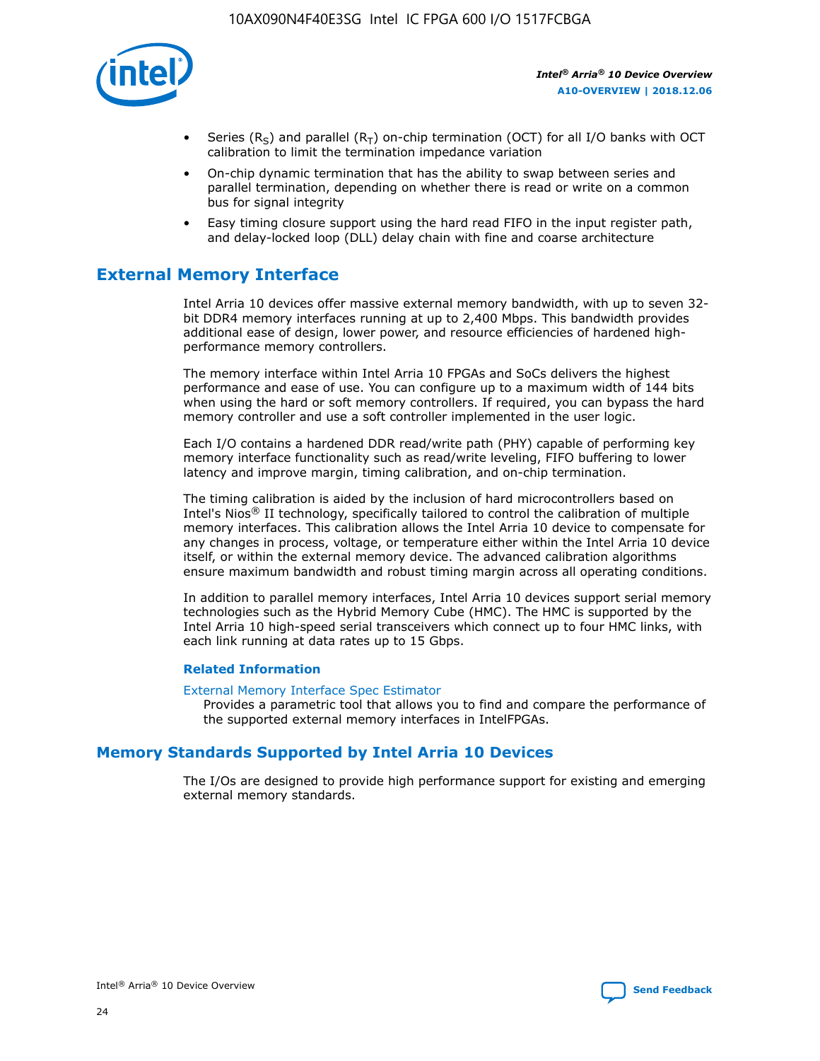- Series ($R_S$) and parallel ($R_T$) on-chip termination (OCT) for all I/O banks with OCT calibration to limit the termination impedance variation
- On-chip dynamic termination that has the ability to swap between series and parallel termination, depending on whether there is read or write on a common bus for signal integrity
- Easy timing closure support using the hard read FIFO in the input register path, and delay-locked loop (DLL) delay chain with fine and coarse architecture

## External Memory Interface

Intel Arria 10 devices offer massive external memory bandwidth, with up to seven 32-bit DDR4 memory interfaces running at up to 2,400 Mbps. This bandwidth provides additional ease of design, lower power, and resource efficiencies of hardened high-performance memory controllers.

The memory interface within Intel Arria 10 FPGAs and SoCs delivers the highest performance and ease of use. You can configure up to a maximum width of 144 bits when using the hard or soft memory controllers. If required, you can bypass the hard memory controller and use a soft controller implemented in the user logic.

Each I/O contains a hardened DDR read/write path (PHY) capable of performing key memory interface functionality such as read/write leveling, FIFO buffering to lower latency and improve margin, timing calibration, and on-chip termination.

The timing calibration is aided by the inclusion of hard microcontrollers based on Intel's Nios® II technology, specifically tailored to control the calibration of multiple memory interfaces. This calibration allows the Intel Arria 10 device to compensate for any changes in process, voltage, or temperature either within the Intel Arria 10 device itself, or within the external memory device. The advanced calibration algorithms ensure maximum bandwidth and robust timing margin across all operating conditions.

In addition to parallel memory interfaces, Intel Arria 10 devices support serial memory technologies such as the Hybrid Memory Cube (HMC). The HMC is supported by the Intel Arria 10 high-speed serial transceivers which connect up to four HMC links, with each link running at data rates up to 15 Gbps.

### Related Information

External Memory Interface Spec Estimator
Provides a parametric tool that allows you to find and compare the performance of the supported external memory interfaces in IntelFPGAs.

## Memory Standards Supported by Intel Arria 10 Devices

The I/Os are designed to provide high performance support for existing and emerging external memory standards.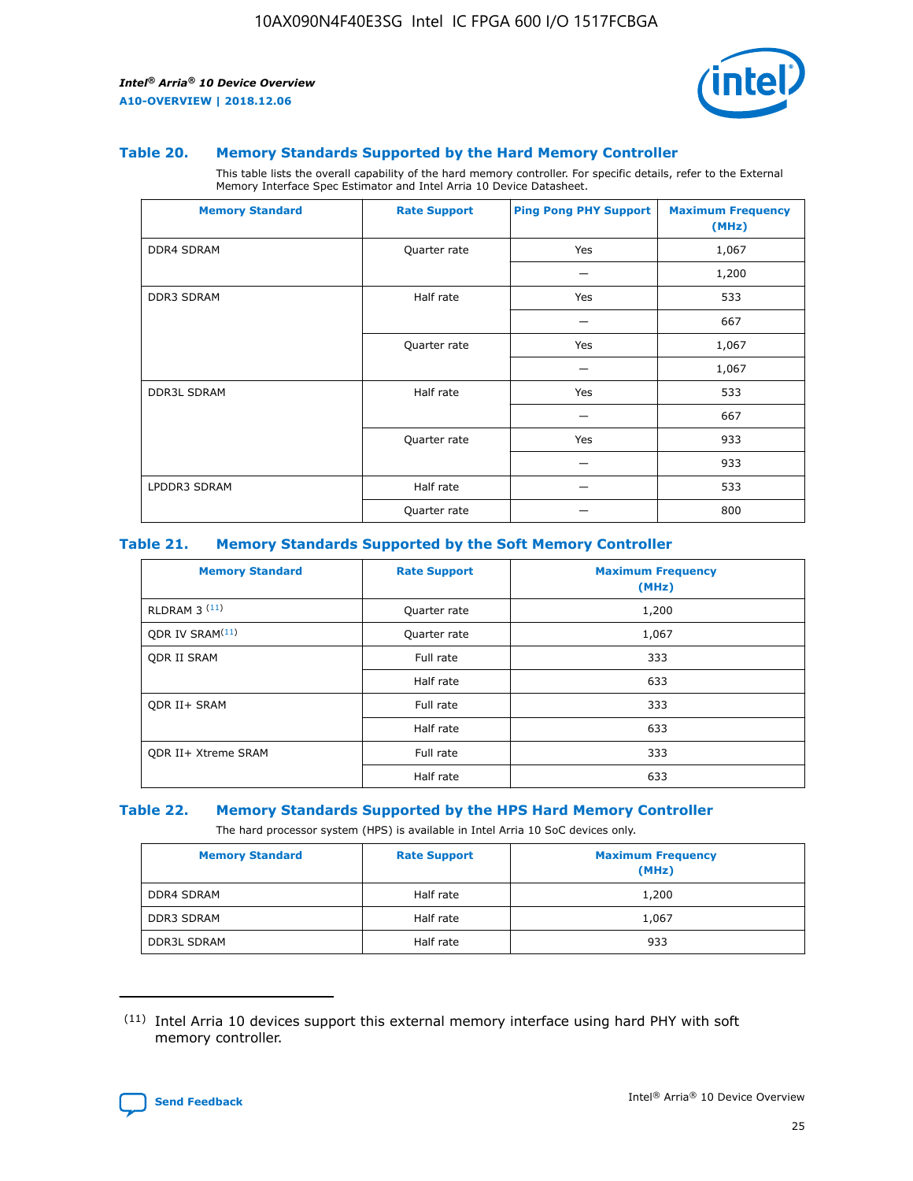### Table 20. Memory Standards Supported by the Hard Memory Controller

This table lists the overall capability of the hard memory controller. For specific details, refer to the External Memory Interface Spec Estimator and Intel Arria 10 Device Datasheet.

| Memory Standard | Rate Support | Ping Pong PHY Support | Maximum Frequency (MHz) |
|---|---|---|---|
| DDR4 SDRAM | Quarter rate | Yes | 1,067 |
| | | — | 1,200 |
| DDR3 SDRAM | Half rate | Yes | 533 |
| | | — | 667 |
| | Quarter rate | Yes | 1,067 |
| | | — | 1,067 |
| DDR3L SDRAM | Half rate | Yes | 533 |
| | | — | 667 |
| | Quarter rate | Yes | 933 |
| | | — | 933 |
| LPDDR3 SDRAM | Half rate | — | 533 |
| | Quarter rate | — | 800 |

### Table 21. Memory Standards Supported by the Soft Memory Controller

| Memory Standard | Rate Support | Maximum Frequency (MHz) |
|---|---|---|
| RLDRAM 3 (11) | Quarter rate | 1,200 |
| QDR IV SRAM(11) | Quarter rate | 1,067 |
| QDR II SRAM | Full rate | 333 |
| | Half rate | 633 |
| QDR II+ SRAM | Full rate | 333 |
| | Half rate | 633 |
| QDR II+ Xtreme SRAM | Full rate | 333 |
| | Half rate | 633 |

### Table 22. Memory Standards Supported by the HPS Hard Memory Controller

The hard processor system (HPS) is available in Intel Arria 10 SoC devices only.

| Memory Standard | Rate Support | Maximum Frequency (MHz) |
|---|---|---|
| DDR4 SDRAM | Half rate | 1,200 |
| DDR3 SDRAM | Half rate | 1,067 |
| DDR3L SDRAM | Half rate | 933 |

(11) Intel Arria 10 devices support this external memory interface using hard PHY with soft memory controller.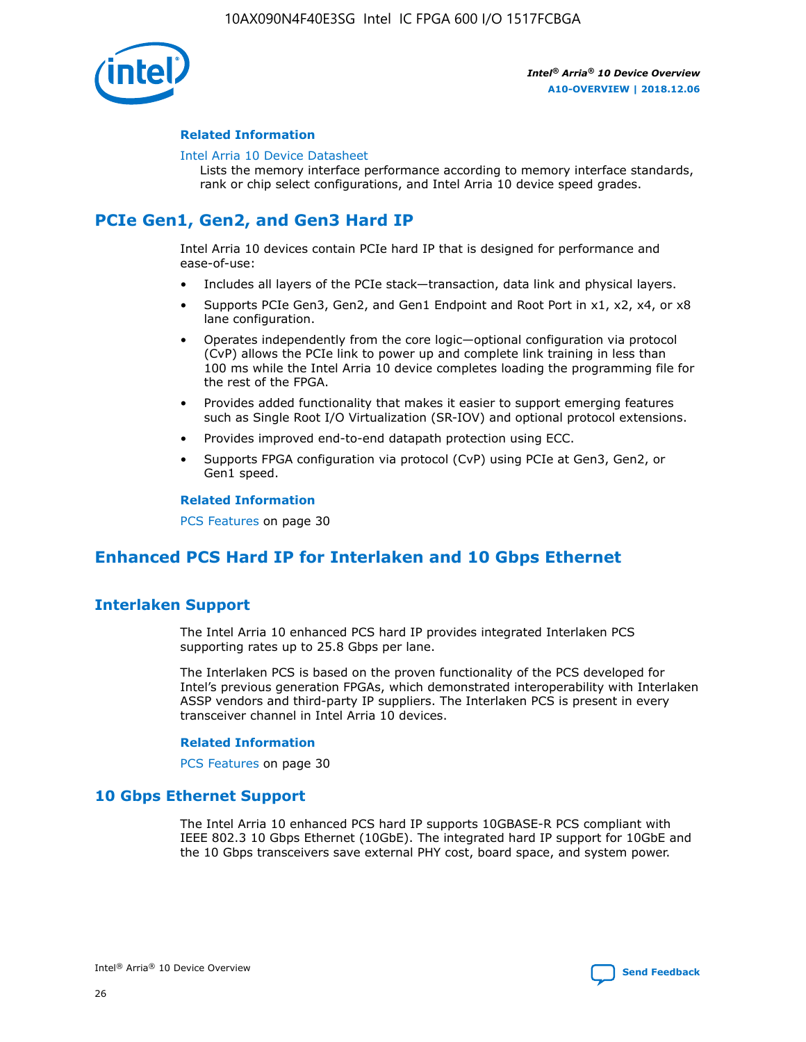#### Related Information

Intel Arria 10 Device Datasheet
Lists the memory interface performance according to memory interface standards, rank or chip select configurations, and Intel Arria 10 device speed grades.

## PCIe Gen1, Gen2, and Gen3 Hard IP

Intel Arria 10 devices contain PCIe hard IP that is designed for performance and ease-of-use:

- Includes all layers of the PCIe stack—transaction, data link and physical layers.
- Supports PCIe Gen3, Gen2, and Gen1 Endpoint and Root Port in x1, x2, x4, or x8 lane configuration.
- Operates independently from the core logic—optional configuration via protocol (CvP) allows the PCIe link to power up and complete link training in less than 100 ms while the Intel Arria 10 device completes loading the programming file for the rest of the FPGA.
- Provides added functionality that makes it easier to support emerging features such as Single Root I/O Virtualization (SR-IOV) and optional protocol extensions.
- Provides improved end-to-end datapath protection using ECC.
- Supports FPGA configuration via protocol (CvP) using PCIe at Gen3, Gen2, or Gen1 speed.

#### Related Information

PCS Features on page 30

## Enhanced PCS Hard IP for Interlaken and 10 Gbps Ethernet

### Interlaken Support

The Intel Arria 10 enhanced PCS hard IP provides integrated Interlaken PCS supporting rates up to 25.8 Gbps per lane.

The Interlaken PCS is based on the proven functionality of the PCS developed for Intel's previous generation FPGAs, which demonstrated interoperability with Interlaken ASSP vendors and third-party IP suppliers. The Interlaken PCS is present in every transceiver channel in Intel Arria 10 devices.

#### Related Information

PCS Features on page 30

### 10 Gbps Ethernet Support

The Intel Arria 10 enhanced PCS hard IP supports 10GBASE-R PCS compliant with IEEE 802.3 10 Gbps Ethernet (10GbE). The integrated hard IP support for 10GbE and the 10 Gbps transceivers save external PHY cost, board space, and system power.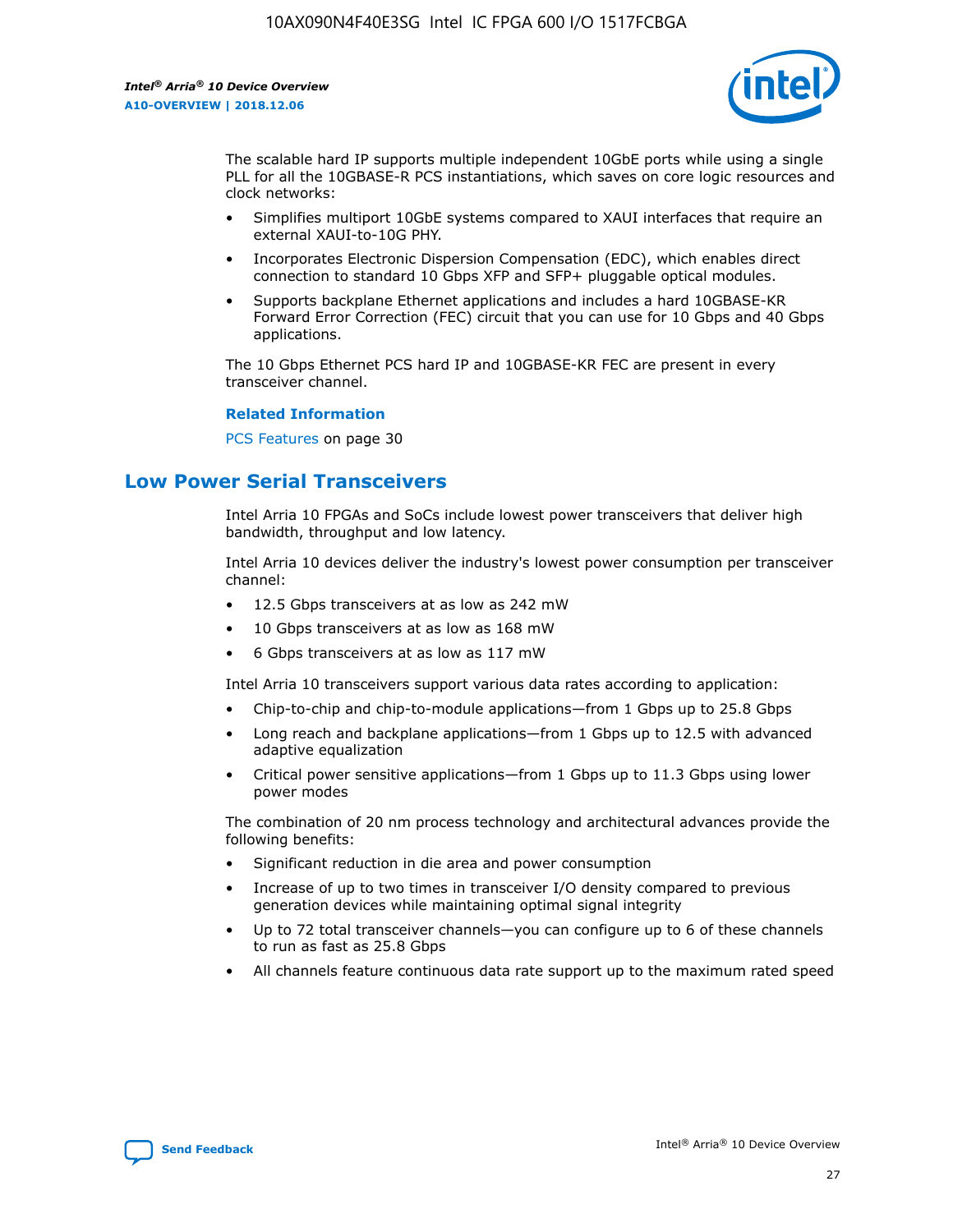The scalable hard IP supports multiple independent 10GbE ports while using a single PLL for all the 10GBASE-R PCS instantiations, which saves on core logic resources and clock networks:

- Simplifies multiport 10GbE systems compared to XAUI interfaces that require an external XAUI-to-10G PHY.
- Incorporates Electronic Dispersion Compensation (EDC), which enables direct connection to standard 10 Gbps XFP and SFP+ pluggable optical modules.
- Supports backplane Ethernet applications and includes a hard 10GBASE-KR Forward Error Correction (FEC) circuit that you can use for 10 Gbps and 40 Gbps applications.

The 10 Gbps Ethernet PCS hard IP and 10GBASE-KR FEC are present in every transceiver channel.

**Related Information**

PCS Features on page 30

## Low Power Serial Transceivers

Intel Arria 10 FPGAs and SoCs include lowest power transceivers that deliver high bandwidth, throughput and low latency.

Intel Arria 10 devices deliver the industry's lowest power consumption per transceiver channel:

- 12.5 Gbps transceivers at as low as 242 mW
- 10 Gbps transceivers at as low as 168 mW
- 6 Gbps transceivers at as low as 117 mW

Intel Arria 10 transceivers support various data rates according to application:

- Chip-to-chip and chip-to-module applications—from 1 Gbps up to 25.8 Gbps
- Long reach and backplane applications—from 1 Gbps up to 12.5 with advanced adaptive equalization
- Critical power sensitive applications—from 1 Gbps up to 11.3 Gbps using lower power modes

The combination of 20 nm process technology and architectural advances provide the following benefits:

- Significant reduction in die area and power consumption
- Increase of up to two times in transceiver I/O density compared to previous generation devices while maintaining optimal signal integrity
- Up to 72 total transceiver channels—you can configure up to 6 of these channels to run as fast as 25.8 Gbps
- All channels feature continuous data rate support up to the maximum rated speed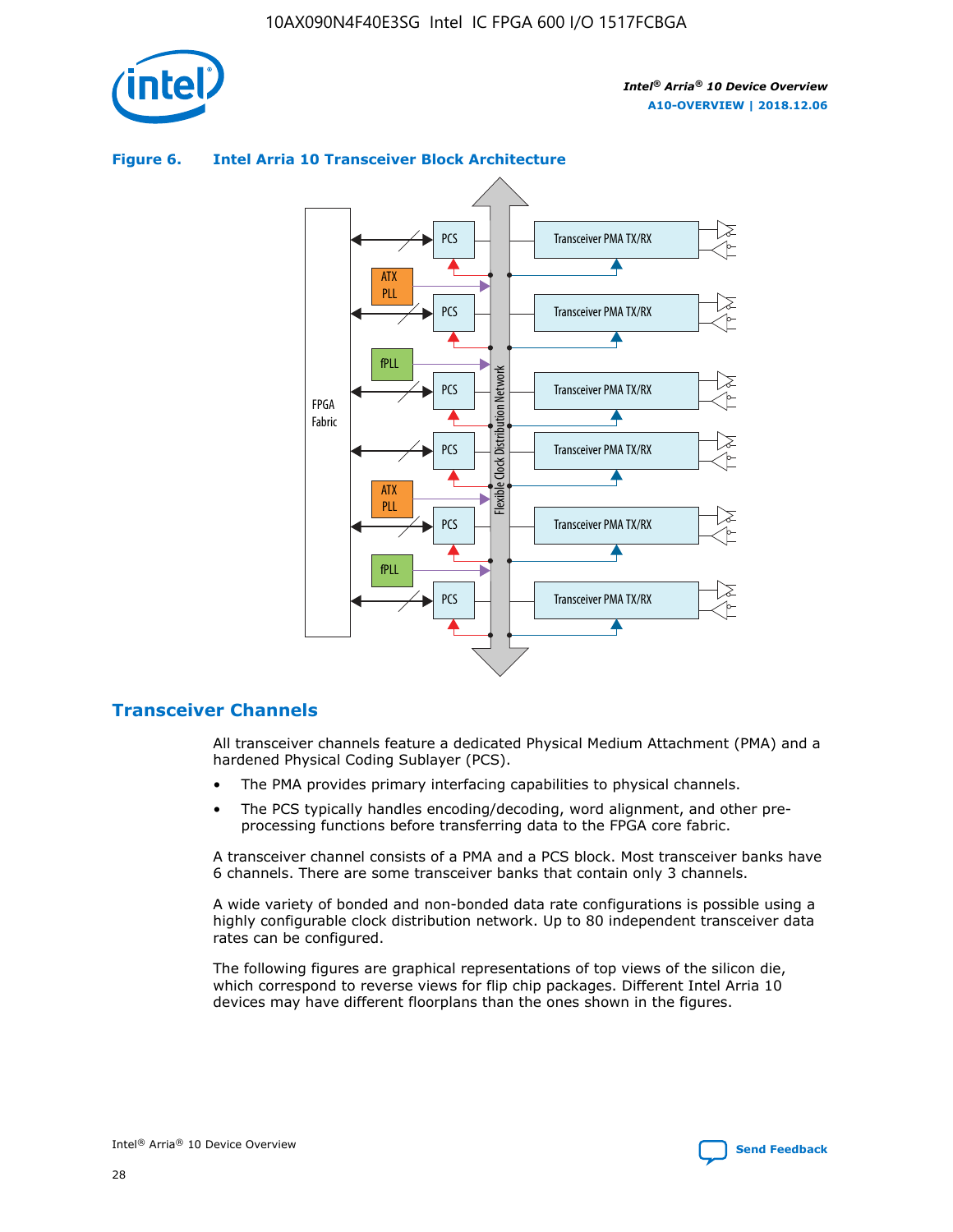**Figure 6. Intel Arria 10 Transceiver Block Architecture**

## Transceiver Channels

All transceiver channels feature a dedicated Physical Medium Attachment (PMA) and a hardened Physical Coding Sublayer (PCS).

- The PMA provides primary interfacing capabilities to physical channels.
- The PCS typically handles encoding/decoding, word alignment, and other pre-processing functions before transferring data to the FPGA core fabric.

A transceiver channel consists of a PMA and a PCS block. Most transceiver banks have 6 channels. There are some transceiver banks that contain only 3 channels.

A wide variety of bonded and non-bonded data rate configurations is possible using a highly configurable clock distribution network. Up to 80 independent transceiver data rates can be configured.

The following figures are graphical representations of top views of the silicon die, which correspond to reverse views for flip chip packages. Different Intel Arria 10 devices may have different floorplans than the ones shown in the figures.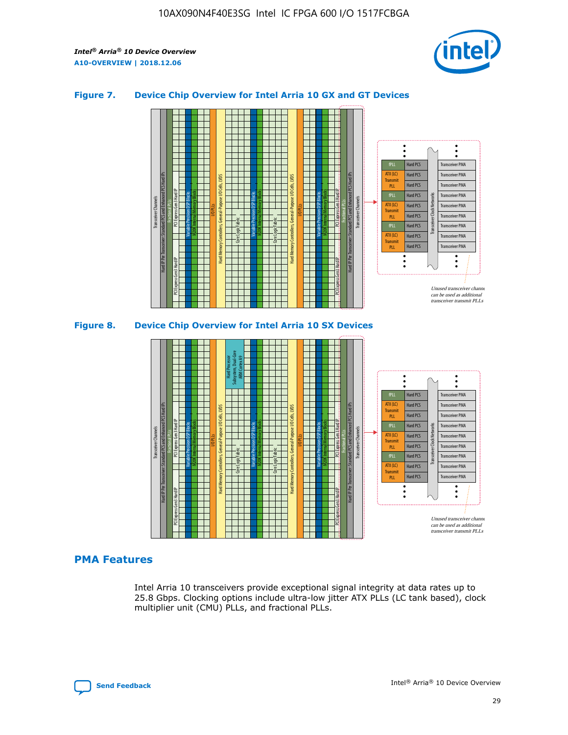## Figure 7. Device Chip Overview for Intel Arria 10 GX and GT Devices

## Figure 8. Device Chip Overview for Intel Arria 10 SX Devices

## PMA Features

Intel Arria 10 transceivers provide exceptional signal integrity at data rates up to 25.8 Gbps. Clocking options include ultra-low jitter ATX PLLs (LC tank based), clock multiplier unit (CMU) PLLs, and fractional PLLs.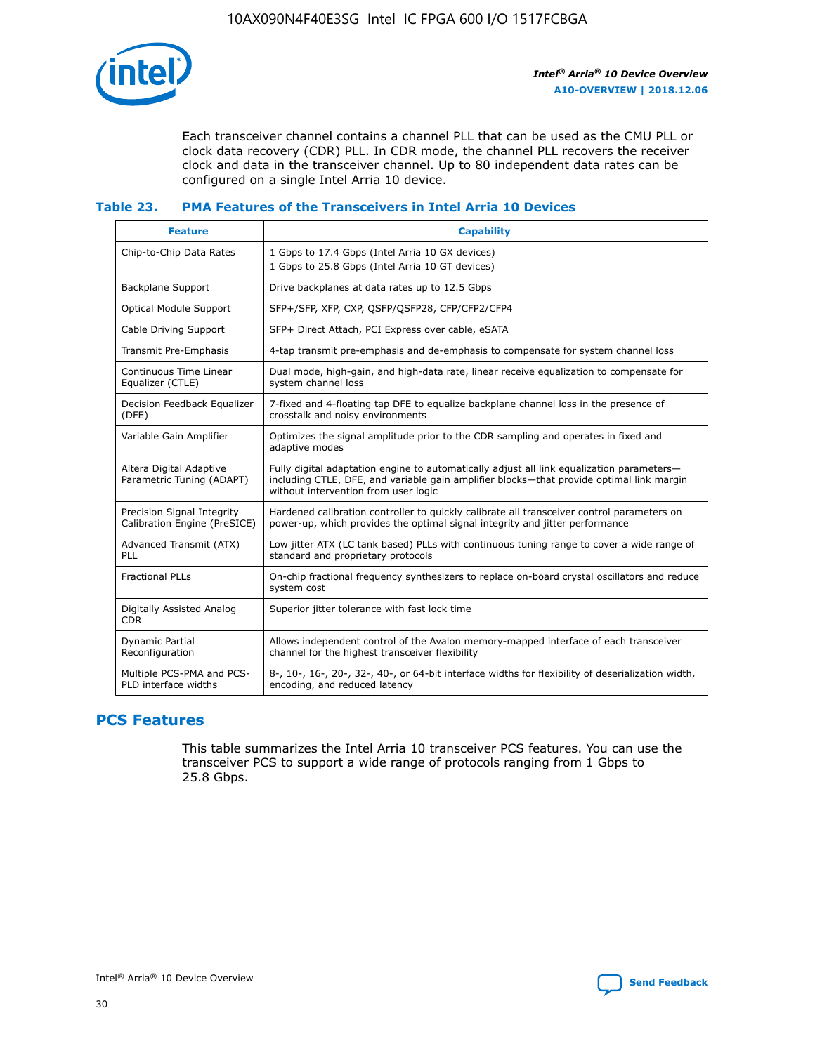Each transceiver channel contains a channel PLL that can be used as the CMU PLL or clock data recovery (CDR) PLL. In CDR mode, the channel PLL recovers the receiver clock and data in the transceiver channel. Up to 80 independent data rates can be configured on a single Intel Arria 10 device.

### Table 23. PMA Features of the Transceivers in Intel Arria 10 Devices

| Feature | Capability |
|---|---|
| Chip-to-Chip Data Rates | 1 Gbps to 17.4 Gbps (Intel Arria 10 GX devices)<br>1 Gbps to 25.8 Gbps (Intel Arria 10 GT devices) |
| Backplane Support | Drive backplanes at data rates up to 12.5 Gbps |
| Optical Module Support | SFP+/SFP, XFP, CXP, QSFP/QSFP28, CFP/CFP2/CFP4 |
| Cable Driving Support | SFP+ Direct Attach, PCI Express over cable, eSATA |
| Transmit Pre-Emphasis | 4-tap transmit pre-emphasis and de-emphasis to compensate for system channel loss |
| Continuous Time Linear Equalizer (CTLE) | Dual mode, high-gain, and high-data rate, linear receive equalization to compensate for system channel loss |
| Decision Feedback Equalizer (DFE) | 7-fixed and 4-floating tap DFE to equalize backplane channel loss in the presence of crosstalk and noisy environments |
| Variable Gain Amplifier | Optimizes the signal amplitude prior to the CDR sampling and operates in fixed and adaptive modes |
| Altera Digital Adaptive Parametric Tuning (ADAPT) | Fully digital adaptation engine to automatically adjust all link equalization parameters—including CTLE, DFE, and variable gain amplifier blocks—that provide optimal link margin without intervention from user logic |
| Precision Signal Integrity Calibration Engine (PreSICE) | Hardened calibration controller to quickly calibrate all transceiver control parameters on power-up, which provides the optimal signal integrity and jitter performance |
| Advanced Transmit (ATX) PLL | Low jitter ATX (LC tank based) PLLs with continuous tuning range to cover a wide range of standard and proprietary protocols |
| Fractional PLLs | On-chip fractional frequency synthesizers to replace on-board crystal oscillators and reduce system cost |
| Digitally Assisted Analog CDR | Superior jitter tolerance with fast lock time |
| Dynamic Partial Reconfiguration | Allows independent control of the Avalon memory-mapped interface of each transceiver channel for the highest transceiver flexibility |
| Multiple PCS-PMA and PCS-PLD interface widths | 8-, 10-, 16-, 20-, 32-, 40-, or 64-bit interface widths for flexibility of deserialization width, encoding, and reduced latency |

## PCS Features

This table summarizes the Intel Arria 10 transceiver PCS features. You can use the transceiver PCS to support a wide range of protocols ranging from 1 Gbps to 25.8 Gbps.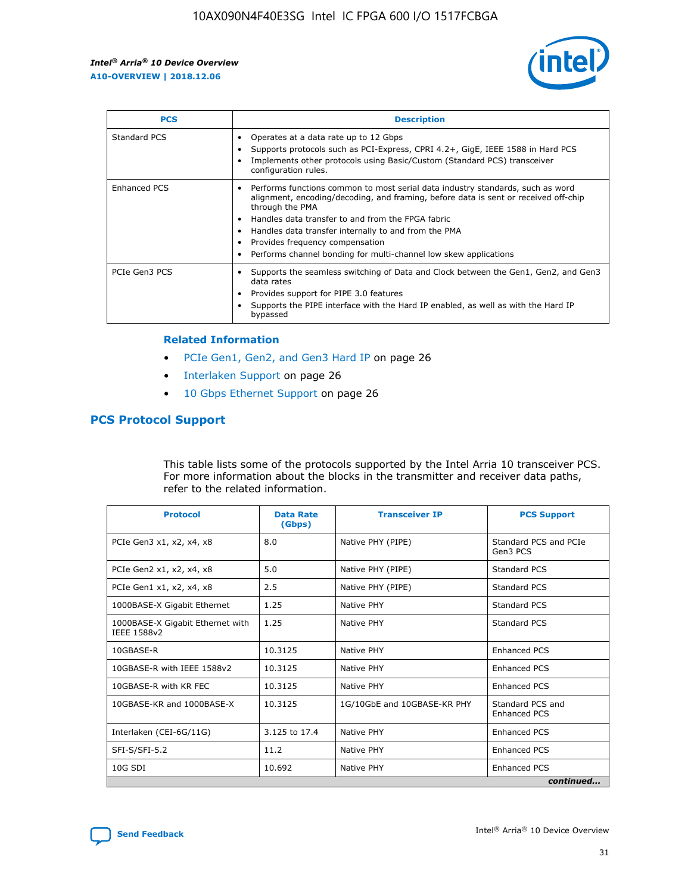| PCS | Description |
| --- | --- |
| Standard PCS | • Operates at a data rate up to 12 Gbps<br>• Supports protocols such as PCI-Express, CPRI 4.2+, GigE, IEEE 1588 in Hard PCS<br>• Implements other protocols using Basic/Custom (Standard PCS) transceiver configuration rules. |
| Enhanced PCS | • Performs functions common to most serial data industry standards, such as word alignment, encoding/decoding, and framing, before data is sent or received off-chip through the PMA<br>• Handles data transfer to and from the FPGA fabric<br>• Handles data transfer internally to and from the PMA<br>• Provides frequency compensation<br>• Performs channel bonding for multi-channel low skew applications |
| PCIe Gen3 PCS | • Supports the seamless switching of Data and Clock between the Gen1, Gen2, and Gen3 data rates<br>• Provides support for PIPE 3.0 features<br>• Supports the PIPE interface with the Hard IP enabled, as well as with the Hard IP bypassed |

**Related Information**

- PCIe Gen1, Gen2, and Gen3 Hard IP on page 26
- Interlaken Support on page 26
- 10 Gbps Ethernet Support on page 26

## PCS Protocol Support

This table lists some of the protocols supported by the Intel Arria 10 transceiver PCS. For more information about the blocks in the transmitter and receiver data paths, refer to the related information.

| Protocol | Data Rate (Gbps) | Transceiver IP | PCS Support |
| --- | --- | --- | --- |
| PCIe Gen3 x1, x2, x4, x8 | 8.0 | Native PHY (PIPE) | Standard PCS and PCIe Gen3 PCS |
| PCIe Gen2 x1, x2, x4, x8 | 5.0 | Native PHY (PIPE) | Standard PCS |
| PCIe Gen1 x1, x2, x4, x8 | 2.5 | Native PHY (PIPE) | Standard PCS |
| 1000BASE-X Gigabit Ethernet | 1.25 | Native PHY | Standard PCS |
| 1000BASE-X Gigabit Ethernet with IEEE 1588v2 | 1.25 | Native PHY | Standard PCS |
| 10GBASE-R | 10.3125 | Native PHY | Enhanced PCS |
| 10GBASE-R with IEEE 1588v2 | 10.3125 | Native PHY | Enhanced PCS |
| 10GBASE-R with KR FEC | 10.3125 | Native PHY | Enhanced PCS |
| 10GBASE-KR and 1000BASE-X | 10.3125 | 1G/10GbE and 10GBASE-KR PHY | Standard PCS and Enhanced PCS |
| Interlaken (CEI-6G/11G) | 3.125 to 17.4 | Native PHY | Enhanced PCS |
| SFI-S/SFI-5.2 | 11.2 | Native PHY | Enhanced PCS |
| 10G SDI | 10.692 | Native PHY | Enhanced PCS |

*continued...*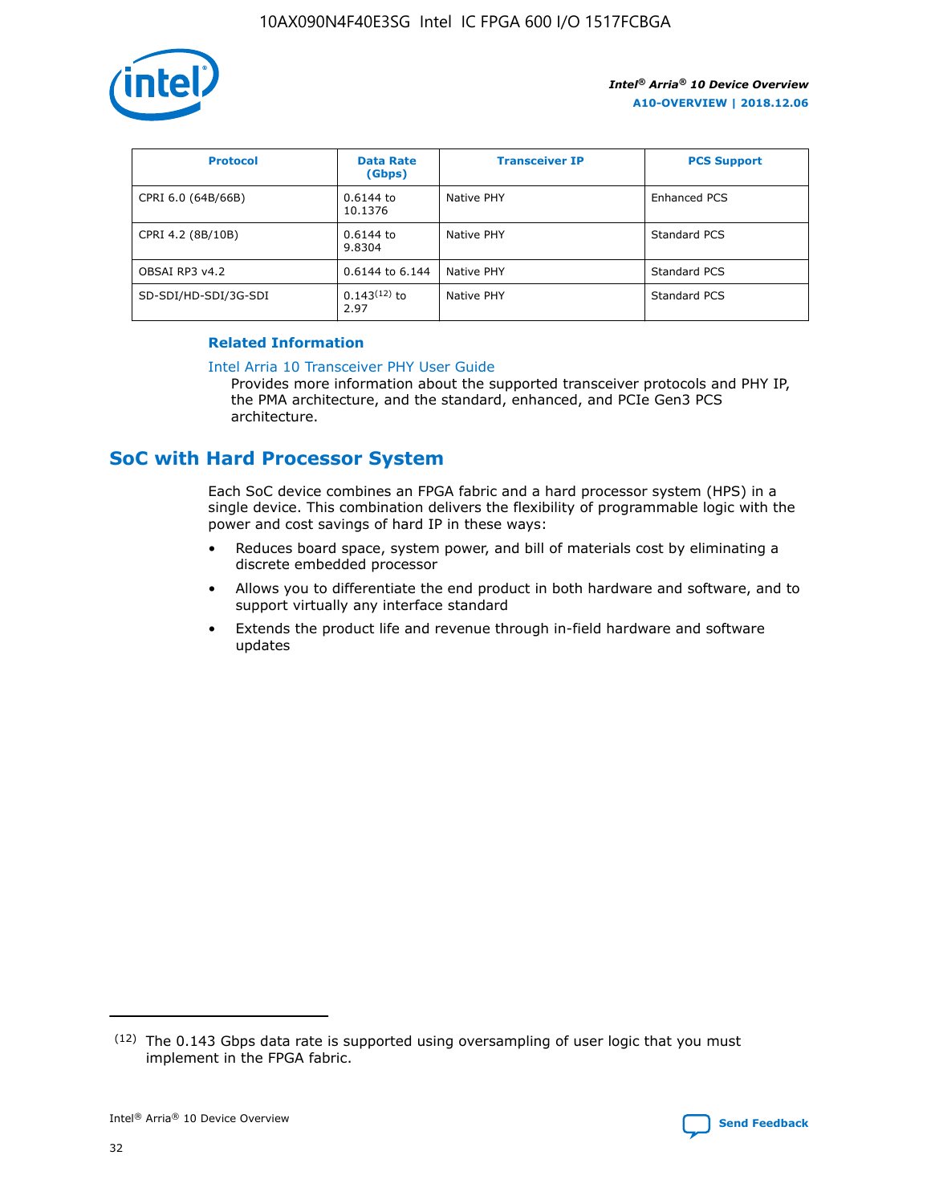| Protocol | Data Rate (Gbps) | Transceiver IP | PCS Support |
| --- | --- | --- | --- |
| CPRI 6.0 (64B/66B) | 0.6144 to 10.1376 | Native PHY | Enhanced PCS |
| CPRI 4.2 (8B/10B) | 0.6144 to 9.8304 | Native PHY | Standard PCS |
| OBSAI RP3 v4.2 | 0.6144 to 6.144 | Native PHY | Standard PCS |
| SD-SDI/HD-SDI/3G-SDI | 0.143[12] to 2.97 | Native PHY | Standard PCS |

**Related Information**

Intel Arria 10 Transceiver PHY User Guide
Provides more information about the supported transceiver protocols and PHY IP, the PMA architecture, and the standard, enhanced, and PCIe Gen3 PCS architecture.

## SoC with Hard Processor System

Each SoC device combines an FPGA fabric and a hard processor system (HPS) in a single device. This combination delivers the flexibility of programmable logic with the power and cost savings of hard IP in these ways:

- Reduces board space, system power, and bill of materials cost by eliminating a discrete embedded processor
- Allows you to differentiate the end product in both hardware and software, and to support virtually any interface standard
- Extends the product life and revenue through in-field hardware and software updates

(12) The 0.143 Gbps data rate is supported using oversampling of user logic that you must implement in the FPGA fabric.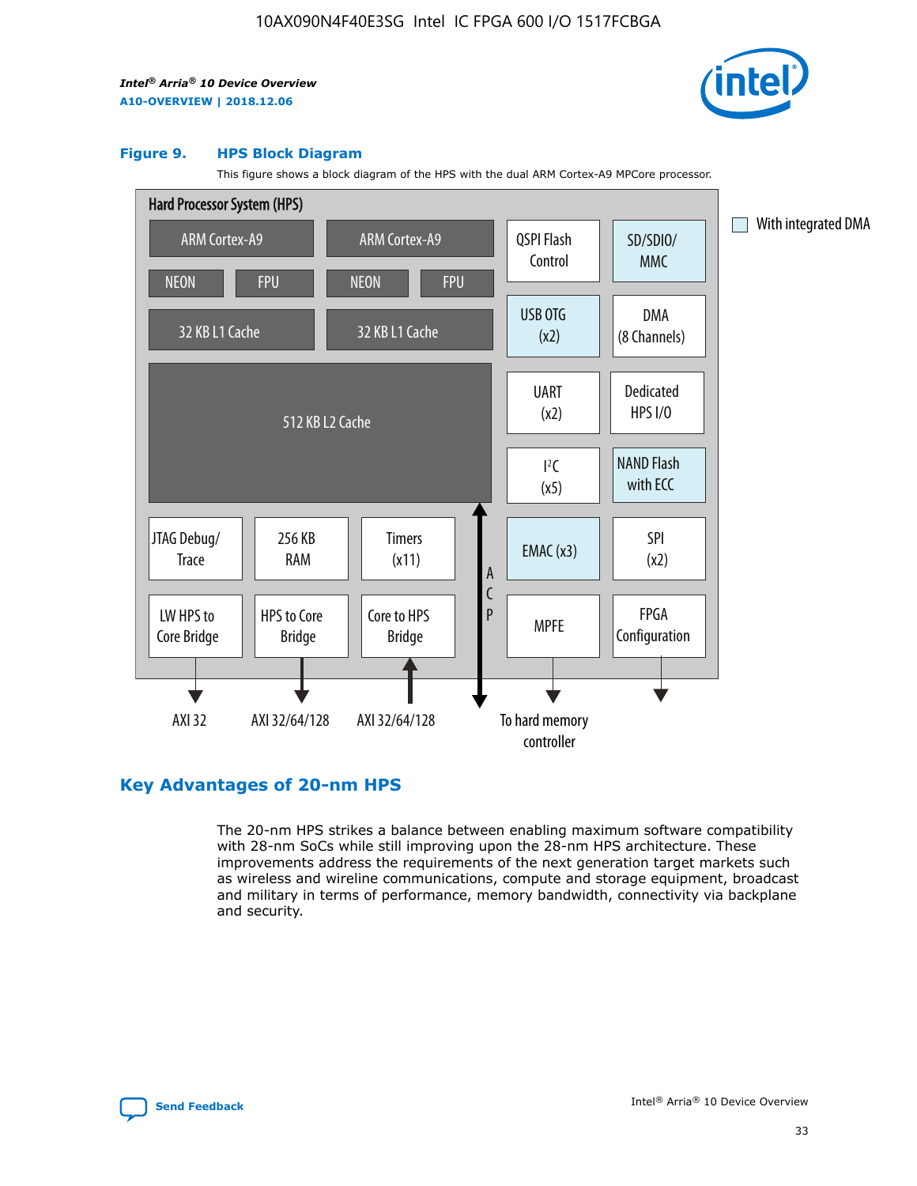#### Figure 9. HPS Block Diagram

This figure shows a block diagram of the HPS with the dual ARM Cortex-A9 MPCore processor.

Hard Processor System (HPS)

ARM Cortex-A9 | ARM Cortex-A9
NEON | FPU | NEON | FPU
32 KB L1 Cache | 32 KB L1 Cache
512 KB L2 Cache

QSPI Flash Control | SD/SDIO/MMC | USB OTG (x2) | DMA (8 Channels) | UART (x2) | Dedicated HPS I/O | I²C (x5) | NAND Flash with ECC | EMAC (x3) | SPI (x2) | MPFE | FPGA Configuration

JTAG Debug/Trace | 256 KB RAM | Timers (x11)
LW HPS to Core Bridge | HPS to Core Bridge | Core to HPS Bridge

ACP

AXI 32 | AXI 32/64/128 | AXI 32/64/128 | To hard memory controller

With integrated DMA

## Key Advantages of 20-nm HPS

The 20-nm HPS strikes a balance between enabling maximum software compatibility with 28-nm SoCs while still improving upon the 28-nm HPS architecture. These improvements address the requirements of the next generation target markets such as wireless and wireline communications, compute and storage equipment, broadcast and military in terms of performance, memory bandwidth, connectivity via backplane and security.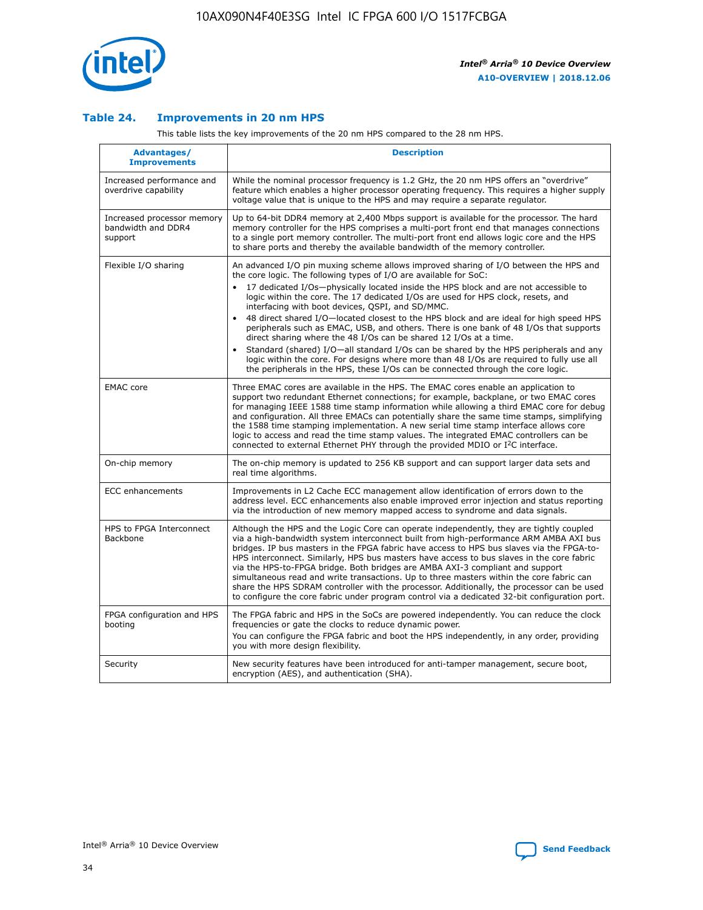### Table 24. Improvements in 20 nm HPS

This table lists the key improvements of the 20 nm HPS compared to the 28 nm HPS.

| Advantages/ Improvements | Description |
| --- | --- |
| Increased performance and overdrive capability | While the nominal processor frequency is 1.2 GHz, the 20 nm HPS offers an "overdrive" feature which enables a higher processor operating frequency. This requires a higher supply voltage value that is unique to the HPS and may require a separate regulator. |
| Increased processor memory bandwidth and DDR4 support | Up to 64-bit DDR4 memory at 2,400 Mbps support is available for the processor. The hard memory controller for the HPS comprises a multi-port front end that manages connections to a single port memory controller. The multi-port front end allows logic core and the HPS to share ports and thereby the available bandwidth of the memory controller. |
| Flexible I/O sharing | An advanced I/O pin muxing scheme allows improved sharing of I/O between the HPS and the core logic. The following types of I/O are available for SoC: <br>• 17 dedicated I/Os—physically located inside the HPS block and are not accessible to logic within the core. The 17 dedicated I/Os are used for HPS clock, resets, and interfacing with boot devices, QSPI, and SD/MMC. <br>• 48 direct shared I/O—located closest to the HPS block and are ideal for high speed HPS peripherals such as EMAC, USB, and others. There is one bank of 48 I/Os that supports direct sharing where the 48 I/Os can be shared 12 I/Os at a time. <br>• Standard (shared) I/O—all standard I/Os can be shared by the HPS peripherals and any logic within the core. For designs where more than 48 I/Os are required to fully use all the peripherals in the HPS, these I/Os can be connected through the core logic. |
| EMAC core | Three EMAC cores are available in the HPS. The EMAC cores enable an application to support two redundant Ethernet connections; for example, backplane, or two EMAC cores for managing IEEE 1588 time stamp information while allowing a third EMAC core for debug and configuration. All three EMACs can potentially share the same time stamps, simplifying the 1588 time stamping implementation. A new serial time stamp interface allows core logic to access and read the time stamp values. The integrated EMAC controllers can be connected to external Ethernet PHY through the provided MDIO or I²C interface. |
| On-chip memory | The on-chip memory is updated to 256 KB support and can support larger data sets and real time algorithms. |
| ECC enhancements | Improvements in L2 Cache ECC management allow identification of errors down to the address level. ECC enhancements also enable improved error injection and status reporting via the introduction of new memory mapped access to syndrome and data signals. |
| HPS to FPGA Interconnect Backbone | Although the HPS and the Logic Core can operate independently, they are tightly coupled via a high-bandwidth system interconnect built from high-performance ARM AMBA AXI bus bridges. IP bus masters in the FPGA fabric have access to HPS bus slaves via the FPGA-to-HPS interconnect. Similarly, HPS bus masters have access to bus slaves in the core fabric via the HPS-to-FPGA bridge. Both bridges are AMBA AXI-3 compliant and support simultaneous read and write transactions. Up to three masters within the core fabric can share the HPS SDRAM controller with the processor. Additionally, the processor can be used to configure the core fabric under program control via a dedicated 32-bit configuration port. |
| FPGA configuration and HPS booting | The FPGA fabric and HPS in the SoCs are powered independently. You can reduce the clock frequencies or gate the clocks to reduce dynamic power. <br>You can configure the FPGA fabric and boot the HPS independently, in any order, providing you with more design flexibility. |
| Security | New security features have been introduced for anti-tamper management, secure boot, encryption (AES), and authentication (SHA). |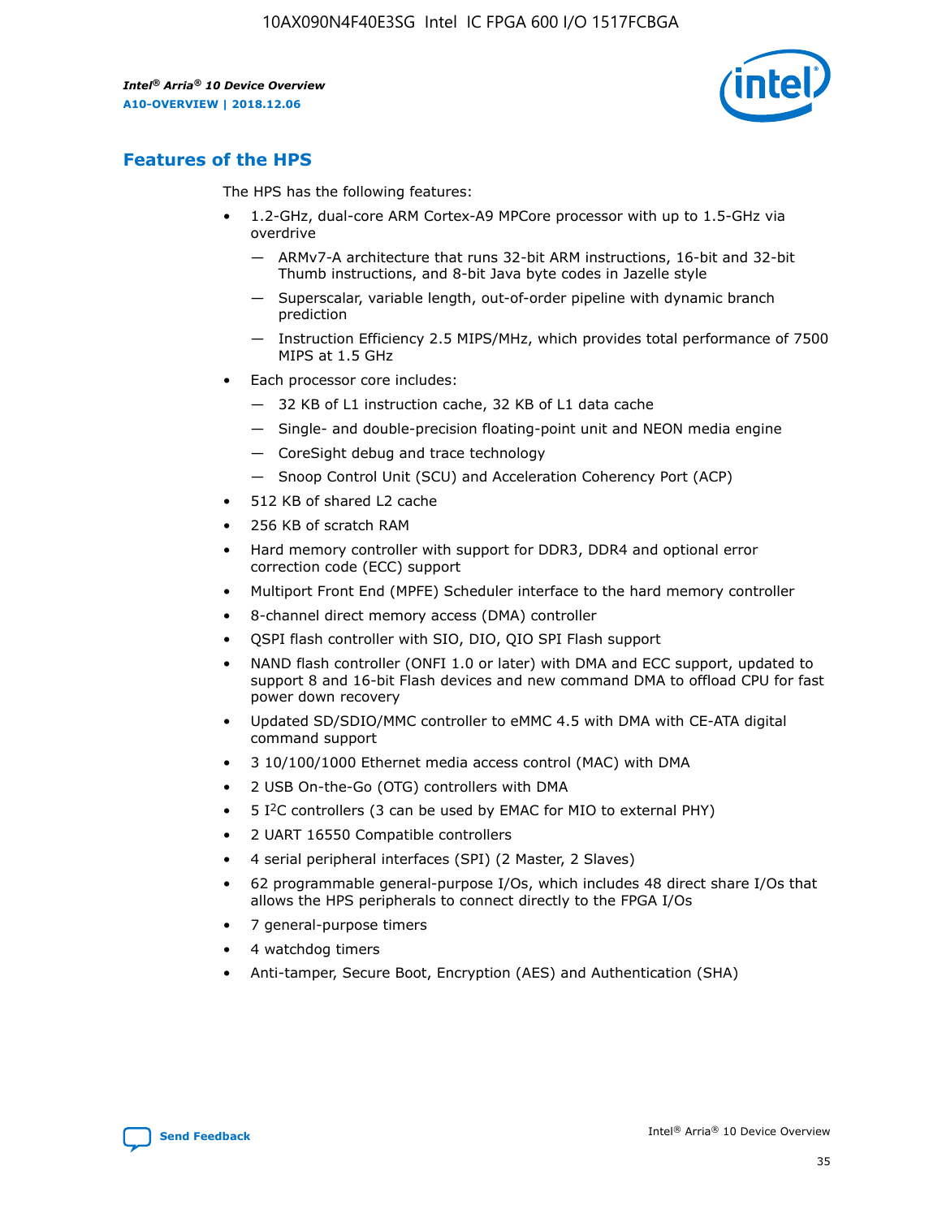## Features of the HPS

The HPS has the following features:

- 1.2-GHz, dual-core ARM Cortex-A9 MPCore processor with up to 1.5-GHz via overdrive
  - — ARMv7-A architecture that runs 32-bit ARM instructions, 16-bit and 32-bit Thumb instructions, and 8-bit Java byte codes in Jazelle style
  - — Superscalar, variable length, out-of-order pipeline with dynamic branch prediction
  - — Instruction Efficiency 2.5 MIPS/MHz, which provides total performance of 7500 MIPS at 1.5 GHz
- Each processor core includes:
  - — 32 KB of L1 instruction cache, 32 KB of L1 data cache
  - — Single- and double-precision floating-point unit and NEON media engine
  - — CoreSight debug and trace technology
  - — Snoop Control Unit (SCU) and Acceleration Coherency Port (ACP)
- 512 KB of shared L2 cache
- 256 KB of scratch RAM
- Hard memory controller with support for DDR3, DDR4 and optional error correction code (ECC) support
- Multiport Front End (MPFE) Scheduler interface to the hard memory controller
- 8-channel direct memory access (DMA) controller
- QSPI flash controller with SIO, DIO, QIO SPI Flash support
- NAND flash controller (ONFI 1.0 or later) with DMA and ECC support, updated to support 8 and 16-bit Flash devices and new command DMA to offload CPU for fast power down recovery
- Updated SD/SDIO/MMC controller to eMMC 4.5 with DMA with CE-ATA digital command support
- 3 10/100/1000 Ethernet media access control (MAC) with DMA
- 2 USB On-the-Go (OTG) controllers with DMA
- 5 I²C controllers (3 can be used by EMAC for MIO to external PHY)
- 2 UART 16550 Compatible controllers
- 4 serial peripheral interfaces (SPI) (2 Master, 2 Slaves)
- 62 programmable general-purpose I/Os, which includes 48 direct share I/Os that allows the HPS peripherals to connect directly to the FPGA I/Os
- 7 general-purpose timers
- 4 watchdog timers
- Anti-tamper, Secure Boot, Encryption (AES) and Authentication (SHA)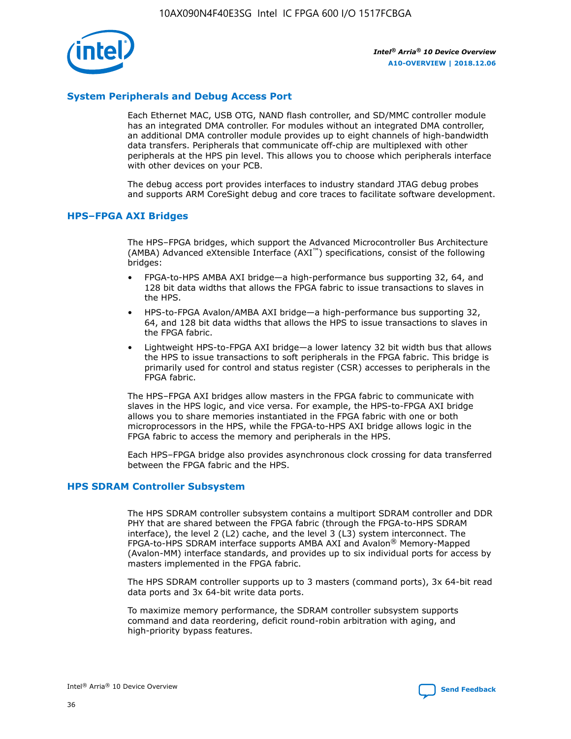## System Peripherals and Debug Access Port

Each Ethernet MAC, USB OTG, NAND flash controller, and SD/MMC controller module has an integrated DMA controller. For modules without an integrated DMA controller, an additional DMA controller module provides up to eight channels of high-bandwidth data transfers. Peripherals that communicate off-chip are multiplexed with other peripherals at the HPS pin level. This allows you to choose which peripherals interface with other devices on your PCB.

The debug access port provides interfaces to industry standard JTAG debug probes and supports ARM CoreSight debug and core traces to facilitate software development.

## HPS–FPGA AXI Bridges

The HPS–FPGA bridges, which support the Advanced Microcontroller Bus Architecture (AMBA) Advanced eXtensible Interface (AXI™) specifications, consist of the following bridges:

- FPGA-to-HPS AMBA AXI bridge—a high-performance bus supporting 32, 64, and 128 bit data widths that allows the FPGA fabric to issue transactions to slaves in the HPS.
- HPS-to-FPGA Avalon/AMBA AXI bridge—a high-performance bus supporting 32, 64, and 128 bit data widths that allows the HPS to issue transactions to slaves in the FPGA fabric.
- Lightweight HPS-to-FPGA AXI bridge—a lower latency 32 bit width bus that allows the HPS to issue transactions to soft peripherals in the FPGA fabric. This bridge is primarily used for control and status register (CSR) accesses to peripherals in the FPGA fabric.

The HPS–FPGA AXI bridges allow masters in the FPGA fabric to communicate with slaves in the HPS logic, and vice versa. For example, the HPS-to-FPGA AXI bridge allows you to share memories instantiated in the FPGA fabric with one or both microprocessors in the HPS, while the FPGA-to-HPS AXI bridge allows logic in the FPGA fabric to access the memory and peripherals in the HPS.

Each HPS–FPGA bridge also provides asynchronous clock crossing for data transferred between the FPGA fabric and the HPS.

## HPS SDRAM Controller Subsystem

The HPS SDRAM controller subsystem contains a multiport SDRAM controller and DDR PHY that are shared between the FPGA fabric (through the FPGA-to-HPS SDRAM interface), the level 2 (L2) cache, and the level 3 (L3) system interconnect. The FPGA-to-HPS SDRAM interface supports AMBA AXI and Avalon® Memory-Mapped (Avalon-MM) interface standards, and provides up to six individual ports for access by masters implemented in the FPGA fabric.

The HPS SDRAM controller supports up to 3 masters (command ports), 3x 64-bit read data ports and 3x 64-bit write data ports.

To maximize memory performance, the SDRAM controller subsystem supports command and data reordering, deficit round-robin arbitration with aging, and high-priority bypass features.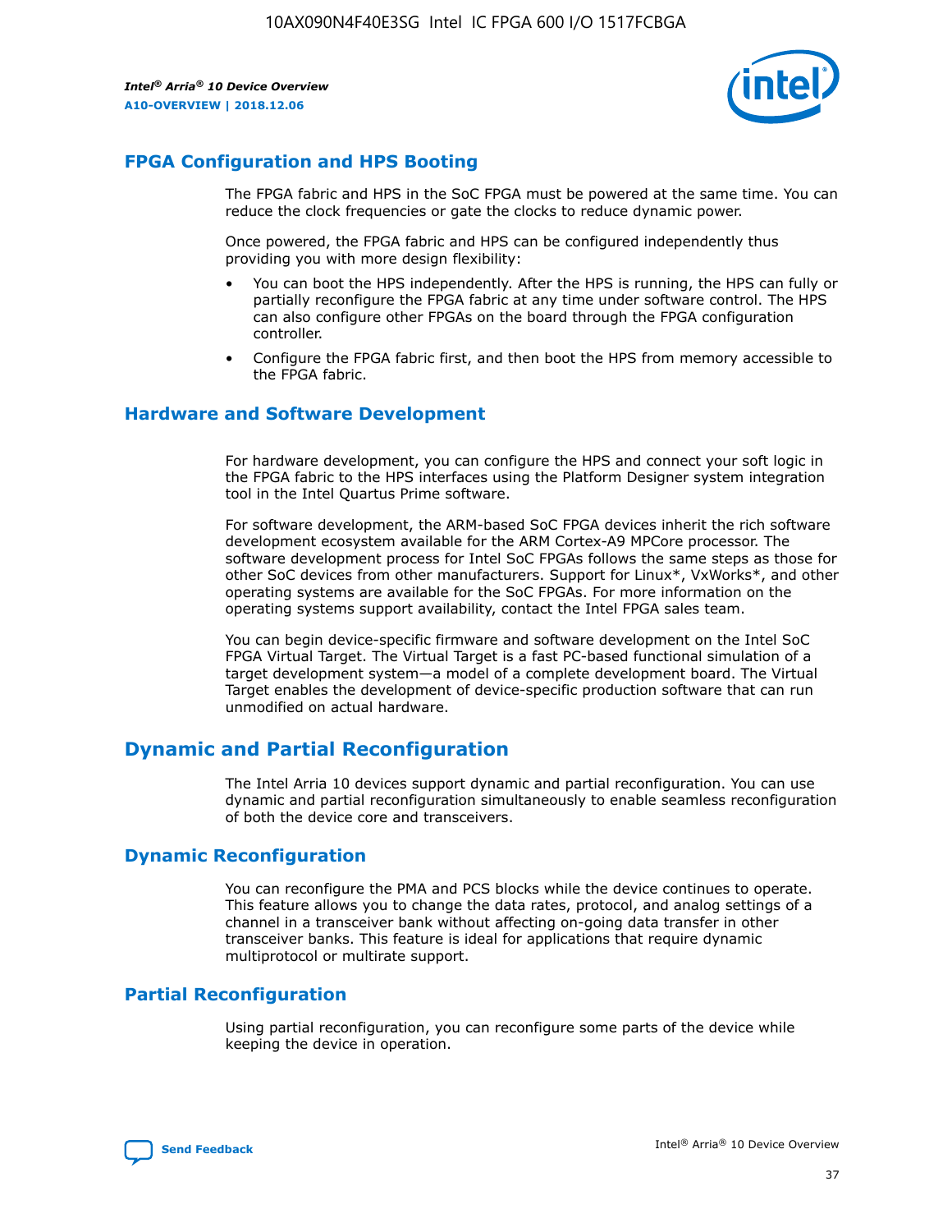## FPGA Configuration and HPS Booting

The FPGA fabric and HPS in the SoC FPGA must be powered at the same time. You can reduce the clock frequencies or gate the clocks to reduce dynamic power.

Once powered, the FPGA fabric and HPS can be configured independently thus providing you with more design flexibility:

- You can boot the HPS independently. After the HPS is running, the HPS can fully or partially reconfigure the FPGA fabric at any time under software control. The HPS can also configure other FPGAs on the board through the FPGA configuration controller.
- Configure the FPGA fabric first, and then boot the HPS from memory accessible to the FPGA fabric.

## Hardware and Software Development

For hardware development, you can configure the HPS and connect your soft logic in the FPGA fabric to the HPS interfaces using the Platform Designer system integration tool in the Intel Quartus Prime software.

For software development, the ARM-based SoC FPGA devices inherit the rich software development ecosystem available for the ARM Cortex-A9 MPCore processor. The software development process for Intel SoC FPGAs follows the same steps as those for other SoC devices from other manufacturers. Support for Linux*, VxWorks*, and other operating systems are available for the SoC FPGAs. For more information on the operating systems support availability, contact the Intel FPGA sales team.

You can begin device-specific firmware and software development on the Intel SoC FPGA Virtual Target. The Virtual Target is a fast PC-based functional simulation of a target development system—a model of a complete development board. The Virtual Target enables the development of device-specific production software that can run unmodified on actual hardware.

# Dynamic and Partial Reconfiguration

The Intel Arria 10 devices support dynamic and partial reconfiguration. You can use dynamic and partial reconfiguration simultaneously to enable seamless reconfiguration of both the device core and transceivers.

## Dynamic Reconfiguration

You can reconfigure the PMA and PCS blocks while the device continues to operate. This feature allows you to change the data rates, protocol, and analog settings of a channel in a transceiver bank without affecting on-going data transfer in other transceiver banks. This feature is ideal for applications that require dynamic multiprotocol or multirate support.

## Partial Reconfiguration

Using partial reconfiguration, you can reconfigure some parts of the device while keeping the device in operation.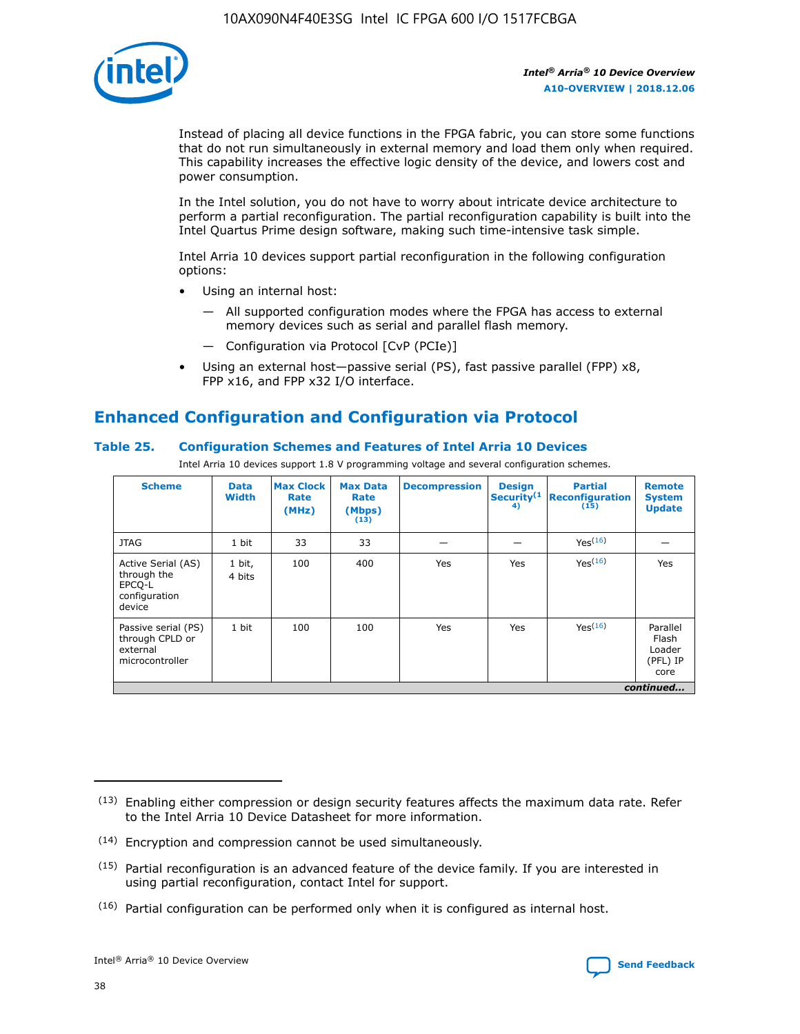Instead of placing all device functions in the FPGA fabric, you can store some functions that do not run simultaneously in external memory and load them only when required. This capability increases the effective logic density of the device, and lowers cost and power consumption.

In the Intel solution, you do not have to worry about intricate device architecture to perform a partial reconfiguration. The partial reconfiguration capability is built into the Intel Quartus Prime design software, making such time-intensive task simple.

Intel Arria 10 devices support partial reconfiguration in the following configuration options:

- Using an internal host:
  - All supported configuration modes where the FPGA has access to external memory devices such as serial and parallel flash memory.
  - Configuration via Protocol [CvP (PCIe)]
- Using an external host—passive serial (PS), fast passive parallel (FPP) x8, FPP x16, and FPP x32 I/O interface.

## Enhanced Configuration and Configuration via Protocol

### Table 25. Configuration Schemes and Features of Intel Arria 10 Devices

Intel Arria 10 devices support 1.8 V programming voltage and several configuration schemes.

| Scheme | Data Width | Max Clock Rate (MHz) | Max Data Rate (Mbps) (13) | Decompression | Design Security (14) | Partial Reconfiguration (15) | Remote System Update |
|---|---|---|---|---|---|---|---|
| JTAG | 1 bit | 33 | 33 | — | — | Yes(16) | — |
| Active Serial (AS) through the EPCQ-L configuration device | 1 bit, 4 bits | 100 | 400 | Yes | Yes | Yes(16) | Yes |
| Passive serial (PS) through CPLD or external microcontroller | 1 bit | 100 | 100 | Yes | Yes | Yes(16) | Parallel Flash Loader (PFL) IP core |

*continued...*

(13) Enabling either compression or design security features affects the maximum data rate. Refer to the Intel Arria 10 Device Datasheet for more information.

(14) Encryption and compression cannot be used simultaneously.

(15) Partial reconfiguration is an advanced feature of the device family. If you are interested in using partial reconfiguration, contact Intel for support.

(16) Partial configuration can be performed only when it is configured as internal host.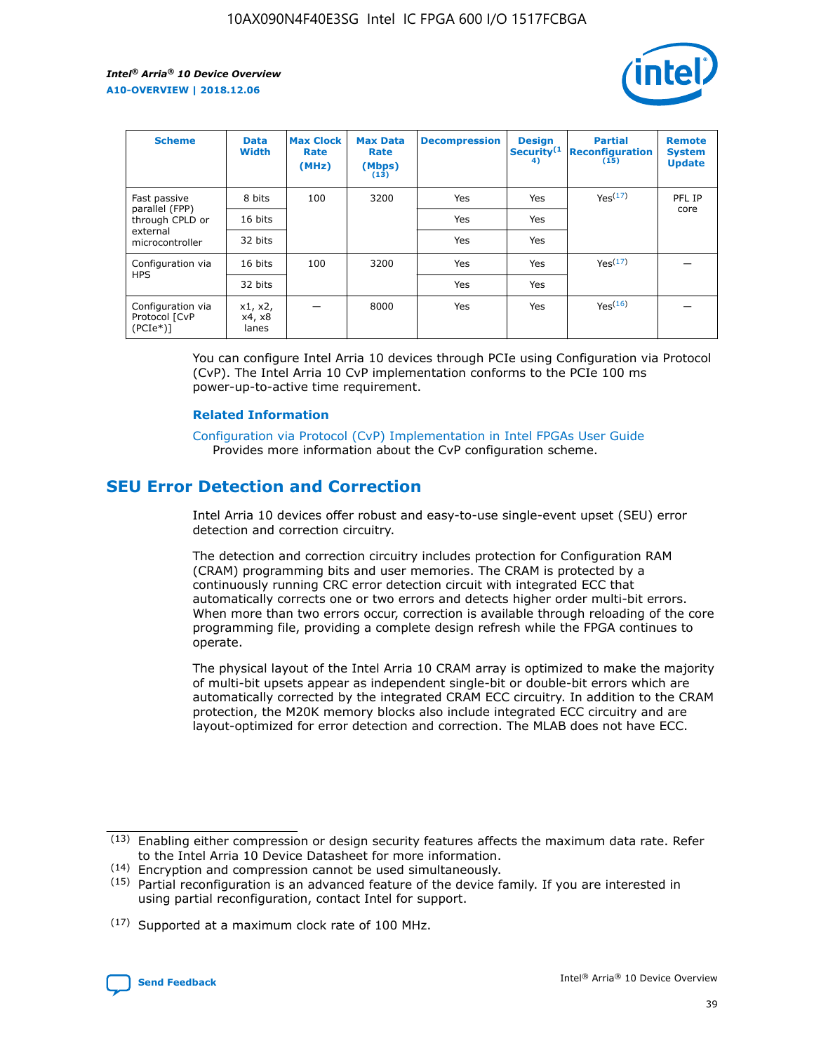| Scheme | Data Width | Max Clock Rate (MHz) | Max Data Rate (Mbps) (13) | Decompression | Design Security(14) | Partial Reconfiguration (15) | Remote System Update |
|---|---|---|---|---|---|---|---|
| Fast passive parallel (FPP) through CPLD or external microcontroller | 8 bits | 100 | 3200 | Yes | Yes | Yes(17) | PFL IP core |
| | 16 bits | | | Yes | Yes | | |
| | 32 bits | | | Yes | Yes | | |
| Configuration via HPS | 16 bits | 100 | 3200 | Yes | Yes | Yes(17) | — |
| | 32 bits | | | Yes | Yes | | |
| Configuration via Protocol [CvP (PCIe*)] | x1, x2, x4, x8 lanes | — | 8000 | Yes | Yes | Yes(16) | — |

You can configure Intel Arria 10 devices through PCIe using Configuration via Protocol (CvP). The Intel Arria 10 CvP implementation conforms to the PCIe 100 ms power-up-to-active time requirement.

### Related Information

Configuration via Protocol (CvP) Implementation in Intel FPGAs User Guide
Provides more information about the CvP configuration scheme.

## SEU Error Detection and Correction

Intel Arria 10 devices offer robust and easy-to-use single-event upset (SEU) error detection and correction circuitry.

The detection and correction circuitry includes protection for Configuration RAM (CRAM) programming bits and user memories. The CRAM is protected by a continuously running CRC error detection circuit with integrated ECC that automatically corrects one or two errors and detects higher order multi-bit errors. When more than two errors occur, correction is available through reloading of the core programming file, providing a complete design refresh while the FPGA continues to operate.

The physical layout of the Intel Arria 10 CRAM array is optimized to make the majority of multi-bit upsets appear as independent single-bit or double-bit errors which are automatically corrected by the integrated CRAM ECC circuitry. In addition to the CRAM protection, the M20K memory blocks also include integrated ECC circuitry and are layout-optimized for error detection and correction. The MLAB does not have ECC.

(13) Enabling either compression or design security features affects the maximum data rate. Refer to the Intel Arria 10 Device Datasheet for more information.

(14) Encryption and compression cannot be used simultaneously.

(15) Partial reconfiguration is an advanced feature of the device family. If you are interested in using partial reconfiguration, contact Intel for support.

(17) Supported at a maximum clock rate of 100 MHz.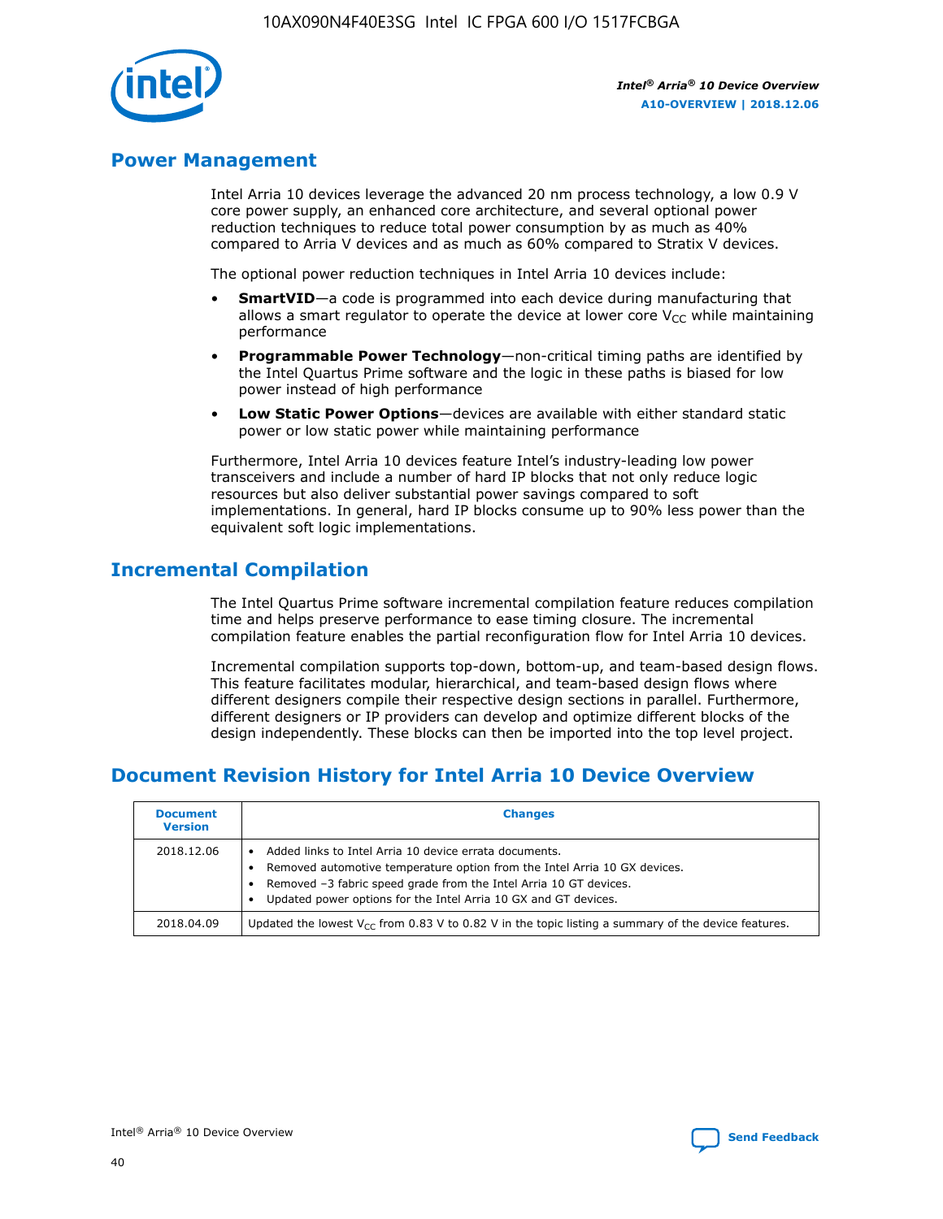## Power Management

Intel Arria 10 devices leverage the advanced 20 nm process technology, a low 0.9 V core power supply, an enhanced core architecture, and several optional power reduction techniques to reduce total power consumption by as much as 40% compared to Arria V devices and as much as 60% compared to Stratix V devices.

The optional power reduction techniques in Intel Arria 10 devices include:

- **SmartVID**—a code is programmed into each device during manufacturing that allows a smart regulator to operate the device at lower core $V_{CC}$ while maintaining performance
- **Programmable Power Technology**—non-critical timing paths are identified by the Intel Quartus Prime software and the logic in these paths is biased for low power instead of high performance
- **Low Static Power Options**—devices are available with either standard static power or low static power while maintaining performance

Furthermore, Intel Arria 10 devices feature Intel's industry-leading low power transceivers and include a number of hard IP blocks that not only reduce logic resources but also deliver substantial power savings compared to soft implementations. In general, hard IP blocks consume up to 90% less power than the equivalent soft logic implementations.

## Incremental Compilation

The Intel Quartus Prime software incremental compilation feature reduces compilation time and helps preserve performance to ease timing closure. The incremental compilation feature enables the partial reconfiguration flow for Intel Arria 10 devices.

Incremental compilation supports top-down, bottom-up, and team-based design flows. This feature facilitates modular, hierarchical, and team-based design flows where different designers compile their respective design sections in parallel. Furthermore, different designers or IP providers can develop and optimize different blocks of the design independently. These blocks can then be imported into the top level project.

## Document Revision History for Intel Arria 10 Device Overview

| Document Version | Changes |
| --- | --- |
| 2018.12.06 | • Added links to Intel Arria 10 device errata documents.<br>• Removed automotive temperature option from the Intel Arria 10 GX devices.<br>• Removed –3 fabric speed grade from the Intel Arria 10 GT devices.<br>• Updated power options for the Intel Arria 10 GX and GT devices. |
| 2018.04.09 | Updated the lowest $V_{CC}$ from 0.83 V to 0.82 V in the topic listing a summary of the device features. |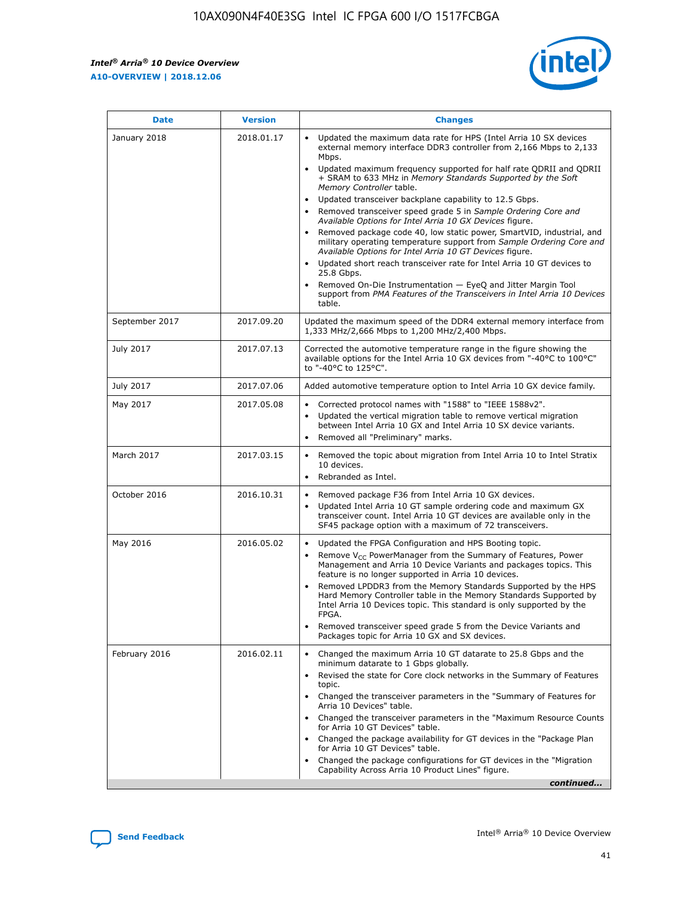| Date | Version | Changes |
| --- | --- | --- |
| January 2018 | 2018.01.17 | • Updated the maximum data rate for HPS (Intel Arria 10 SX devices external memory interface DDR3 controller from 2,166 Mbps to 2,133 Mbps.<br>• Updated maximum frequency supported for half rate QDRII and QDRII + SRAM to 633 MHz in *Memory Standards Supported by the Soft Memory Controller* table.<br>• Updated transceiver backplane capability to 12.5 Gbps.<br>• Removed transceiver speed grade 5 in *Sample Ordering Core and Available Options for Intel Arria 10 GX Devices* figure.<br>• Removed package code 40, low static power, SmartVID, industrial, and military operating temperature support from *Sample Ordering Core and Available Options for Intel Arria 10 GT Devices* figure.<br>• Updated short reach transceiver rate for Intel Arria 10 GT devices to 25.8 Gbps.<br>• Removed On-Die Instrumentation — EyeQ and Jitter Margin Tool support from *PMA Features of the Transceivers in Intel Arria 10 Devices* table. |
| September 2017 | 2017.09.20 | Updated the maximum speed of the DDR4 external memory interface from 1,333 MHz/2,666 Mbps to 1,200 MHz/2,400 Mbps. |
| July 2017 | 2017.07.13 | Corrected the automotive temperature range in the figure showing the available options for the Intel Arria 10 GX devices from "-40°C to 100°C" to "-40°C to 125°C". |
| July 2017 | 2017.07.06 | Added automotive temperature option to Intel Arria 10 GX device family. |
| May 2017 | 2017.05.08 | • Corrected protocol names with "1588" to "IEEE 1588v2".<br>• Updated the vertical migration table to remove vertical migration between Intel Arria 10 GX and Intel Arria 10 SX device variants.<br>• Removed all "Preliminary" marks. |
| March 2017 | 2017.03.15 | • Removed the topic about migration from Intel Arria 10 to Intel Stratix 10 devices.<br>• Rebranded as Intel. |
| October 2016 | 2016.10.31 | • Removed package F36 from Intel Arria 10 GX devices.<br>• Updated Intel Arria 10 GT sample ordering code and maximum GX transceiver count. Intel Arria 10 GT devices are available only in the SF45 package option with a maximum of 72 transceivers. |
| May 2016 | 2016.05.02 | • Updated the FPGA Configuration and HPS Booting topic.<br>• Remove $V_{CC}$ PowerManager from the Summary of Features, Power Management and Arria 10 Device Variants and packages topics. This feature is no longer supported in Arria 10 devices.<br>• Removed LPDDR3 from the Memory Standards Supported by the HPS Hard Memory Controller table in the Memory Standards Supported by Intel Arria 10 Devices topic. This standard is only supported by the FPGA.<br>• Removed transceiver speed grade 5 from the Device Variants and Packages topic for Arria 10 GX and SX devices. |
| February 2016 | 2016.02.11 | • Changed the maximum Arria 10 GT datarate to 25.8 Gbps and the minimum datarate to 1 Gbps globally.<br>• Revised the state for Core clock networks in the Summary of Features topic.<br>• Changed the transceiver parameters in the "Summary of Features for Arria 10 Devices" table.<br>• Changed the transceiver parameters in the "Maximum Resource Counts for Arria 10 GT Devices" table.<br>• Changed the package availability for GT devices in the "Package Plan for Arria 10 GT Devices" table.<br>• Changed the package configurations for GT devices in the "Migration Capability Across Arria 10 Product Lines" figure. |

*continued...*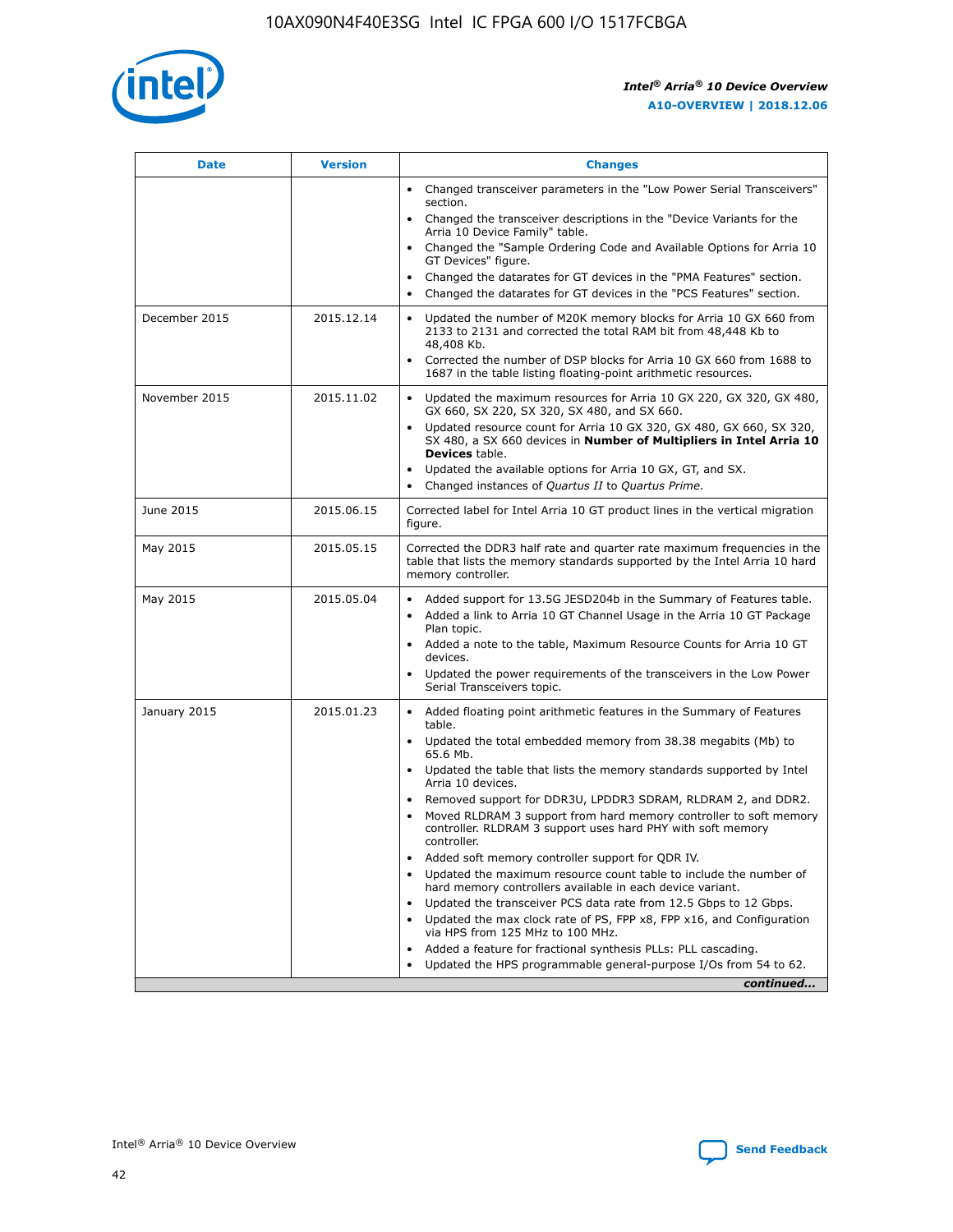| Date | Version | Changes |
| --- | --- | --- |
| | | • Changed transceiver parameters in the "Low Power Serial Transceivers" section.<br>• Changed the transceiver descriptions in the "Device Variants for the Arria 10 Device Family" table.<br>• Changed the "Sample Ordering Code and Available Options for Arria 10 GT Devices" figure.<br>• Changed the datarates for GT devices in the "PMA Features" section.<br>• Changed the datarates for GT devices in the "PCS Features" section. |
| December 2015 | 2015.12.14 | • Updated the number of M20K memory blocks for Arria 10 GX 660 from 2133 to 2131 and corrected the total RAM bit from 48,448 Kb to 48,408 Kb.<br>• Corrected the number of DSP blocks for Arria 10 GX 660 from 1688 to 1687 in the table listing floating-point arithmetic resources. |
| November 2015 | 2015.11.02 | • Updated the maximum resources for Arria 10 GX 220, GX 320, GX 480, GX 660, SX 220, SX 320, SX 480, and SX 660.<br>• Updated resource count for Arria 10 GX 320, GX 480, GX 660, SX 320, SX 480, a SX 660 devices in **Number of Multipliers in Intel Arria 10 Devices** table.<br>• Updated the available options for Arria 10 GX, GT, and SX.<br>• Changed instances of *Quartus II* to *Quartus Prime*. |
| June 2015 | 2015.06.15 | Corrected label for Intel Arria 10 GT product lines in the vertical migration figure. |
| May 2015 | 2015.05.15 | Corrected the DDR3 half rate and quarter rate maximum frequencies in the table that lists the memory standards supported by the Intel Arria 10 hard memory controller. |
| May 2015 | 2015.05.04 | • Added support for 13.5G JESD204b in the Summary of Features table.<br>• Added a link to Arria 10 GT Channel Usage in the Arria 10 GT Package Plan topic.<br>• Added a note to the table, Maximum Resource Counts for Arria 10 GT devices.<br>• Updated the power requirements of the transceivers in the Low Power Serial Transceivers topic. |
| January 2015 | 2015.01.23 | • Added floating point arithmetic features in the Summary of Features table.<br>• Updated the total embedded memory from 38.38 megabits (Mb) to 65.6 Mb.<br>• Updated the table that lists the memory standards supported by Intel Arria 10 devices.<br>• Removed support for DDR3U, LPDDR3 SDRAM, RLDRAM 2, and DDR2.<br>• Moved RLDRAM 3 support from hard memory controller to soft memory controller. RLDRAM 3 support uses hard PHY with soft memory controller.<br>• Added soft memory controller support for QDR IV.<br>• Updated the maximum resource count table to include the number of hard memory controllers available in each device variant.<br>• Updated the transceiver PCS data rate from 12.5 Gbps to 12 Gbps.<br>• Updated the max clock rate of PS, FPP x8, FPP x16, and Configuration via HPS from 125 MHz to 100 MHz.<br>• Added a feature for fractional synthesis PLLs: PLL cascading.<br>• Updated the HPS programmable general-purpose I/Os from 54 to 62. |

*continued...*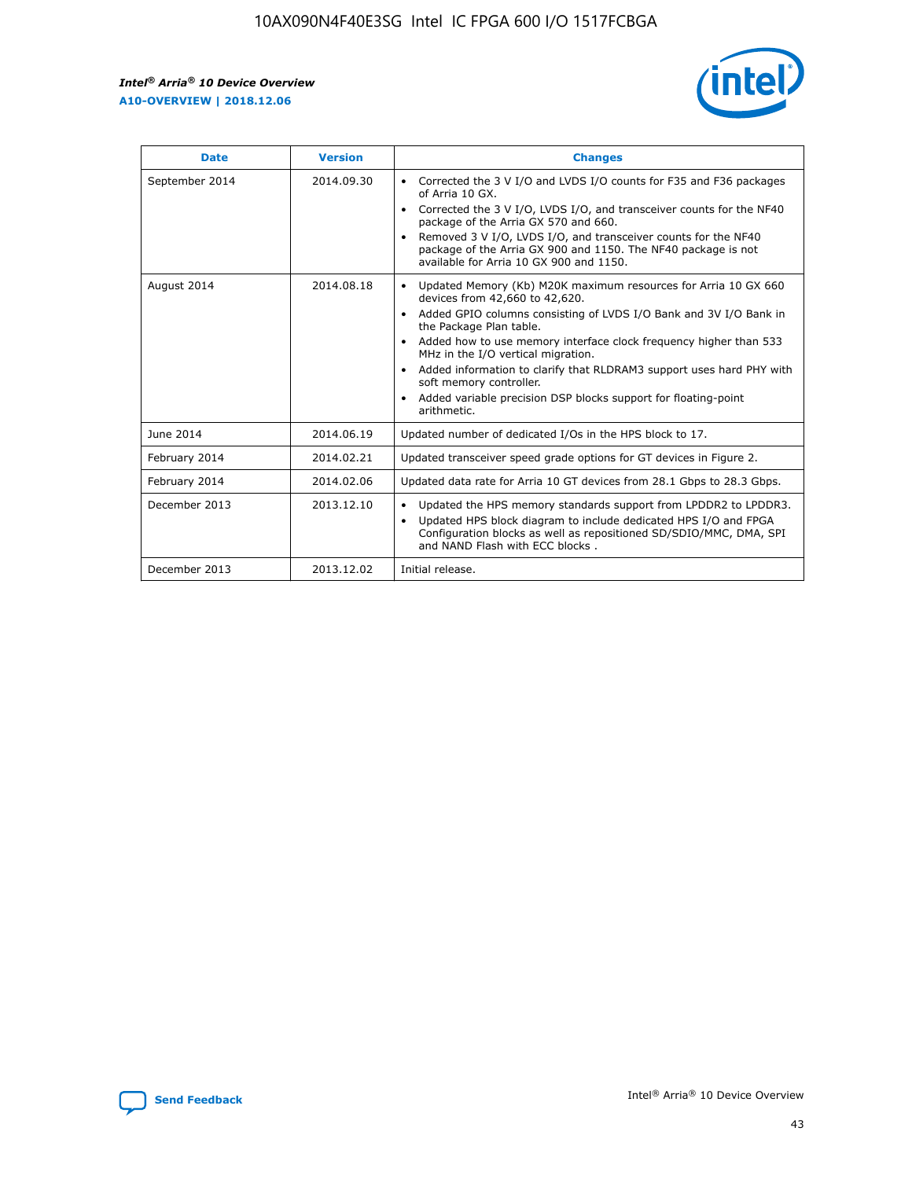| Date | Version | Changes |
| --- | --- | --- |
| September 2014 | 2014.09.30 | • Corrected the 3 V I/O and LVDS I/O counts for F35 and F36 packages of Arria 10 GX.<br>• Corrected the 3 V I/O, LVDS I/O, and transceiver counts for the NF40 package of the Arria GX 570 and 660.<br>• Removed 3 V I/O, LVDS I/O, and transceiver counts for the NF40 package of the Arria GX 900 and 1150. The NF40 package is not available for Arria 10 GX 900 and 1150. |
| August 2014 | 2014.08.18 | • Updated Memory (Kb) M20K maximum resources for Arria 10 GX 660 devices from 42,660 to 42,620.<br>• Added GPIO columns consisting of LVDS I/O Bank and 3V I/O Bank in the Package Plan table.<br>• Added how to use memory interface clock frequency higher than 533 MHz in the I/O vertical migration.<br>• Added information to clarify that RLDRAM3 support uses hard PHY with soft memory controller.<br>• Added variable precision DSP blocks support for floating-point arithmetic. |
| June 2014 | 2014.06.19 | Updated number of dedicated I/Os in the HPS block to 17. |
| February 2014 | 2014.02.21 | Updated transceiver speed grade options for GT devices in Figure 2. |
| February 2014 | 2014.02.06 | Updated data rate for Arria 10 GT devices from 28.1 Gbps to 28.3 Gbps. |
| December 2013 | 2013.12.10 | • Updated the HPS memory standards support from LPDDR2 to LPDDR3.<br>• Updated HPS block diagram to include dedicated HPS I/O and FPGA Configuration blocks as well as repositioned SD/SDIO/MMC, DMA, SPI and NAND Flash with ECC blocks . |
| December 2013 | 2013.12.02 | Initial release. |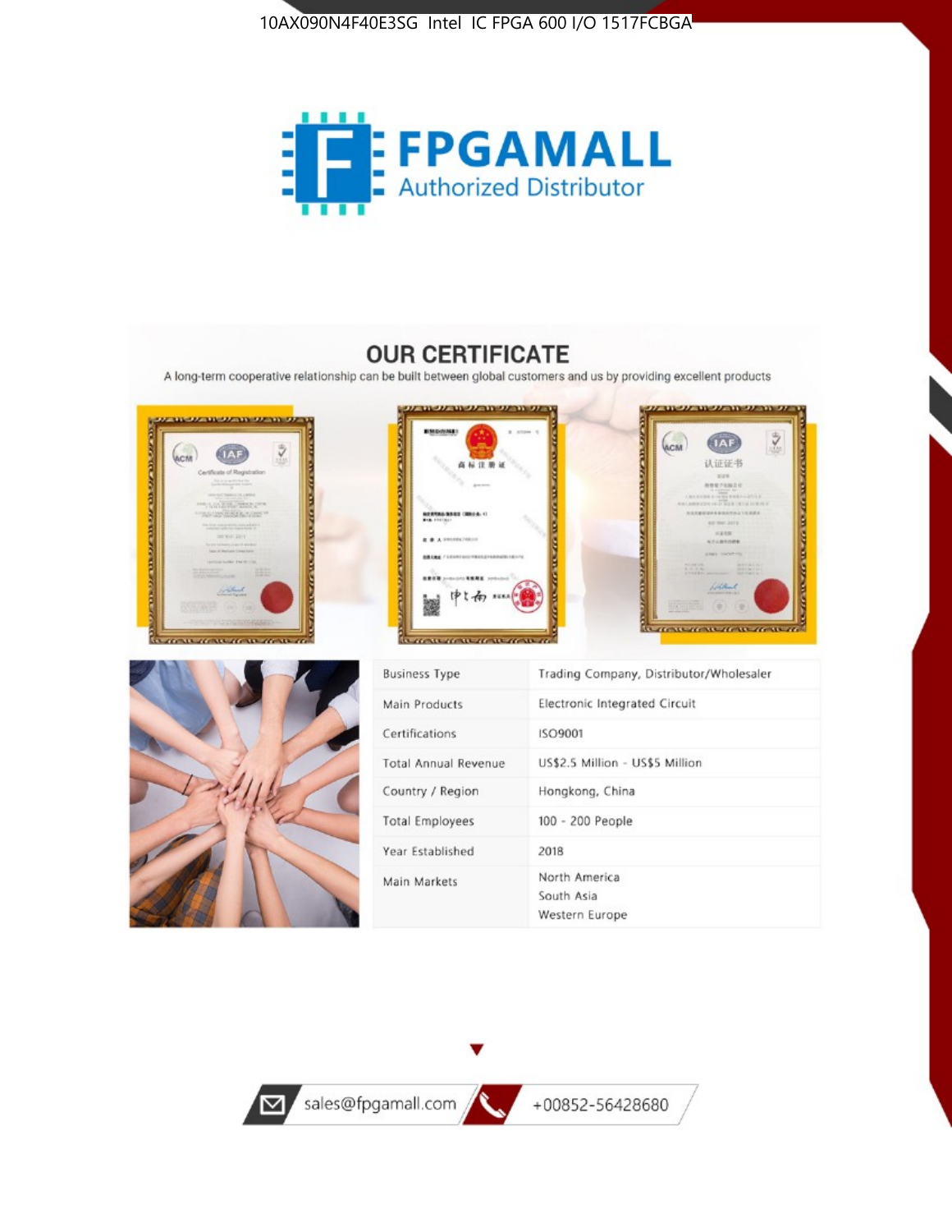FPGAMALL
Authorized Distributor

## OUR CERTIFICATE

A long-term cooperative relationship can be built between global customers and us by providing excellent products

| | |
|---|---|
| Business Type | Trading Company, Distributor/Wholesaler |
| Main Products | Electronic Integrated Circuit |
| Certifications | ISO9001 |
| Total Annual Revenue | US$2.5 Million - US$5 Million |
| Country / Region | Hongkong, China |
| Total Employees | 100 - 200 People |
| Year Established | 2018 |
| Main Markets | North America<br>South Asia<br>Western Europe |

sales@fpgamall.com

+00852-56428680